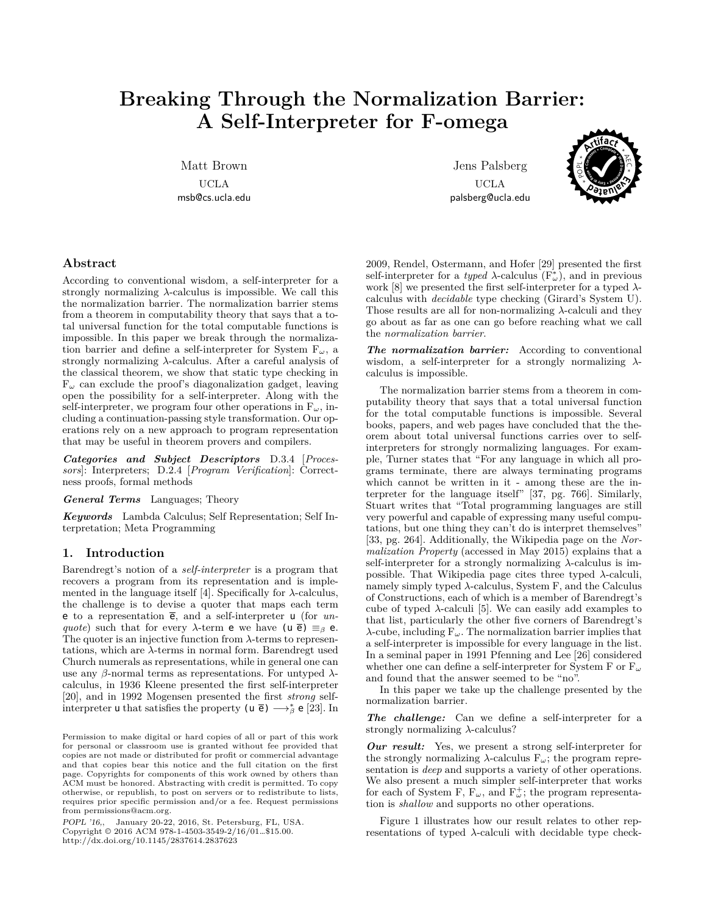# Breaking Through the Normalization Barrier: A Self-Interpreter for F-omega

Matt Brown
UCLA
msb@cs.ucla.edu

Jens Palsberg
UCLA
palsberg@ucla.edu

## Abstract

According to conventional wisdom, a self-interpreter for a strongly normalizing $\lambda$-calculus is impossible. We call this the normalization barrier. The normalization barrier stems from a theorem in computability theory that says that a total universal function for the total computable functions is impossible. In this paper we break through the normalization barrier and define a self-interpreter for System $F_\omega$, a strongly normalizing $\lambda$-calculus. After a careful analysis of the classical theorem, we show that static type checking in $F_\omega$ can exclude the proof's diagonalization gadget, leaving open the possibility for a self-interpreter. Along with the self-interpreter, we program four other operations in $F_\omega$, including a continuation-passing style transformation. Our operations rely on a new approach to program representation that may be useful in theorem provers and compilers.

***Categories and Subject Descriptors*** D.3.4 [*Processors*]: Interpreters; D.2.4 [*Program Verification*]: Correctness proofs, formal methods

***General Terms*** Languages; Theory

***Keywords*** Lambda Calculus; Self Representation; Self Interpretation; Meta Programming

## 1. Introduction

Barendregt's notion of a *self-interpreter* is a program that recovers a program from its representation and is implemented in the language itself [4]. Specifically for $\lambda$-calculus, the challenge is to devise a quoter that maps each term $\mathsf{e}$ to a representation $\overline{\mathsf{e}}$, and a self-interpreter $\mathsf{u}$ (for *unquote*) such that for every $\lambda$-term $\mathsf{e}$ we have $(\mathsf{u}\ \overline{\mathsf{e}}) \equiv_\beta \mathsf{e}$. The quoter is an injective function from $\lambda$-terms to representations, which are $\lambda$-terms in normal form. Barendregt used Church numerals as representations, while in general one can use any $\beta$-normal terms as representations. For untyped $\lambda$-calculus, in 1936 Kleene presented the first self-interpreter [20], and in 1992 Mogensen presented the first *strong* self-interpreter $\mathsf{u}$ that satisfies the property $(\mathsf{u}\ \overline{\mathsf{e}}) \longrightarrow^*_\beta \mathsf{e}$ [23]. In 2009, Rendel, Ostermann, and Hofer [29] presented the first self-interpreter for a *typed* $\lambda$-calculus ($F^*_\omega$), and in previous work [8] we presented the first self-interpreter for a typed $\lambda$-calculus with *decidable* type checking (Girard's System U). Those results are all for non-normalizing $\lambda$-calculi and they go about as far as one can go before reaching what we call the *normalization barrier*.

***The normalization barrier:*** According to conventional wisdom, a self-interpreter for a strongly normalizing $\lambda$-calculus is impossible.

The normalization barrier stems from a theorem in computability theory that says that a total universal function for the total computable functions is impossible. Several books, papers, and web pages have concluded that the theorem about total universal functions carries over to self-interpreters for strongly normalizing languages. For example, Turner states that "For any language in which all programs terminate, there are always terminating programs which cannot be written in it - among these are the interpreter for the language itself" [37, pg. 766]. Similarly, Stuart writes that "Total programming languages are still very powerful and capable of expressing many useful computations, but one thing they can't do is interpret themselves" [33, pg. 264]. Additionally, the Wikipedia page on the *Normalization Property* (accessed in May 2015) explains that a self-interpreter for a strongly normalizing $\lambda$-calculus is impossible. That Wikipedia page cites three typed $\lambda$-calculi, namely simply typed $\lambda$-calculus, System F, and the Calculus of Constructions, each of which is a member of Barendregt's cube of typed $\lambda$-calculi [5]. We can easily add examples to that list, particularly the other five corners of Barendregt's $\lambda$-cube, including $F_\omega$. The normalization barrier implies that a self-interpreter is impossible for every language in the list. In a seminal paper in 1991 Pfenning and Lee [26] considered whether one can define a self-interpreter for System F or $F_\omega$ and found that the answer seemed to be "no".

In this paper we take up the challenge presented by the normalization barrier.

***The challenge:*** Can we define a self-interpreter for a strongly normalizing $\lambda$-calculus?

***Our result:*** Yes, we present a strong self-interpreter for the strongly normalizing $\lambda$-calculus $F_\omega$; the program representation is *deep* and supports a variety of other operations. We also present a much simpler self-interpreter that works for each of System F, $F_\omega$, and $F^+_\omega$; the program representation is *shallow* and supports no other operations.

Figure 1 illustrates how our result relates to other representations of typed $\lambda$-calculi with decidable type check-

Permission to make digital or hard copies of all or part of this work for personal or classroom use is granted without fee provided that copies are not made or distributed for profit or commercial advantage and that copies bear this notice and the full citation on the first page. Copyrights for components of this work owned by others than ACM must be honored. Abstracting with credit is permitted. To copy otherwise, or republish, to post on servers or to redistribute to lists, requires prior specific permission and/or a fee. Request permissions from permissions@acm.org.
POPL '16,, January 20-22, 2016, St. Petersburg, FL, USA.
Copyright © 2016 ACM 978-1-4503-3549-2/16/01…$15.00.
http://dx.doi.org/10.1145/2837614.2837623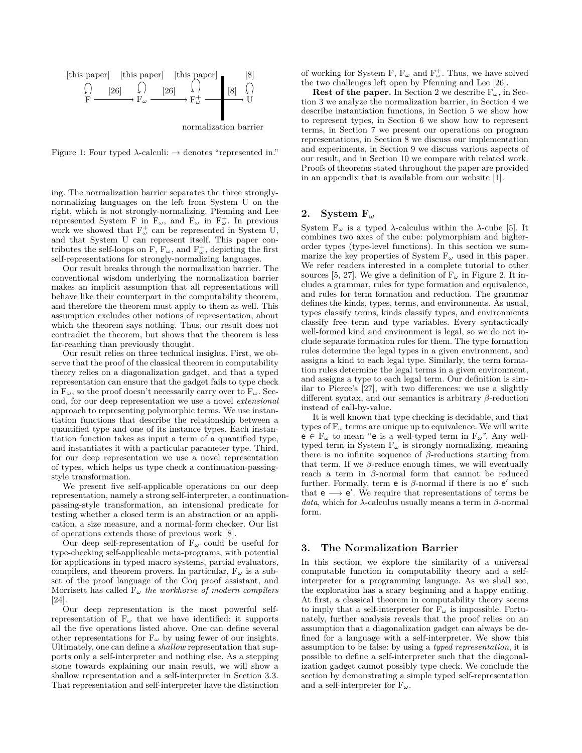Figure 1: Four typed λ-calculi: → denotes "represented in."

ing. The normalization barrier separates the three strongly-normalizing languages on the left from System U on the right, which is not strongly-normalizing. Pfenning and Lee represented System F in $F_\omega$, and $F_\omega$ in $F^+_\omega$. In previous work we showed that $F^+_\omega$ can be represented in System U, and that System U can represent itself. This paper contributes the self-loops on F, $F_\omega$, and $F^+_\omega$, depicting the first self-representations for strongly-normalizing languages.

Our result breaks through the normalization barrier. The conventional wisdom underlying the normalization barrier makes an implicit assumption that all representations will behave like their counterpart in the computability theorem, and therefore the theorem must apply to them as well. This assumption excludes other notions of representation, about which the theorem says nothing. Thus, our result does not contradict the theorem, but shows that the theorem is less far-reaching than previously thought.

Our result relies on three technical insights. First, we observe that the proof of the classical theorem in computability theory relies on a diagonalization gadget, and that a typed representation can ensure that the gadget fails to type check in $F_\omega$, so the proof doesn't necessarily carry over to $F_\omega$. Second, for our deep representation we use a novel *extensional* approach to representing polymorphic terms. We use instantiation functions that describe the relationship between a quantified type and one of its instance types. Each instantiation function takes as input a term of a quantified type, and instantiates it with a particular parameter type. Third, for our deep representation we use a novel representation of types, which helps us type check a continuation-passing-style transformation.

We present five self-applicable operations on our deep representation, namely a strong self-interpreter, a continuation-passing-style transformation, an intensional predicate for testing whether a closed term is an abstraction or an application, a size measure, and a normal-form checker. Our list of operations extends those of previous work [8].

Our deep self-representation of $F_\omega$ could be useful for type-checking self-applicable meta-programs, with potential for applications in typed macro systems, partial evaluators, compilers, and theorem provers. In particular, $F_\omega$ is a subset of the proof language of the Coq proof assistant, and Morrisett has called $F_\omega$ *the workhorse of modern compilers* [24].

Our deep representation is the most powerful self-representation of $F_\omega$ that we have identified: it supports all the five operations listed above. One can define several other representations for $F_\omega$ by using fewer of our insights. Ultimately, one can define a *shallow* representation that supports only a self-interpreter and nothing else. As a stepping stone towards explaining our main result, we will show a shallow representation and a self-interpreter in Section 3.3. That representation and self-interpreter have the distinction of working for System F, $F_\omega$ and $F^+_\omega$. Thus, we have solved the two challenges left open by Pfenning and Lee [26].

**Rest of the paper.** In Section 2 we describe $F_\omega$, in Section 3 we analyze the normalization barrier, in Section 4 we describe instantiation functions, in Section 5 we show how to represent types, in Section 6 we show how to represent terms, in Section 7 we present our operations on program representations, in Section 8 we discuss our implementation and experiments, in Section 9 we discuss various aspects of our result, and in Section 10 we compare with related work. Proofs of theorems stated throughout the paper are provided in an appendix that is available from our website [1].

## 2. System $F_\omega$

System $F_\omega$ is a typed λ-calculus within the λ-cube [5]. It combines two axes of the cube: polymorphism and higher-order types (type-level functions). In this section we summarize the key properties of System $F_\omega$ used in this paper. We refer readers interested in a complete tutorial to other sources [5, 27]. We give a definition of $F_\omega$ in Figure 2. It includes a grammar, rules for type formation and equivalence, and rules for term formation and reduction. The grammar defines the kinds, types, terms, and environments. As usual, types classify terms, kinds classify types, and environments classify free term and type variables. Every syntactically well-formed kind and environment is legal, so we do not include separate formation rules for them. The type formation rules determine the legal types in a given environment, and assigns a kind to each legal type. Similarly, the term formation rules determine the legal terms in a given environment, and assigns a type to each legal term. Our definition is similar to Pierce's [27], with two differences: we use a slightly different syntax, and our semantics is arbitrary β-reduction instead of call-by-value.

It is well known that type checking is decidable, and that types of $F_\omega$ terms are unique up to equivalence. We will write $e \in F_\omega$ to mean "e is a well-typed term in $F_\omega$". Any well-typed term in System $F_\omega$ is strongly normalizing, meaning there is no infinite sequence of β-reductions starting from that term. If we β-reduce enough times, we will eventually reach a term in β-normal form that cannot be reduced further. Formally, term e is β-normal if there is no e′ such that $e \longrightarrow e'$. We require that representations of terms be *data*, which for λ-calculus usually means a term in β-normal form.

## 3. The Normalization Barrier

In this section, we explore the similarity of a universal computable function in computability theory and a self-interpreter for a programming language. As we shall see, the exploration has a scary beginning and a happy ending. At first, a classical theorem in computability theory seems to imply that a self-interpreter for $F_\omega$ is impossible. Fortunately, further analysis reveals that the proof relies on an assumption that a diagonalization gadget can always be defined for a language with a self-interpreter. We show this assumption to be false: by using a *typed representation*, it is possible to define a self-interpreter such that the diagonalization gadget cannot possibly type check. We conclude the section by demonstrating a simple typed self-representation and a self-interpreter for $F_\omega$.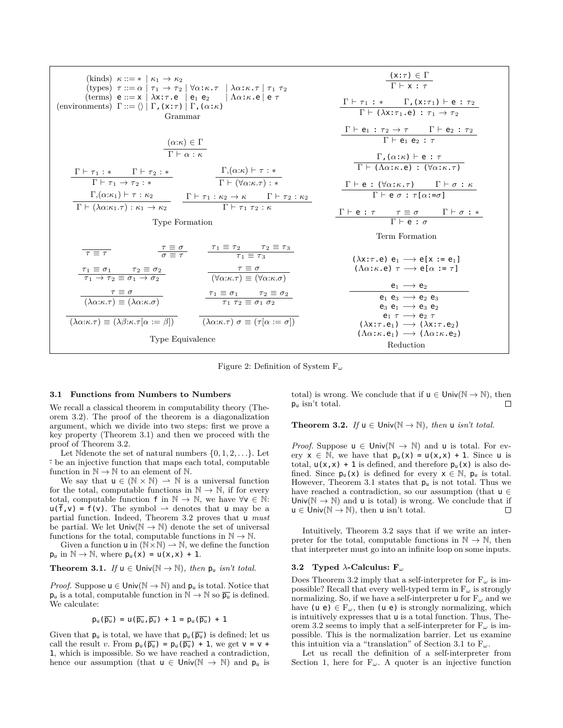**Grammar**

$$
\begin{array}{lrl}
\text{(kinds)} & \kappa & ::= * \mid \kappa_1 \to \kappa_2 \\
\text{(types)} & \tau & ::= \alpha \mid \tau_1 \to \tau_2 \mid \forall\alpha{:}\kappa.\tau \mid \lambda\alpha{:}\kappa.\tau \mid \tau_1\ \tau_2 \\
\text{(terms)} & \mathsf{e} & ::= \mathsf{x} \mid \lambda\mathsf{x}{:}\tau.\mathsf{e} \mid \mathsf{e}_1\ \mathsf{e}_2 \mid \Lambda\alpha{:}\kappa.\mathsf{e} \mid \mathsf{e}\ \tau \\
\text{(environments)} & \Gamma & ::= \langle\rangle \mid \Gamma,(\mathsf{x}{:}\tau) \mid \Gamma,(\alpha{:}\kappa)
\end{array}
$$

**Type Formation**

$$\frac{(\alpha{:}\kappa) \in \Gamma}{\Gamma \vdash \alpha : \kappa}$$

$$\frac{\Gamma \vdash \tau_1 : * \qquad \Gamma \vdash \tau_2 : *}{\Gamma \vdash \tau_1 \to \tau_2 : *} \qquad \frac{\Gamma,(\alpha{:}\kappa) \vdash \tau : *}{\Gamma \vdash (\forall\alpha{:}\kappa.\tau) : *}$$

$$\frac{\Gamma,(\alpha{:}\kappa_1) \vdash \tau : \kappa_2}{\Gamma \vdash (\lambda\alpha{:}\kappa_1.\tau) : \kappa_1 \to \kappa_2} \qquad \frac{\Gamma \vdash \tau_1 : \kappa_2 \to \kappa \qquad \Gamma \vdash \tau_2 : \kappa_2}{\Gamma \vdash \tau_1\ \tau_2 : \kappa}$$

**Type Equivalence**

$$\frac{}{\tau \equiv \tau} \qquad \frac{\tau \equiv \sigma}{\sigma \equiv \tau} \qquad \frac{\tau_1 \equiv \tau_2 \qquad \tau_2 \equiv \tau_3}{\tau_1 \equiv \tau_3}$$

$$\frac{\tau_1 \equiv \sigma_1 \qquad \tau_2 \equiv \sigma_2}{\tau_1 \to \tau_2 \equiv \sigma_1 \to \sigma_2} \qquad \frac{\tau \equiv \sigma}{(\forall\alpha{:}\kappa.\tau) \equiv (\forall\alpha{:}\kappa.\sigma)}$$

$$\frac{\tau \equiv \sigma}{(\lambda\alpha{:}\kappa.\tau) \equiv (\lambda\alpha{:}\kappa.\sigma)} \qquad \frac{\tau_1 \equiv \sigma_1 \qquad \tau_2 \equiv \sigma_2}{\tau_1\ \tau_2 \equiv \sigma_1\ \sigma_2}$$

$$\frac{}{(\lambda\alpha{:}\kappa.\tau) \equiv (\lambda\beta{:}\kappa.\tau[\alpha := \beta])} \qquad \frac{}{(\lambda\alpha{:}\kappa.\tau)\ \sigma \equiv (\tau[\alpha := \sigma])}$$

**Term Formation**

$$\frac{(\mathsf{x}{:}\tau) \in \Gamma}{\Gamma \vdash \mathsf{x} : \tau}$$

$$\frac{\Gamma \vdash \tau_1 : * \qquad \Gamma,(\mathsf{x}{:}\tau_1) \vdash \mathsf{e} : \tau_2}{\Gamma \vdash (\lambda\mathsf{x}{:}\tau_1.\mathsf{e}) : \tau_1 \to \tau_2}$$

$$\frac{\Gamma \vdash \mathsf{e}_1 : \tau_2 \to \tau \qquad \Gamma \vdash \mathsf{e}_2 : \tau_2}{\Gamma \vdash \mathsf{e}_1\ \mathsf{e}_2 : \tau}$$

$$\frac{\Gamma,(\alpha{:}\kappa) \vdash \mathsf{e} : \tau}{\Gamma \vdash (\Lambda\alpha{:}\kappa.\mathsf{e}) : (\forall\alpha{:}\kappa.\tau)}$$

$$\frac{\Gamma \vdash \mathsf{e} : (\forall\alpha{:}\kappa.\tau) \qquad \Gamma \vdash \sigma : \kappa}{\Gamma \vdash \mathsf{e}\ \sigma : \tau[\alpha{:=}\sigma]}$$

$$\frac{\Gamma \vdash \mathsf{e} : \tau \qquad \tau \equiv \sigma \qquad \Gamma \vdash \sigma : *}{\Gamma \vdash \mathsf{e} : \sigma}$$

**Reduction**

$$(\lambda\mathsf{x}{:}\tau.\mathsf{e})\ \mathsf{e}_1 \longrightarrow \mathsf{e}[\mathsf{x} := \mathsf{e}_1]$$
$$(\Lambda\alpha{:}\kappa.\mathsf{e})\ \tau \longrightarrow \mathsf{e}[\alpha := \tau]$$

$$\frac{\mathsf{e}_1 \longrightarrow \mathsf{e}_2}{\begin{array}{c}\mathsf{e}_1\ \mathsf{e}_3 \longrightarrow \mathsf{e}_2\ \mathsf{e}_3 \\ \mathsf{e}_3\ \mathsf{e}_1 \longrightarrow \mathsf{e}_3\ \mathsf{e}_2 \\ \mathsf{e}_1\ \tau \longrightarrow \mathsf{e}_2\ \tau \\ (\lambda\mathsf{x}{:}\tau.\mathsf{e}_1) \longrightarrow (\lambda\mathsf{x}{:}\tau.\mathsf{e}_2) \\ (\Lambda\alpha{:}\kappa.\mathsf{e}_1) \longrightarrow (\Lambda\alpha{:}\kappa.\mathsf{e}_2)\end{array}}$$

Figure 2: Definition of System $F_\omega$

### 3.1 Functions from Numbers to Numbers

We recall a classical theorem in computability theory (Theorem 3.2). The proof of the theorem is a diagonalization argument, which we divide into two steps: first we prove a key property (Theorem 3.1) and then we proceed with the proof of Theorem 3.2.

Let $\mathbb{N}$denote the set of natural numbers $\{0, 1, 2, \ldots\}$. Let $\bar{\cdot}$ be an injective function that maps each total, computable function in $\mathbb{N} \to \mathbb{N}$ to an element of $\mathbb{N}$.

We say that $\mathsf{u} \in (\mathbb{N} \times \mathbb{N}) \rightharpoonup \mathbb{N}$ is a universal function for the total, computable functions in $\mathbb{N} \to \mathbb{N}$, if for every total, computable function $\mathsf{f}$ in $\mathbb{N} \to \mathbb{N}$, we have $\forall \mathsf{v} \in \mathbb{N}$: $\mathsf{u}(\overline{\mathsf{f}},\mathsf{v}) = \mathsf{f}(\mathsf{v})$. The symbol $\rightharpoonup$ denotes that $\mathsf{u}$ may be a partial function. Indeed, Theorem 3.2 proves that $\mathsf{u}$ *must* be partial. We let $\mathsf{Univ}(\mathbb{N} \to \mathbb{N})$ denote the set of universal functions for the total, computable functions in $\mathbb{N} \to \mathbb{N}$.

Given a function $\mathsf{u}$ in $(\mathbb{N}\times\mathbb{N}) \rightharpoonup \mathbb{N}$, we define the function $\mathsf{p_u}$ in $\mathbb{N} \to \mathbb{N}$, where $\mathsf{p_u(x) = u(x,x) + 1}$.

**Theorem 3.1.** *If* $\mathsf{u} \in \mathsf{Univ}(\mathbb{N} \to \mathbb{N})$*, then* $\mathsf{p_u}$ *isn't total.*

*Proof.* Suppose $\mathsf{u} \in \mathsf{Univ}(\mathbb{N} \to \mathbb{N})$ and $\mathsf{p_u}$ is total. Notice that $\mathsf{p_u}$ is a total, computable function in $\mathbb{N} \to \mathbb{N}$ so $\overline{\mathsf{p_u}}$ is defined. We calculate:

$$\mathsf{p_u}(\overline{\mathsf{p_u}}) = \mathsf{u}(\overline{\mathsf{p_u}},\overline{\mathsf{p_u}}) + 1 = \mathsf{p_u}(\overline{\mathsf{p_u}}) + 1$$

Given that $\mathsf{p_u}$ is total, we have that $\mathsf{p_u}(\overline{\mathsf{p_u}})$ is defined; let us call the result $v$. From $\mathsf{p_u}(\overline{\mathsf{p_u}}) = \mathsf{p_u}(\overline{\mathsf{p_u}}) + 1$, we get $\mathsf{v = v + 1}$, which is impossible. So we have reached a contradiction, hence our assumption (that $\mathsf{u} \in \mathsf{Univ}(\mathbb{N} \to \mathbb{N})$ and $\mathsf{p_u}$ is total) is wrong. We conclude that if $\mathsf{u} \in \mathsf{Univ}(\mathbb{N} \to \mathbb{N})$, then $\mathsf{p_u}$ isn't total. ∎

**Theorem 3.2.** *If* $\mathsf{u} \in \mathsf{Univ}(\mathbb{N} \to \mathbb{N})$*, then* $\mathsf{u}$ *isn't total.*

*Proof.* Suppose $\mathsf{u} \in \mathsf{Univ}(\mathbb{N} \to \mathbb{N})$ and $\mathsf{u}$ is total. For every $\mathsf{x} \in \mathbb{N}$, we have that $\mathsf{p_u(x) = u(x,x) + 1}$. Since $\mathsf{u}$ is total, $\mathsf{u(x,x) + 1}$ is defined, and therefore $\mathsf{p_u(x)}$ is also defined. Since $\mathsf{p_u(x)}$ is defined for every $\mathsf{x} \in \mathbb{N}$, $\mathsf{p_u}$ is total. However, Theorem 3.1 states that $\mathsf{p_u}$ is not total. Thus we have reached a contradiction, so our assumption (that $\mathsf{u} \in \mathsf{Univ}(\mathbb{N} \to \mathbb{N})$ and $\mathsf{u}$ is total) is wrong. We conclude that if $\mathsf{u} \in \mathsf{Univ}(\mathbb{N} \to \mathbb{N})$, then $\mathsf{u}$ isn't total. ∎

Intuitively, Theorem 3.2 says that if we write an interpreter for the total, computable functions in $\mathbb{N} \to \mathbb{N}$, then that interpreter must go into an infinite loop on some inputs.

### 3.2 Typed λ-Calculus: $F_\omega$

Does Theorem 3.2 imply that a self-interpreter for $F_\omega$ is impossible? Recall that every well-typed term in $F_\omega$ is strongly normalizing. So, if we have a self-interpreter $\mathsf{u}$ for $F_\omega$ and we have $(\mathsf{u\ e}) \in F_\omega$, then $(\mathsf{u\ e})$ is strongly normalizing, which is intuitively expresses that $\mathsf{u}$ is a total function. Thus, Theorem 3.2 seems to imply that a self-interpreter for $F_\omega$ is impossible. This is the normalization barrier. Let us examine this intuition via a "translation" of Section 3.1 to $F_\omega$.

Let us recall the definition of a self-interpreter from Section 1, here for $F_\omega$. A quoter is an injective function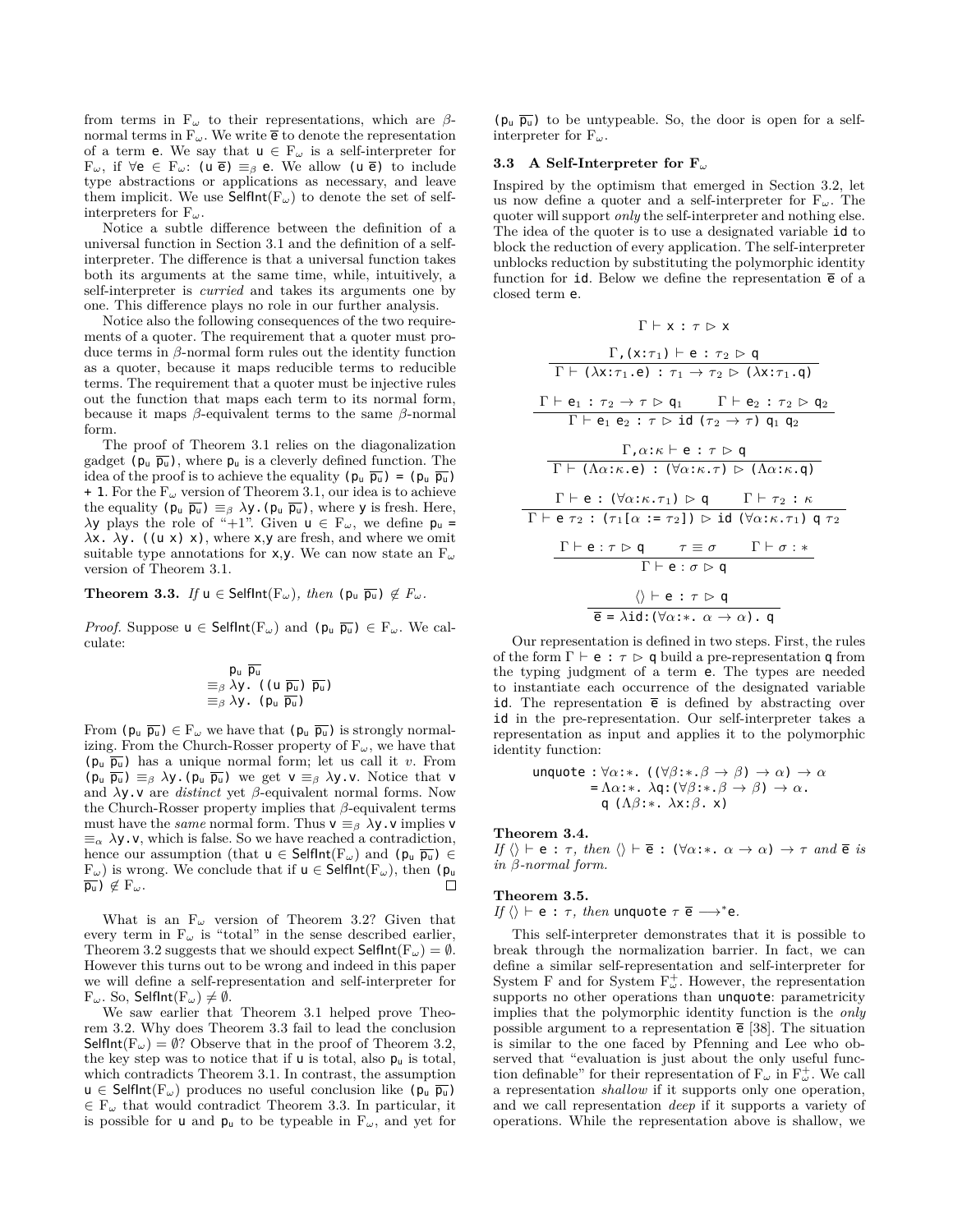from terms in $F_\omega$ to their representations, which are $\beta$-normal terms in $F_\omega$. We write $\overline{e}$ to denote the representation of a term e. We say that $u \in F_\omega$ is a self-interpreter for $F_\omega$, if $\forall e \in F_\omega$: $(u\ \overline{e}) \equiv_\beta e$. We allow $(u\ \overline{e})$ to include type abstractions or applications as necessary, and leave them implicit. We use $\mathsf{SelfInt}(F_\omega)$ to denote the set of self-interpreters for $F_\omega$.

Notice a subtle difference between the definition of a universal function in Section 3.1 and the definition of a self-interpreter. The difference is that a universal function takes both its arguments at the same time, while, intuitively, a self-interpreter is *curried* and takes its arguments one by one. This difference plays no role in our further analysis.

Notice also the following consequences of the two requirements of a quoter. The requirement that a quoter must produce terms in $\beta$-normal form rules out the identity function as a quoter, because it maps reducible terms to reducible terms. The requirement that a quoter must be injective rules out the function that maps each term to its normal form, because it maps $\beta$-equivalent terms to the same $\beta$-normal form.

The proof of Theorem 3.1 relies on the diagonalization gadget $(p_u\ \overline{p_u})$, where $p_u$ is a cleverly defined function. The idea of the proof is to achieve the equality $(p_u\ \overline{p_u}) = (p_u\ \overline{p_u}) + 1$. For the $F_\omega$ version of Theorem 3.1, our idea is to achieve the equality $(p_u\ \overline{p_u}) \equiv_\beta \lambda y.(p_u\ \overline{p_u})$, where y is fresh. Here, $\lambda y$ plays the role of "+1". Given $u \in F_\omega$, we define $p_u = \lambda x.\ \lambda y.\ ((u\ x)\ x)$, where x,y are fresh, and where we omit suitable type annotations for x,y. We can now state an $F_\omega$ version of Theorem 3.1.

**Theorem 3.3.** *If* $u \in \mathsf{SelfInt}(F_\omega)$*, then* $(p_u\ \overline{p_u}) \notin F_\omega$.

*Proof.* Suppose $u \in \mathsf{SelfInt}(F_\omega)$ and $(p_u\ \overline{p_u}) \in F_\omega$. We calculate:

$$
\begin{aligned}
&p_u\ \overline{p_u} \\
\equiv_\beta\ &\lambda y.\ ((u\ \overline{p_u})\ \overline{p_u}) \\
\equiv_\beta\ &\lambda y.\ (p_u\ \overline{p_u})
\end{aligned}
$$

From $(p_u\ \overline{p_u}) \in F_\omega$ we have that $(p_u\ \overline{p_u})$ is strongly normalizing. From the Church-Rosser property of $F_\omega$, we have that $(p_u\ \overline{p_u})$ has a unique normal form; let us call it $v$. From $(p_u\ \overline{p_u}) \equiv_\beta \lambda y.(p_u\ \overline{p_u})$ we get $v \equiv_\beta \lambda y.v$. Notice that v and $\lambda y.v$ are *distinct* yet $\beta$-equivalent normal forms. Now the Church-Rosser property implies that $\beta$-equivalent terms must have the *same* normal form. Thus $v \equiv_\beta \lambda y.v$ implies $v \equiv_\alpha \lambda y.v$, which is false. So we have reached a contradiction, hence our assumption (that $u \in \mathsf{SelfInt}(F_\omega)$ and $(p_u\ \overline{p_u}) \in F_\omega$) is wrong. We conclude that if $u \in \mathsf{SelfInt}(F_\omega)$, then $(p_u\ \overline{p_u}) \notin F_\omega$. ☐

What is an $F_\omega$ version of Theorem 3.2? Given that every term in $F_\omega$ is "total" in the sense described earlier, Theorem 3.2 suggests that we should expect $\mathsf{SelfInt}(F_\omega) = \emptyset$. However this turns out to be wrong and indeed in this paper we will define a self-representation and self-interpreter for $F_\omega$. So, $\mathsf{SelfInt}(F_\omega) \neq \emptyset$.

We saw earlier that Theorem 3.1 helped prove Theorem 3.2. Why does Theorem 3.3 fail to lead the conclusion $\mathsf{SelfInt}(F_\omega) = \emptyset$? Observe that in the proof of Theorem 3.2, the key step was to notice that if u is total, also $p_u$ is total, which contradicts Theorem 3.1. In contrast, the assumption $u \in \mathsf{SelfInt}(F_\omega)$ produces no useful conclusion like $(p_u\ \overline{p_u}) \in F_\omega$ that would contradict Theorem 3.3. In particular, it is possible for u and $p_u$ to be typeable in $F_\omega$, and yet for $(p_u\ \overline{p_u})$ to be untypeable. So, the door is open for a self-interpreter for $F_\omega$.

### 3.3 A Self-Interpreter for $F_\omega$

Inspired by the optimism that emerged in Section 3.2, let us now define a quoter and a self-interpreter for $F_\omega$. The quoter will support *only* the self-interpreter and nothing else. The idea of the quoter is to use a designated variable id to block the reduction of every application. The self-interpreter unblocks reduction by substituting the polymorphic identity function for id. Below we define the representation $\overline{e}$ of a closed term e.

$$\Gamma \vdash x : \tau \rhd x$$

$$\frac{\Gamma,(x{:}\tau_1) \vdash e : \tau_2 \rhd q}{\Gamma \vdash (\lambda x{:}\tau_1.e) : \tau_1 \to \tau_2 \rhd (\lambda x{:}\tau_1.q)}$$

$$\frac{\Gamma \vdash e_1 : \tau_2 \to \tau \rhd q_1 \qquad \Gamma \vdash e_2 : \tau_2 \rhd q_2}{\Gamma \vdash e_1\ e_2 : \tau \rhd \mathsf{id}\ (\tau_2 \to \tau)\ q_1\ q_2}$$

$$\frac{\Gamma,\alpha{:}\kappa \vdash e : \tau \rhd q}{\Gamma \vdash (\Lambda\alpha{:}\kappa.e) : (\forall\alpha{:}\kappa.\tau) \rhd (\Lambda\alpha{:}\kappa.q)}$$

$$\frac{\Gamma \vdash e : (\forall\alpha{:}\kappa.\tau_1) \rhd q \qquad \Gamma \vdash \tau_2 : \kappa}{\Gamma \vdash e\ \tau_2 : (\tau_1[\alpha := \tau_2]) \rhd \mathsf{id}\ (\forall\alpha{:}\kappa.\tau_1)\ q\ \tau_2}$$

$$\frac{\Gamma \vdash e : \tau \rhd q \qquad \tau \equiv \sigma \qquad \Gamma \vdash \sigma : *}{\Gamma \vdash e : \sigma \rhd q}$$

$$\frac{\langle\rangle \vdash e : \tau \rhd q}{\overline{e} = \lambda \mathsf{id}{:}(\forall\alpha{:}*.\ \alpha \to \alpha).\ q}$$

Our representation is defined in two steps. First, the rules of the form $\Gamma \vdash e : \tau \rhd q$ build a pre-representation q from the typing judgment of a term e. The types are needed to instantiate each occurrence of the designated variable id. The representation $\overline{e}$ is defined by abstracting over id in the pre-representation. Our self-interpreter takes a representation as input and applies it to the polymorphic identity function:

$$
\begin{aligned}
\mathsf{unquote} &: \forall\alpha{:}*.\ ((\forall\beta{:}*.\beta \to \beta) \to \alpha) \to \alpha \\
&= \Lambda\alpha{:}*.\ \lambda q{:}(\forall\beta{:}*.\beta \to \beta) \to \alpha. \\
&\quad\ q\ (\Lambda\beta{:}*.\ \lambda x{:}\beta.\ x)
\end{aligned}
$$

**Theorem 3.4.**
*If* $\langle\rangle \vdash e : \tau$*, then* $\langle\rangle \vdash \overline{e} : (\forall\alpha{:}*.\ \alpha \to \alpha) \to \tau$ *and* $\overline{e}$ *is in $\beta$-normal form.*

**Theorem 3.5.**
*If* $\langle\rangle \vdash e : \tau$*, then* $\mathsf{unquote}\ \tau\ \overline{e} \longrightarrow^* e$.

This self-interpreter demonstrates that it is possible to break through the normalization barrier. In fact, we can define a similar self-representation and self-interpreter for System F and for System $F_\omega^+$. However, the representation supports no other operations than unquote: parametricity implies that the polymorphic identity function is the *only* possible argument to a representation $\overline{e}$ [38]. The situation is similar to the one faced by Pfenning and Lee who observed that "evaluation is just about the only useful function definable" for their representation of $F_\omega$ in $F_\omega^+$. We call a representation *shallow* if it supports only one operation, and we call representation *deep* if it supports a variety of operations. While the representation above is shallow, we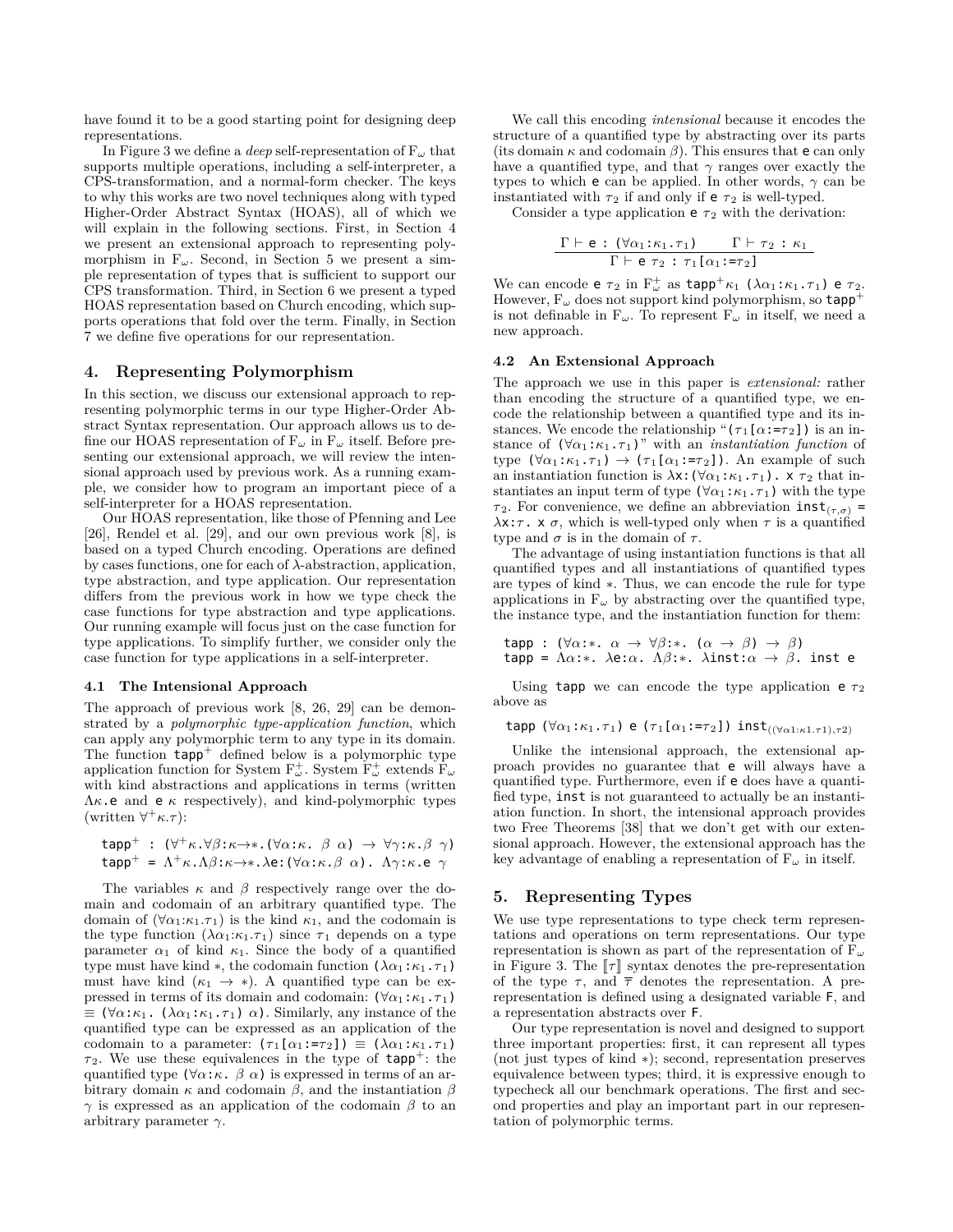have found it to be a good starting point for designing deep representations.

In Figure 3 we define a *deep* self-representation of $F_\omega$ that supports multiple operations, including a self-interpreter, a CPS-transformation, and a normal-form checker. The keys to why this works are two novel techniques along with typed Higher-Order Abstract Syntax (HOAS), all of which we will explain in the following sections. First, in Section 4 we present an extensional approach to representing polymorphism in $F_\omega$. Second, in Section 5 we present a simple representation of types that is sufficient to support our CPS transformation. Third, in Section 6 we present a typed HOAS representation based on Church encoding, which supports operations that fold over the term. Finally, in Section 7 we define five operations for our representation.

## 4. Representing Polymorphism

In this section, we discuss our extensional approach to representing polymorphic terms in our type Higher-Order Abstract Syntax representation. Our approach allows us to define our HOAS representation of $F_\omega$ in $F_\omega$ itself. Before presenting our extensional approach, we will review the intensional approach used by previous work. As a running example, we consider how to program an important piece of a self-interpreter for a HOAS representation.

Our HOAS representation, like those of Pfenning and Lee [26], Rendel et al. [29], and our own previous work [8], is based on a typed Church encoding. Operations are defined by cases functions, one for each of $\lambda$-abstraction, application, type abstraction, and type application. Our representation differs from the previous work in how we type check the case functions for type abstraction and type applications. Our running example will focus just on the case function for type applications. To simplify further, we consider only the case function for type applications in a self-interpreter.

### 4.1 The Intensional Approach

The approach of previous work [8, 26, 29] can be demonstrated by a *polymorphic type-application function*, which can apply any polymorphic term to any type in its domain. The function $\mathtt{tapp}^+$ defined below is a polymorphic type application function for System $F^+_\omega$. System $F^+_\omega$ extends $F_\omega$ with kind abstractions and applications in terms (written $\Lambda\kappa.\mathtt{e}$ and $\mathtt{e}\ \kappa$ respectively), and kind-polymorphic types (written $\forall^+\kappa.\tau$):

```
tapp⁺ : (∀⁺κ.∀β:κ→*.(∀α:κ. β α) → ∀γ:κ.β γ)
tapp⁺ = Λ⁺κ.Λβ:κ→*.λe:(∀α:κ.β α). Λγ:κ.e γ
```

The variables $\kappa$ and $\beta$ respectively range over the domain and codomain of an arbitrary quantified type. The domain of $(\forall\alpha_1{:}\kappa_1.\tau_1)$ is the kind $\kappa_1$, and the codomain is the type function $(\lambda\alpha_1{:}\kappa_1.\tau_1)$ since $\tau_1$ depends on a type parameter $\alpha_1$ of kind $\kappa_1$. Since the body of a quantified type must have kind $*$, the codomain function $(\lambda\alpha_1{:}\kappa_1.\tau_1)$ must have kind $(\kappa_1 \to *)$. A quantified type can be expressed in terms of its domain and codomain: $(\forall\alpha_1{:}\kappa_1.\tau_1) \equiv (\forall\alpha{:}\kappa_1.\ (\lambda\alpha_1{:}\kappa_1.\tau_1)\ \alpha)$. Similarly, any instance of the quantified type can be expressed as an application of the codomain to a parameter: $(\tau_1[\alpha_1{:=}\tau_2]) \equiv (\lambda\alpha_1{:}\kappa_1.\tau_1)\ \tau_2$. We use these equivalences in the type of $\mathtt{tapp}^+$: the quantified type $(\forall\alpha{:}\kappa.\ \beta\ \alpha)$ is expressed in terms of an arbitrary domain $\kappa$ and codomain $\beta$, and the instantiation $\beta\ \gamma$ is expressed as an application of the codomain $\beta$ to an arbitrary parameter $\gamma$.

We call this encoding *intensional* because it encodes the structure of a quantified type by abstracting over its parts (its domain $\kappa$ and codomain $\beta$). This ensures that $\mathtt{e}$ can only have a quantified type, and that $\gamma$ ranges over exactly the types to which $\mathtt{e}$ can be applied. In other words, $\gamma$ can be instantiated with $\tau_2$ if and only if $\mathtt{e}\ \tau_2$ is well-typed.

Consider a type application $\mathtt{e}\ \tau_2$ with the derivation:

$$\frac{\Gamma \vdash \mathtt{e} : (\forall\alpha_1{:}\kappa_1.\tau_1) \qquad \Gamma \vdash \tau_2 : \kappa_1}{\Gamma \vdash \mathtt{e}\ \tau_2 : \tau_1[\alpha_1{:=}\tau_2]}$$

We can encode $\mathtt{e}\ \tau_2$ in $F^+_\omega$ as $\mathtt{tapp}^+\kappa_1\ (\lambda\alpha_1{:}\kappa_1.\tau_1)\ \mathtt{e}\ \tau_2$. However, $F_\omega$ does not support kind polymorphism, so $\mathtt{tapp}^+$ is not definable in $F_\omega$. To represent $F_\omega$ in itself, we need a new approach.

### 4.2 An Extensional Approach

The approach we use in this paper is *extensional:* rather than encoding the structure of a quantified type, we encode the relationship between a quantified type and its instances. We encode the relationship "$(\tau_1[\alpha{:=}\tau_2])$ is an instance of $(\forall\alpha_1{:}\kappa_1.\tau_1)$" with an *instantiation function* of type $(\forall\alpha_1{:}\kappa_1.\tau_1) \to (\tau_1[\alpha_1{:=}\tau_2])$. An example of such an instantiation function is $\lambda\mathtt{x}{:}(\forall\alpha_1{:}\kappa_1.\tau_1).\ \mathtt{x}\ \tau_2$ that instantiates an input term of type $(\forall\alpha_1{:}\kappa_1.\tau_1)$ with the type $\tau_2$. For convenience, we define an abbreviation $\mathtt{inst}_{(\tau,\sigma)} = \lambda\mathtt{x}{:}\tau.\ \mathtt{x}\ \sigma$, which is well-typed only when $\tau$ is a quantified type and $\sigma$ is in the domain of $\tau$.

The advantage of using instantiation functions is that all quantified types and all instantiations of quantified types are types of kind $*$. Thus, we can encode the rule for type applications in $F_\omega$ by abstracting over the quantified type, the instance type, and the instantiation function for them:

```
tapp : (∀α:*. α → ∀β:*. (α → β) → β)
tapp = Λα:*. λe:α. Λβ:*. λinst:α → β. inst e
```

Using `tapp` we can encode the type application $\mathtt{e}\ \tau_2$ above as

$$\mathtt{tapp}\ (\forall\alpha_1{:}\kappa_1.\tau_1)\ \mathtt{e}\ (\tau_1[\alpha_1{:=}\tau_2])\ \mathtt{inst}_{((\forall\alpha_1{:}\kappa_1.\tau_1),\tau_2)}$$

Unlike the intensional approach, the extensional approach provides no guarantee that `e` will always have a quantified type. Furthermore, even if `e` does have a quantified type, `inst` is not guaranteed to actually be an instantiation function. In short, the intensional approach provides two Free Theorems [38] that we don't get with our extensional approach. However, the extensional approach has the key advantage of enabling a representation of $F_\omega$ in itself.

## 5. Representing Types

We use type representations to type check term representations and operations on term representations. Our type representation is shown as part of the representation of $F_\omega$ in Figure 3. The $[\![\tau]\!]$ syntax denotes the pre-representation of the type $\tau$, and $\overline{\tau}$ denotes the representation. A pre-representation is defined using a designated variable `F`, and a representation abstracts over `F`.

Our type representation is novel and designed to support three important properties: first, it can represent all types (not just types of kind $*$); second, representation preserves equivalence between types; third, it is expressive enough to typecheck all our benchmark operations. The first and second properties and play an important part in our representation of polymorphic terms.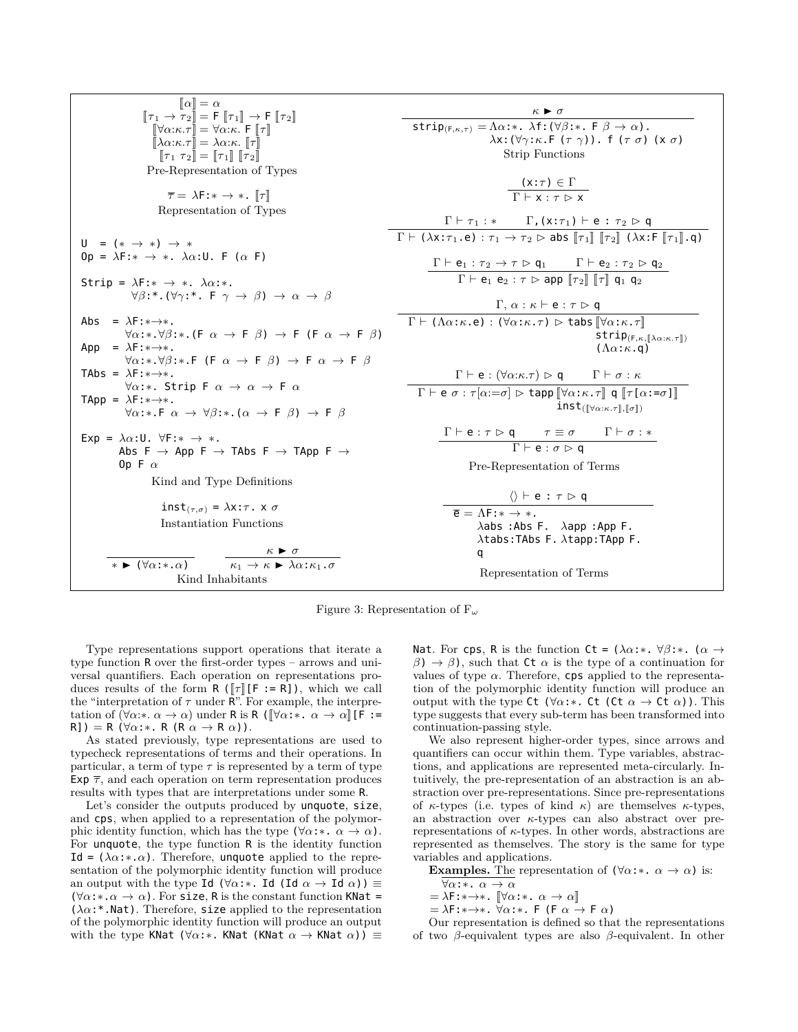$$\llbracket \alpha \rrbracket = \alpha$$
$$\llbracket \tau_1 \to \tau_2 \rrbracket = \mathtt{F}\ \llbracket \tau_1 \rrbracket \to \mathtt{F}\ \llbracket \tau_2 \rrbracket$$
$$\llbracket \forall \alpha{:}\kappa.\tau \rrbracket = \forall \alpha{:}\kappa.\ \mathtt{F}\ \llbracket \tau \rrbracket$$
$$\llbracket \lambda \alpha{:}\kappa.\tau \rrbracket = \lambda \alpha{:}\kappa.\ \llbracket \tau \rrbracket$$
$$\llbracket \tau_1\ \tau_2 \rrbracket = \llbracket \tau_1 \rrbracket\ \llbracket \tau_2 \rrbracket$$

Pre-Representation of Types

$$\overline{\tau} = \lambda \mathtt{F}{:}* \to *.\ \llbracket \tau \rrbracket$$

Representation of Types

```
U  = (* → *) → *
Op = λF:* → *. λα:U. F (α F)

Strip = λF:* → *. λα:*.
        ∀β:*.(∀γ:*. F γ → β) → α → β

Abs  = λF:*→*.
       ∀α:*.∀β:*.(F α → F β) → F (F α → F β)
App  = λF:*→*.
       ∀α:*.∀β:*.F (F α → F β) → F α → F β
TAbs = λF:*→*.
       ∀α:*. Strip F α → α → F α
TApp = λF:*→*.
       ∀α:*.F α → ∀β:*.(α → F β) → F β

Exp = λα:U. ∀F:* → *.
      Abs F → App F → TAbs F → TApp F →
      Op F α
```

Kind and Type Definitions

$$\mathtt{inst}_{(\tau,\sigma)} = \lambda \mathtt{x}{:}\tau.\ \mathtt{x}\ \sigma$$

Instantiation Functions

$$\frac{}{* \blacktriangleright (\forall \alpha{:}*.\alpha)} \qquad \frac{\kappa \blacktriangleright \sigma}{\kappa_1 \to \kappa \blacktriangleright \lambda \alpha{:}\kappa_1.\sigma}$$

Kind Inhabitants

$$\frac{\kappa \blacktriangleright \sigma}{\mathtt{strip}_{(\mathtt{F},\kappa,\tau)} = \Lambda \alpha{:}*.\ \lambda \mathtt{f}{:}(\forall \beta{:}*.\ \mathtt{F}\ \beta \to \alpha).\ \lambda \mathtt{x}{:}(\forall \gamma{:}\kappa.\mathtt{F}\ (\tau\ \gamma)).\ \mathtt{f}\ (\tau\ \sigma)\ (\mathtt{x}\ \sigma)}$$

Strip Functions

$$\frac{(\mathtt{x}{:}\tau) \in \Gamma}{\Gamma \vdash \mathtt{x} : \tau \rhd \mathtt{x}}$$

$$\frac{\Gamma \vdash \tau_1 : * \qquad \Gamma,(\mathtt{x}{:}\tau_1) \vdash \mathtt{e} : \tau_2 \rhd \mathtt{q}}{\Gamma \vdash (\lambda \mathtt{x}{:}\tau_1.\mathtt{e}) : \tau_1 \to \tau_2 \rhd \mathtt{abs}\ \llbracket \tau_1 \rrbracket\ \llbracket \tau_2 \rrbracket\ (\lambda \mathtt{x}{:}\mathtt{F}\ \llbracket \tau_1 \rrbracket.\mathtt{q})}$$

$$\frac{\Gamma \vdash \mathtt{e}_1 : \tau_2 \to \tau \rhd \mathtt{q}_1 \qquad \Gamma \vdash \mathtt{e}_2 : \tau_2 \rhd \mathtt{q}_2}{\Gamma \vdash \mathtt{e}_1\ \mathtt{e}_2 : \tau \rhd \mathtt{app}\ \llbracket \tau_2 \rrbracket\ \llbracket \tau \rrbracket\ \mathtt{q}_1\ \mathtt{q}_2}$$

$$\frac{\Gamma, \alpha : \kappa \vdash \mathtt{e} : \tau \rhd \mathtt{q}}{\Gamma \vdash (\Lambda \alpha{:}\kappa.\mathtt{e}) : (\forall \alpha{:}\kappa.\tau) \rhd \mathtt{tabs}\ \llbracket \forall \alpha{:}\kappa.\tau \rrbracket\ \mathtt{strip}_{(\mathtt{F},\kappa,\llbracket \lambda \alpha:\kappa.\tau \rrbracket)}\ (\Lambda \alpha{:}\kappa.\mathtt{q})}$$

$$\frac{\Gamma \vdash \mathtt{e} : (\forall \alpha{:}\kappa.\tau) \rhd \mathtt{q} \qquad \Gamma \vdash \sigma : \kappa}{\Gamma \vdash \mathtt{e}\ \sigma : \tau[\alpha{:=}\sigma] \rhd \mathtt{tapp}\ \llbracket \forall \alpha{:}\kappa.\tau \rrbracket\ \mathtt{q}\ \llbracket \tau[\alpha{:=}\sigma] \rrbracket\ \mathtt{inst}_{(\llbracket \forall \alpha:\kappa.\tau \rrbracket, \llbracket \sigma \rrbracket)}}$$

$$\frac{\Gamma \vdash \mathtt{e} : \tau \rhd \mathtt{q} \qquad \tau \equiv \sigma \qquad \Gamma \vdash \sigma : *}{\Gamma \vdash \mathtt{e} : \sigma \rhd \mathtt{q}}$$

Pre-Representation of Terms

$$\frac{\langle\rangle \vdash \mathtt{e} : \tau \rhd \mathtt{q}}{\overline{\mathtt{e}} = \Lambda \mathtt{F}{:}* \to *.\ \lambda \mathtt{abs}{:}\mathtt{Abs}\ \mathtt{F}.\ \lambda \mathtt{app}{:}\mathtt{App}\ \mathtt{F}.\ \lambda \mathtt{tabs}{:}\mathtt{TAbs}\ \mathtt{F}.\ \lambda \mathtt{tapp}{:}\mathtt{TApp}\ \mathtt{F}.\ \mathtt{q}}$$

Representation of Terms

Figure 3: Representation of $F_\omega$

Type representations support operations that iterate a type function R over the first-order types – arrows and universal quantifiers. Each operation on representations produces results of the form R ($\llbracket\tau\rrbracket$[F := R]), which we call the "interpretation of $\tau$ under R". For example, the interpretation of ($\forall\alpha{:}*.\ \alpha \to \alpha$) under R is R ($\llbracket\forall\alpha{:}*.\ \alpha \to \alpha\rrbracket$[F := R]) = R ($\forall\alpha{:}*.$ R (R $\alpha$ → R $\alpha$)).

As stated previously, type representations are used to typecheck representations of terms and their operations. In particular, a term of type $\tau$ is represented by a term of type Exp $\overline{\tau}$, and each operation on term representation produces results with types that are interpretations under some R.

Let's consider the outputs produced by unquote, size, and cps, when applied to a representation of the polymorphic identity function, which has the type ($\forall\alpha{:}*.\ \alpha \to \alpha$). For unquote, the type function R is the identity function Id = ($\lambda\alpha{:}*.\alpha$). Therefore, unquote applied to the representation of the polymorphic identity function will produce an output with the type Id ($\forall\alpha{:}*.$ Id (Id $\alpha$ → Id $\alpha$)) $\equiv$ ($\forall\alpha{:}*.\alpha \to \alpha$). For size, R is the constant function KNat = ($\lambda\alpha$:*.Nat). Therefore, size applied to the representation of the polymorphic identity function will produce an output with the type KNat ($\forall\alpha{:}*.$ KNat (KNat $\alpha$ → KNat $\alpha$)) $\equiv$ Nat. For cps, R is the function Ct = ($\lambda\alpha{:}*.\ \forall\beta{:}*.$ ($\alpha$ → $\beta$) → $\beta$), such that Ct $\alpha$ is the type of a continuation for values of type $\alpha$. Therefore, cps applied to the representation of the polymorphic identity function will produce an output with the type Ct ($\forall\alpha{:}*.$ Ct (Ct $\alpha$ → Ct $\alpha$)). This type suggests that every sub-term has been transformed into continuation-passing style.

We also represent higher-order types, since arrows and quantifiers can occur within them. Type variables, abstractions, and applications are represented meta-circularly. Intuitively, the pre-representation of an abstraction is an abstraction over pre-representations. Since pre-representations of $\kappa$-types (i.e. types of kind $\kappa$) are themselves $\kappa$-types, an abstraction over $\kappa$-types can also abstract over pre-representations of $\kappa$-types. In other words, abstractions are represented as themselves. The story is the same for type variables and applications.

**Examples.** The representation of ($\forall\alpha{:}*.\ \alpha \to \alpha$) is:

$\overline{\forall\alpha{:}*.\ \alpha \to \alpha}$
$= \lambda\mathtt{F}{:}*{\to}*.\ \llbracket\forall\alpha{:}*.\ \alpha \to \alpha\rrbracket$
$= \lambda\mathtt{F}{:}*{\to}*.\ \forall\alpha{:}*.\ \mathtt{F}\ (\mathtt{F}\ \alpha \to \mathtt{F}\ \alpha)$

Our representation is defined so that the representations of two $\beta$-equivalent types are also $\beta$-equivalent. In other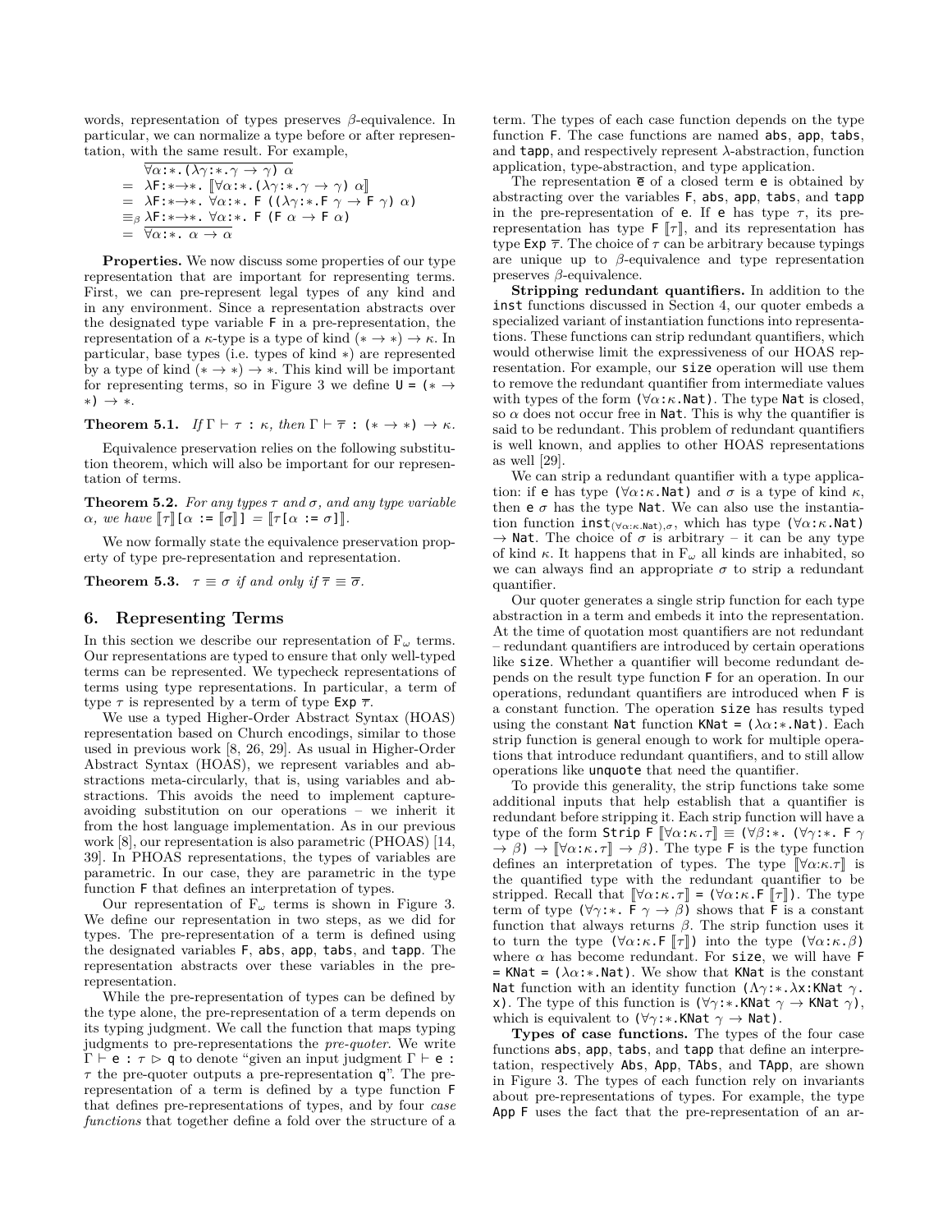words, representation of types preserves β-equivalence. In particular, we can normalize a type before or after representation, with the same result. For example,

$$
\begin{aligned}
& \overline{\forall\alpha{:}{*}.(\lambda\gamma{:}{*}.\gamma \to \gamma)\ \alpha} \\
=\ & \lambda \texttt{F}{:}{*}{\to}{*}.\ [\![\forall\alpha{:}{*}.(\lambda\gamma{:}{*}.\gamma \to \gamma)\ \alpha]\!] \\
=\ & \lambda \texttt{F}{:}{*}{\to}{*}.\ \forall\alpha{:}{*}.\ \texttt{F}\ ((\lambda\gamma{:}{*}.\texttt{F}\ \gamma \to \texttt{F}\ \gamma)\ \alpha) \\
\equiv_\beta\ & \lambda \texttt{F}{:}{*}{\to}{*}.\ \forall\alpha{:}{*}.\ \texttt{F}\ (\texttt{F}\ \alpha \to \texttt{F}\ \alpha) \\
=\ & \overline{\forall\alpha{:}{*}.\ \alpha \to \alpha}
\end{aligned}
$$

**Properties.** We now discuss some properties of our type representation that are important for representing terms. First, we can pre-represent legal types of any kind and in any environment. Since a representation abstracts over the designated type variable F in a pre-representation, the representation of a κ-type is a type of kind $(* \to *) \to \kappa$. In particular, base types (i.e. types of kind $*$) are represented by a type of kind $(* \to *) \to *$. This kind will be important for representing terms, so in Figure 3 we define $\texttt{U} = (* \to *) \to *$.

**Theorem 5.1.** *If $\Gamma \vdash \tau : \kappa$, then $\Gamma \vdash \overline{\tau} : (* \to *) \to \kappa$.*

Equivalence preservation relies on the following substitution theorem, which will also be important for our representation of terms.

**Theorem 5.2.** *For any types τ and σ, and any type variable α, we have $[\![\tau]\!][\alpha := [\![\sigma]\!]] = [\![\tau[\alpha := \sigma]]\!]$.*

We now formally state the equivalence preservation property of type pre-representation and representation.

**Theorem 5.3.** *$\tau \equiv \sigma$ if and only if $\overline{\tau} \equiv \overline{\sigma}$.*

## 6. Representing Terms

In this section we describe our representation of $F_\omega$ terms. Our representations are typed to ensure that only well-typed terms can be represented. We typecheck representations of terms using type representations. In particular, a term of type τ is represented by a term of type Exp $\overline{\tau}$.

We use a typed Higher-Order Abstract Syntax (HOAS) representation based on Church encodings, similar to those used in previous work [8, 26, 29]. As usual in Higher-Order Abstract Syntax (HOAS), we represent variables and abstractions meta-circularly, that is, using variables and abstractions. This avoids the need to implement capture-avoiding substitution on our operations – we inherit it from the host language implementation. As in our previous work [8], our representation is also parametric (PHOAS) [14, 39]. In PHOAS representations, the types of variables are parametric. In our case, they are parametric in the type function F that defines an interpretation of types.

Our representation of $F_\omega$ terms is shown in Figure 3. We define our representation in two steps, as we did for types. The pre-representation of a term is defined using the designated variables F, abs, app, tabs, and tapp. The representation abstracts over these variables in the pre-representation.

While the pre-representation of types can be defined by the type alone, the pre-representation of a term depends on its typing judgment. We call the function that maps typing judgments to pre-representations the *pre-quoter*. We write $\Gamma \vdash \texttt{e} : \tau \rhd \texttt{q}$ to denote "given an input judgment $\Gamma \vdash \texttt{e} : \tau$ the pre-quoter outputs a pre-representation q". The pre-representation of a term is defined by a type function F that defines pre-representations of types, and by four *case functions* that together define a fold over the structure of a term. The types of each case function depends on the type function F. The case functions are named abs, app, tabs, and tapp, and respectively represent λ-abstraction, function application, type-abstraction, and type application.

The representation $\overline{\texttt{e}}$ of a closed term e is obtained by abstracting over the variables F, abs, app, tabs, and tapp in the pre-representation of e. If e has type τ, its pre-representation has type F $[\![\tau]\!]$, and its representation has type Exp $\overline{\tau}$. The choice of τ can be arbitrary because typings are unique up to β-equivalence and type representation preserves β-equivalence.

**Stripping redundant quantifiers.** In addition to the inst functions discussed in Section 4, our quoter embeds a specialized variant of instantiation functions into representations. These functions can strip redundant quantifiers, which would otherwise limit the expressiveness of our HOAS representation. For example, our size operation will use them to remove the redundant quantifier from intermediate values with types of the form $(\forall\alpha{:}\kappa.\texttt{Nat})$. The type Nat is closed, so α does not occur free in Nat. This is why the quantifier is said to be redundant. This problem of redundant quantifiers is well known, and applies to other HOAS representations as well [29].

We can strip a redundant quantifier with a type application: if e has type $(\forall\alpha{:}\kappa.\texttt{Nat})$ and σ is a type of kind κ, then e σ has the type Nat. We can also use the instantiation function $\texttt{inst}_{(\forall\alpha:\kappa.\texttt{Nat}),\sigma}$, which has type $(\forall\alpha{:}\kappa.\texttt{Nat}) \to \texttt{Nat}$. The choice of σ is arbitrary – it can be any type of kind κ. It happens that in $F_\omega$ all kinds are inhabited, so we can always find an appropriate σ to strip a redundant quantifier.

Our quoter generates a single strip function for each type abstraction in a term and embeds it into the representation. At the time of quotation most quantifiers are not redundant – redundant quantifiers are introduced by certain operations like size. Whether a quantifier will become redundant depends on the result type function F for an operation. In our operations, redundant quantifiers are introduced when F is a constant function. The operation size has results typed using the constant Nat function $\texttt{KNat} = (\lambda\alpha{:}{*}.\texttt{Nat})$. Each strip function is general enough to work for multiple operations that introduce redundant quantifiers, and to still allow operations like unquote that need the quantifier.

To provide this generality, the strip functions take some additional inputs that help establish that a quantifier is redundant before stripping it. Each strip function will have a type of the form $\texttt{Strip F}\ [\![\forall\alpha{:}\kappa.\tau]\!] \equiv (\forall\beta{:}{*}.\ (\forall\gamma{:}{*}.\ \texttt{F}\ \gamma \to \beta) \to [\![\forall\alpha{:}\kappa.\tau]\!] \to \beta)$. The type F is the type function defines an interpretation of types. The type $[\![\forall\alpha{:}\kappa.\tau]\!]$ is the quantified type with the redundant quantifier to be stripped. Recall that $[\![\forall\alpha{:}\kappa.\tau]\!] = (\forall\alpha{:}\kappa.\texttt{F}\ [\![\tau]\!])$. The type term of type $(\forall\gamma{:}{*}.\ \texttt{F}\ \gamma \to \beta)$ shows that F is a constant function that always returns β. The strip function uses it to turn the type $(\forall\alpha{:}\kappa.\texttt{F}\ [\![\tau]\!])$ into the type $(\forall\alpha{:}\kappa.\beta)$ where α has become redundant. For size, we will have $\texttt{F} = \texttt{KNat} = (\lambda\alpha{:}{*}.\texttt{Nat})$. We show that KNat is the constant Nat function with an identity function $(\Lambda\gamma{:}{*}.\lambda\texttt{x}{:}\texttt{KNat}\ \gamma.\ \texttt{x})$. The type of this function is $(\forall\gamma{:}{*}.\texttt{KNat}\ \gamma \to \texttt{KNat}\ \gamma)$, which is equivalent to $(\forall\gamma{:}{*}.\texttt{KNat}\ \gamma \to \texttt{Nat})$.

**Types of case functions.** The types of the four case functions abs, app, tabs, and tapp that define an interpretation, respectively Abs, App, TAbs, and TApp, are shown in Figure 3. The types of each function rely on invariants about pre-representations of types. For example, the type App F uses the fact that the pre-representation of an ar-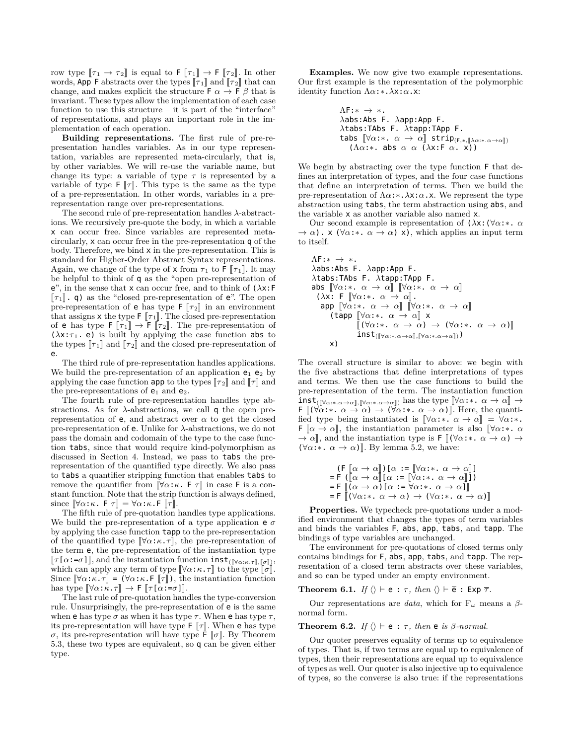row type $[\![\tau_1 \to \tau_2]\!]$ is equal to $\mathsf{F}\ [\![\tau_1]\!] \to \mathsf{F}\ [\![\tau_2]\!]$. In other words, App F abstracts over the types $[\![\tau_1]\!]$ and $[\![\tau_2]\!]$ that can change, and makes explicit the structure $\mathsf{F}\ \alpha \to \mathsf{F}\ \beta$ that is invariant. These types allow the implementation of each case function to use this structure – it is part of the "interface" of representations, and plays an important role in the implementation of each operation.

**Building representations.** The first rule of pre-representation handles variables. As in our type representation, variables are represented meta-circularly, that is, by other variables. We will re-use the variable name, but change its type: a variable of type $\tau$ is represented by a variable of type $\mathsf{F}\ [\![\tau]\!]$. This type is the same as the type of a pre-representation. In other words, variables in a pre-representation range over pre-representations.

The second rule of pre-representation handles $\lambda$-abstractions. We recursively pre-quote the body, in which a variable x can occur free. Since variables are represented meta-circularly, x can occur free in the pre-representation q of the body. Therefore, we bind x in the pre-representation. This is standard for Higher-Order Abstract Syntax representations. Again, we change of the type of x from $\tau_1$ to $\mathsf{F}\ [\![\tau_1]\!]$. It may be helpful to think of q as the "open pre-representation of e", in the sense that x can occur free, and to think of ($\lambda$x:F $[\![\tau_1]\!]$. q) as the "closed pre-representation of e". The open pre-representation of e has type $\mathsf{F}\ [\![\tau_2]\!]$ in an environment that assigns x the type $\mathsf{F}\ [\![\tau_1]\!]$. The closed pre-representation of e has type $\mathsf{F}\ [\![\tau_1]\!] \to \mathsf{F}\ [\![\tau_2]\!]$. The pre-representation of ($\lambda$x:$\tau_1$. e) is built by applying the case function abs to the types $[\![\tau_1]\!]$ and $[\![\tau_2]\!]$ and the closed pre-representation of e.

The third rule of pre-representation handles applications. We build the pre-representation of an application $\mathsf{e}_1\ \mathsf{e}_2$ by applying the case function app to the types $[\![\tau_2]\!]$ and $[\![\tau]\!]$ and the pre-representations of $\mathsf{e}_1$ and $\mathsf{e}_2$.

The fourth rule of pre-representation handles type abstractions. As for $\lambda$-abstractions, we call q the open pre-representation of e, and abstract over $\alpha$ to get the closed pre-representation of e. Unlike for $\lambda$-abstractions, we do not pass the domain and codomain of the type to the case function tabs, since that would require kind-polymorphism as discussed in Section 4. Instead, we pass to tabs the pre-representation of the quantified type directly. We also pass to tabs a quantifier stripping function that enables tabs to remove the quantifier from $[\![\forall\alpha{:}\kappa.\ \mathsf{F}\ \tau]\!]$ in case F is a constant function. Note that the strip function is always defined, since $[\![\forall\alpha{:}\kappa.\ \mathsf{F}\ \tau]\!] = \forall\alpha{:}\kappa.\mathsf{F}\ [\![\tau]\!]$.

The fifth rule of pre-quotation handles type applications. We build the pre-representation of a type application e $\sigma$ by applying the case function tapp to the pre-representation of the quantified type $[\![\forall\alpha{:}\kappa.\tau]\!]$, the pre-representation of the term e, the pre-representation of the instantiation type $[\![\tau[\alpha{:=}\sigma]]\!]$, and the instantiation function $\mathsf{inst}_{([\![\forall\alpha:\kappa.\tau]\!],[\![\sigma]\!])}$, which can apply any term of type $[\![\forall\alpha{:}\kappa.\tau]\!]$ to the type $[\![\sigma]\!]$. Since $[\![\forall\alpha{:}\kappa.\tau]\!] = (\forall\alpha{:}\kappa.\mathsf{F}\ [\![\tau]\!])$, the instantiation function has type $[\![\forall\alpha{:}\kappa.\tau]\!] \to \mathsf{F}\ [\![\tau[\alpha{:=}\sigma]]\!]$.

The last rule of pre-quotation handles the type-conversion rule. Unsurprisingly, the pre-representation of e is the same when e has type $\sigma$ as when it has type $\tau$. When e has type $\tau$, its pre-representation will have type $\mathsf{F}\ [\![\tau]\!]$. When e has type $\sigma$, its pre-representation will have type $\mathsf{F}\ [\![\sigma]\!]$. By Theorem 5.3, these two types are equivalent, so q can be given either type.

**Examples.** We now give two example representations. Our first example is the representation of the polymorphic identity function $\Lambda\alpha{:}{*}.\lambda$x:$\alpha$.x:

```
ΛF:* → *.
λabs:Abs F. λapp:App F.
λtabs:TAbs F. λtapp:TApp F.
tabs ⟦∀α:*. α → α⟧ strip(F,*,⟦λα:*.α→α⟧)
  (Λα:*. abs α α (λx:F α. x))
```

We begin by abstracting over the type function F that defines an interpretation of types, and the four case functions that define an interpretation of terms. Then we build the pre-representation of $\Lambda\alpha{:}{*}.\lambda$x:$\alpha$.x. We represent the type abstraction using tabs, the term abstraction using abs, and the variable x as another variable also named x.

Our second example is representation of ($\lambda$x:($\forall\alpha{:}{*}.\ \alpha \to \alpha$). x ($\forall\alpha{:}{*}.\ \alpha \to \alpha$) x), which applies an input term to itself.

```
ΛF:* → *.
λabs:Abs F. λapp:App F.
λtabs:TAbs F. λtapp:TApp F.
abs ⟦∀α:*. α → α⟧ ⟦∀α:*. α → α⟧
 (λx: F ⟦∀α:*. α → α⟧.
  app ⟦∀α:*. α → α⟧ ⟦∀α:*. α → α⟧
    (tapp ⟦∀α:*. α → α⟧ x
          ⟦(∀α:*. α → α) → (∀α:*. α → α)⟧
          inst(⟦∀α:*.α→α⟧,⟦∀α:*.α→α⟧))
    x)
```

The overall structure is similar to above: we begin with the five abstractions that define interpretations of types and terms. We then use the case functions to build the pre-representation of the term. The instantiation function $\mathsf{inst}_{([\![\forall\alpha:*.\alpha\to\alpha]\!],[\![\forall\alpha:*.\alpha\to\alpha]\!])}$ has the type $[\![\forall\alpha{:}{*}.\ \alpha \to \alpha]\!] \to \mathsf{F}\ [\![(\forall\alpha{:}{*}.\ \alpha \to \alpha) \to (\forall\alpha{:}{*}.\ \alpha \to \alpha)]\!]$. Here, the quantified type being instantiated is $[\![\forall\alpha{:}{*}.\ \alpha \to \alpha]\!] = \forall\alpha{:}{*}.\ \mathsf{F}\ [\![\alpha \to \alpha]\!]$, the instantiation parameter is also $[\![\forall\alpha{:}{*}.\ \alpha \to \alpha]\!]$, and the instantiation type is $\mathsf{F}\ [\![(\forall\alpha{:}{*}.\ \alpha \to \alpha) \to (\forall\alpha{:}{*}.\ \alpha \to \alpha)]\!]$. By lemma 5.2, we have:

$$
\begin{aligned}
&(\mathsf{F}\ [\![\alpha \to \alpha]\!])[\alpha := [\![\forall\alpha{:}{*}.\ \alpha \to \alpha]\!]] \\
=\ &\mathsf{F}\ ([\![\alpha \to \alpha]\!][\alpha := [\![\forall\alpha{:}{*}.\ \alpha \to \alpha]\!]]) \\
=\ &\mathsf{F}\ [\![(\alpha \to \alpha)[\alpha := \forall\alpha{:}{*}.\ \alpha \to \alpha]]\!] \\
=\ &\mathsf{F}\ [\![(\forall\alpha{:}{*}.\ \alpha \to \alpha) \to (\forall\alpha{:}{*}.\ \alpha \to \alpha)]\!]
\end{aligned}
$$

**Properties.** We typecheck pre-quotations under a modified environment that changes the types of term variables and binds the variables F, abs, app, tabs, and tapp. The bindings of type variables are unchanged.

The environment for pre-quotations of closed terms only contains bindings for F, abs, app, tabs, and tapp. The representation of a closed term abstracts over these variables, and so can be typed under an empty environment.

**Theorem 6.1.** *If* $\langle\rangle \vdash \mathsf{e} : \tau$*, then* $\langle\rangle \vdash \overline{\mathsf{e}} : \mathsf{Exp}\ \overline{\tau}$*.*

Our representations are *data*, which for $F_\omega$ means a $\beta$-normal form.

**Theorem 6.2.** *If* $\langle\rangle \vdash \mathsf{e} : \tau$*, then* $\overline{\mathsf{e}}$ *is* $\beta$*-normal.*

Our quoter preserves equality of terms up to equivalence of types. That is, if two terms are equal up to equivalence of types, then their representations are equal up to equivalence of types as well. Our quoter is also injective up to equivalence of types, so the converse is also true: if the representations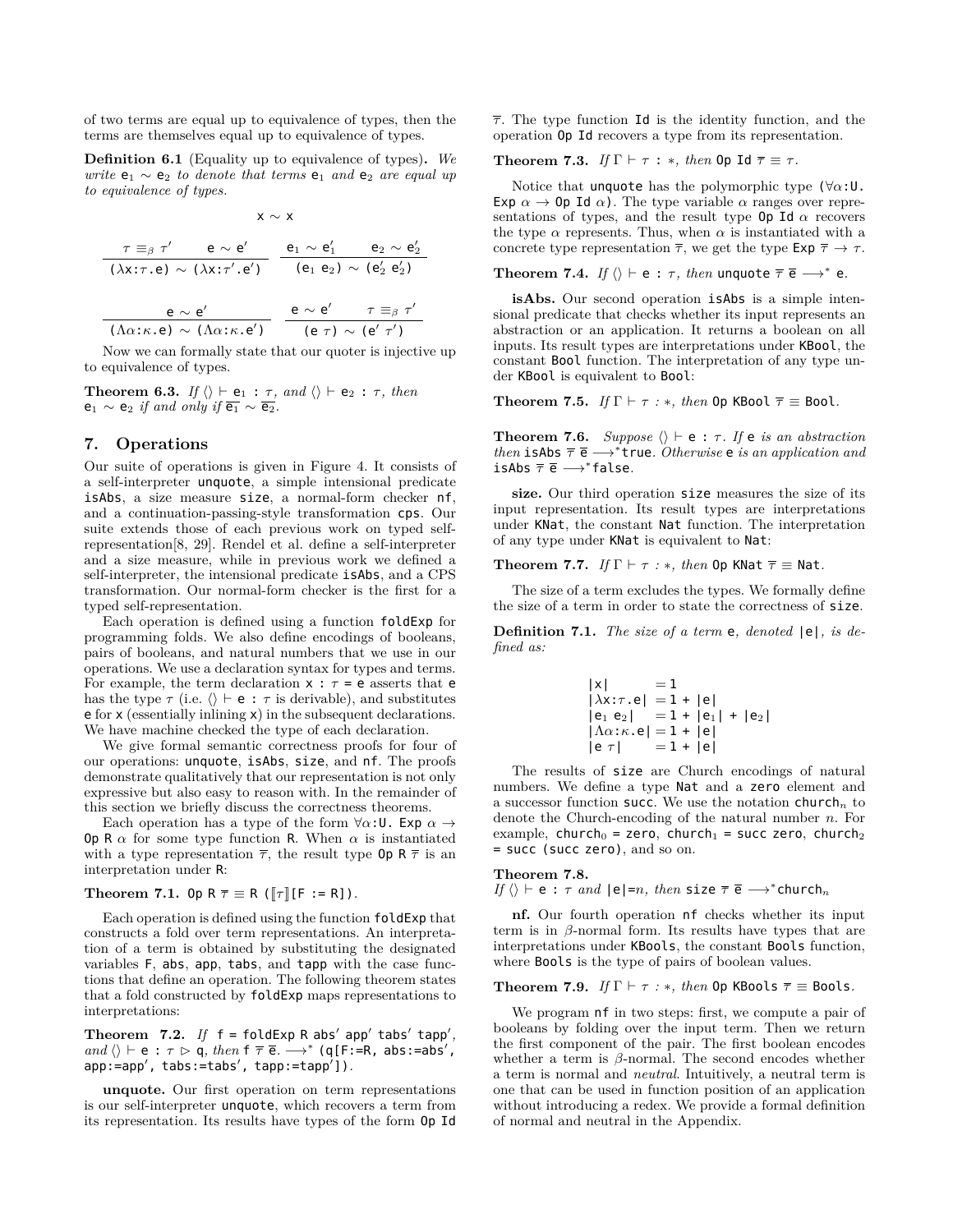of two terms are equal up to equivalence of types, then the terms are themselves equal up to equivalence of types.

**Definition 6.1** (Equality up to equivalence of types)**.** *We write* $\mathsf{e}_1 \sim \mathsf{e}_2$ *to denote that terms* $\mathsf{e}_1$ *and* $\mathsf{e}_2$ *are equal up to equivalence of types.*

$$\mathsf{x} \sim \mathsf{x}$$

$$\frac{\tau \equiv_\beta \tau' \qquad \mathsf{e} \sim \mathsf{e'}}{(\lambda \mathsf{x}{:}\tau.\mathsf{e}) \sim (\lambda \mathsf{x}{:}\tau'.\mathsf{e'})} \qquad \frac{\mathsf{e}_1 \sim \mathsf{e}_1' \qquad \mathsf{e}_2 \sim \mathsf{e}_2'}{(\mathsf{e}_1\ \mathsf{e}_2) \sim (\mathsf{e}_2'\ \mathsf{e}_2')}$$

$$\frac{\mathsf{e} \sim \mathsf{e'}}{(\Lambda\alpha{:}\kappa.\mathsf{e}) \sim (\Lambda\alpha{:}\kappa.\mathsf{e'})} \qquad \frac{\mathsf{e} \sim \mathsf{e'} \qquad \tau \equiv_\beta \tau'}{(\mathsf{e}\ \tau) \sim (\mathsf{e'}\ \tau')}$$

Now we can formally state that our quoter is injective up to equivalence of types.

**Theorem 6.3.** *If* $\langle\rangle \vdash \mathsf{e}_1 : \tau$*, and* $\langle\rangle \vdash \mathsf{e}_2 : \tau$*, then* $\mathsf{e}_1 \sim \mathsf{e}_2$ *if and only if* $\overline{\mathsf{e}_1} \sim \overline{\mathsf{e}_2}$*.*

## 7. Operations

Our suite of operations is given in Figure 4. It consists of a self-interpreter unquote, a simple intensional predicate isAbs, a size measure size, a normal-form checker nf, and a continuation-passing-style transformation cps. Our suite extends those of each previous work on typed self-representation[8, 29]. Rendel et al. define a self-interpreter and a size measure, while in previous work we defined a self-interpreter, the intensional predicate isAbs, and a CPS transformation. Our normal-form checker is the first for a typed self-representation.

Each operation is defined using a function foldExp for programming folds. We also define encodings of booleans, pairs of booleans, and natural numbers that we use in our operations. We use a declaration syntax for types and terms. For example, the term declaration $\mathsf{x} : \tau = \mathsf{e}$ asserts that e has the type $\tau$ (i.e. $\langle\rangle \vdash \mathsf{e} : \tau$ is derivable), and substitutes e for x (essentially inlining x) in the subsequent declarations. We have machine checked the type of each declaration.

We give formal semantic correctness proofs for four of our operations: unquote, isAbs, size, and nf. The proofs demonstrate qualitatively that our representation is not only expressive but also easy to reason with. In the remainder of this section we briefly discuss the correctness theorems.

Each operation has a type of the form $\forall\alpha{:}\mathsf{U}.\ \mathsf{Exp}\ \alpha \to \mathsf{Op}\ \mathsf{R}\ \alpha$ for some type function R. When $\alpha$ is instantiated with a type representation $\overline{\tau}$, the result type $\mathsf{Op}\ \mathsf{R}\ \overline{\tau}$ is an interpretation under R:

**Theorem 7.1.** $\mathsf{Op}\ \mathsf{R}\ \overline{\tau} \equiv \mathsf{R}\ (\llbracket\tau\rrbracket[\mathsf{F} := \mathsf{R}])$.

Each operation is defined using the function foldExp that constructs a fold over term representations. An interpretation of a term is obtained by substituting the designated variables F, abs, app, tabs, and tapp with the case functions that define an operation. The following theorem states that a fold constructed by foldExp maps representations to interpretations:

**Theorem 7.2.** *If* $\mathsf{f} = \mathsf{foldExp}\ \mathsf{R}\ \mathsf{abs'}\ \mathsf{app'}\ \mathsf{tabs'}\ \mathsf{tapp'}$*, and* $\langle\rangle \vdash \mathsf{e} : \tau \rhd \mathsf{q}$*, then* $\mathsf{f}\ \overline{\tau}\ \overline{\mathsf{e}}. \longrightarrow^* (\mathsf{q}[\mathsf{F}{:=}\mathsf{R},\ \mathsf{abs}{:=}\mathsf{abs'},\ \mathsf{app}{:=}\mathsf{app'},\ \mathsf{tabs}{:=}\mathsf{tabs'},\ \mathsf{tapp}{:=}\mathsf{tapp'}])$.

**unquote.** Our first operation on term representations is our self-interpreter unquote, which recovers a term from its representation. Its results have types of the form $\mathsf{Op}\ \mathsf{Id}\ \overline{\tau}$. The type function Id is the identity function, and the operation Op Id recovers a type from its representation.

**Theorem 7.3.** *If* $\Gamma \vdash \tau : *$*, then* $\mathsf{Op}\ \mathsf{Id}\ \overline{\tau} \equiv \tau$*.*

Notice that unquote has the polymorphic type $(\forall\alpha{:}\mathsf{U}.\ \mathsf{Exp}\ \alpha \to \mathsf{Op}\ \mathsf{Id}\ \alpha)$. The type variable $\alpha$ ranges over representations of types, and the result type $\mathsf{Op}\ \mathsf{Id}\ \alpha$ recovers the type $\alpha$ represents. Thus, when $\alpha$ is instantiated with a concrete type representation $\overline{\tau}$, we get the type $\mathsf{Exp}\ \overline{\tau} \to \tau$.

**Theorem 7.4.** *If* $\langle\rangle \vdash \mathsf{e} : \tau$*, then* $\mathsf{unquote}\ \overline{\tau}\ \overline{\mathsf{e}} \longrightarrow^* \mathsf{e}$*.*

**isAbs.** Our second operation isAbs is a simple intensional predicate that checks whether its input represents an abstraction or an application. It returns a boolean on all inputs. Its result types are interpretations under KBool, the constant Bool function. The interpretation of any type under KBool is equivalent to Bool:

**Theorem 7.5.** *If* $\Gamma \vdash \tau : *$*, then* $\mathsf{Op}\ \mathsf{KBool}\ \overline{\tau} \equiv \mathsf{Bool}$*.*

**Theorem 7.6.** *Suppose* $\langle\rangle \vdash \mathsf{e} : \tau$*. If* e *is an abstraction then* $\mathsf{isAbs}\ \overline{\tau}\ \overline{\mathsf{e}} \longrightarrow^* \mathsf{true}$*. Otherwise* e *is an application and* $\mathsf{isAbs}\ \overline{\tau}\ \overline{\mathsf{e}} \longrightarrow^* \mathsf{false}$*.*

**size.** Our third operation size measures the size of its input representation. Its result types are interpretations under KNat, the constant Nat function. The interpretation of any type under KNat is equivalent to Nat:

**Theorem 7.7.** *If* $\Gamma \vdash \tau : *$*, then* $\mathsf{Op}\ \mathsf{KNat}\ \overline{\tau} \equiv \mathsf{Nat}$*.*

The size of a term excludes the types. We formally define the size of a term in order to state the correctness of size.

**Definition 7.1.** *The size of a term* e*, denoted* $|\mathsf{e}|$*, is defined as:*

$$\begin{aligned}
|\mathsf{x}| &= 1\\
|\lambda \mathsf{x}{:}\tau.\mathsf{e}| &= 1 + |\mathsf{e}|\\
|\mathsf{e}_1\ \mathsf{e}_2| &= 1 + |\mathsf{e}_1| + |\mathsf{e}_2|\\
|\Lambda\alpha{:}\kappa.\mathsf{e}| &= 1 + |\mathsf{e}|\\
|\mathsf{e}\ \tau| &= 1 + |\mathsf{e}|
\end{aligned}$$

The results of size are Church encodings of natural numbers. We define a type Nat and a zero element and a successor function succ. We use the notation $\mathsf{church}_n$ to denote the Church-encoding of the natural number $n$. For example, $\mathsf{church}_0$ = zero, $\mathsf{church}_1$ = succ zero, $\mathsf{church}_2$ = succ (succ zero), and so on.

**Theorem 7.8.**
*If* $\langle\rangle \vdash \mathsf{e} : \tau$ *and* $|\mathsf{e}|{=}n$*, then* $\mathsf{size}\ \overline{\tau}\ \overline{\mathsf{e}} \longrightarrow^* \mathsf{church}_n$

**nf.** Our fourth operation nf checks whether its input term is in $\beta$-normal form. Its results have types that are interpretations under KBools, the constant Bools function, where Bools is the type of pairs of boolean values.

**Theorem 7.9.** *If* $\Gamma \vdash \tau : *$*, then* $\mathsf{Op}\ \mathsf{KBools}\ \overline{\tau} \equiv \mathsf{Bools}$*.*

We program nf in two steps: first, we compute a pair of booleans by folding over the input term. Then we return the first component of the pair. The first boolean encodes whether a term is $\beta$-normal. The second encodes whether a term is normal and *neutral*. Intuitively, a neutral term is one that can be used in function position of an application without introducing a redex. We provide a formal definition of normal and neutral in the Appendix.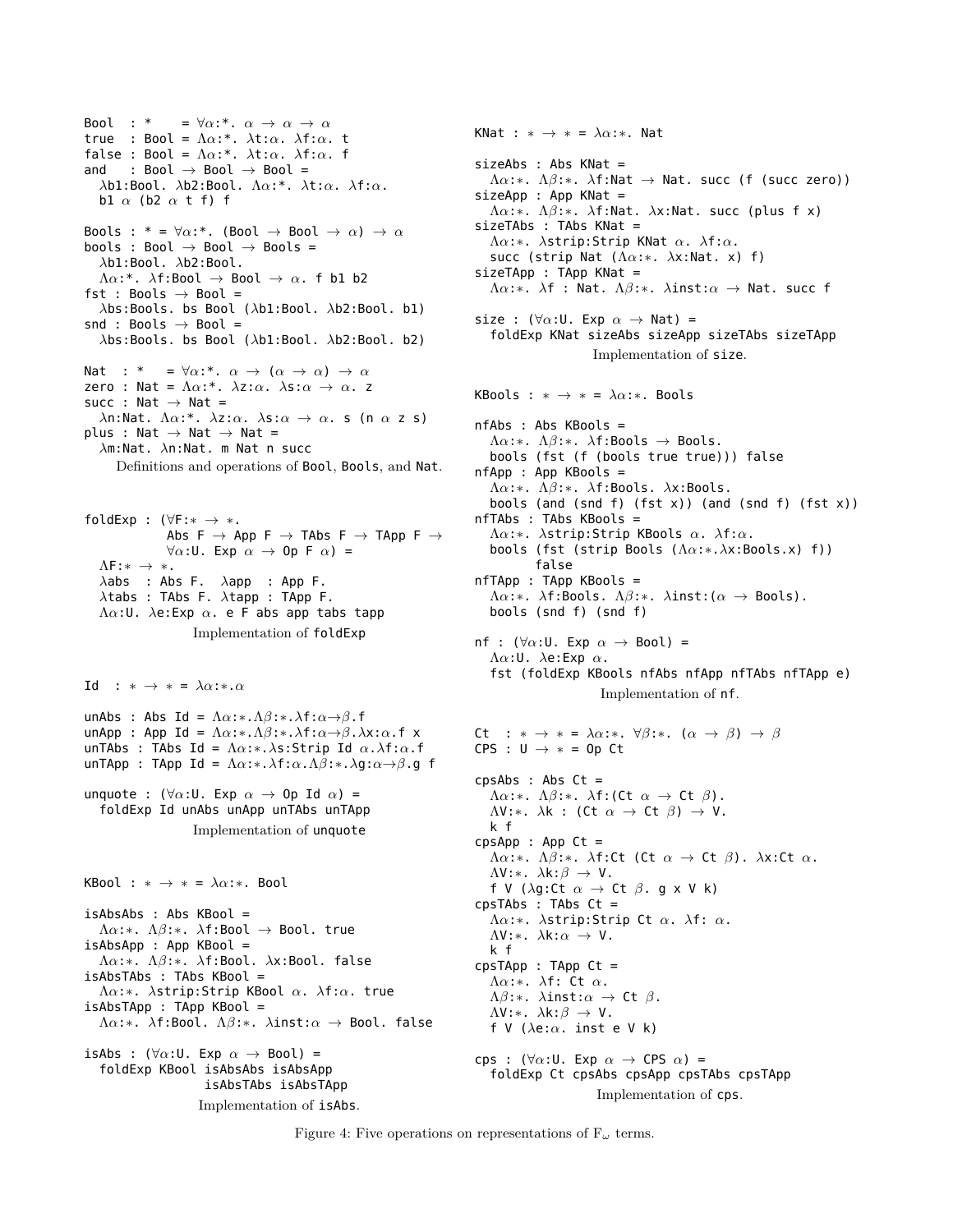```
Bool  : *    = ∀α:*. α → α → α
true  : Bool = Λα:*. λt:α. λf:α. t
false : Bool = Λα:*. λt:α. λf:α. f
and   : Bool → Bool → Bool =
  λb1:Bool. λb2:Bool. Λα:*. λt:α. λf:α.
  b1 α (b2 α t f) f

Bools : * = ∀α:*. (Bool → Bool → α) → α
bools : Bool → Bool → Bools =
  λb1:Bool. λb2:Bool.
  Λα:*. λf:Bool → Bool → α. f b1 b2
fst : Bools → Bool =
  λbs:Bools. bs Bool (λb1:Bool. λb2:Bool. b1)
snd : Bools → Bool =
  λbs:Bools. bs Bool (λb1:Bool. λb2:Bool. b2)

Nat  : *    = ∀α:*. α → (α → α) → α
zero : Nat = Λα:*. λz:α. λs:α → α. z
succ : Nat → Nat =
  λn:Nat. Λα:*. λz:α. λs:α → α. s (n α z s)
plus : Nat → Nat → Nat =
  λm:Nat. λn:Nat. m Nat n succ
```

Definitions and operations of `Bool`, `Bools`, and `Nat`.

```
foldExp : (∀F:* → *.
            Abs F → App F → TAbs F → TApp F →
            ∀α:U. Exp α → Op F α) =
  ΛF:* → *.
  λabs  : Abs F.  λapp  : App F.
  λtabs : TAbs F. λtapp : TApp F.
  Λα:U. λe:Exp α. e F abs app tabs tapp
```

Implementation of `foldExp`

```
Id  : * → * = λα:*.α

unAbs : Abs Id = Λα:*.Λβ:*.λf:α→β.f
unApp : App Id = Λα:*.Λβ:*.λf:α→β.λx:α.f x
unTAbs : TAbs Id = Λα:*.λs:Strip Id α.λf:α.f
unTApp : TApp Id = Λα:*.λf:α.Λβ:*.λg:α→β.g f

unquote : (∀α:U. Exp α → Op Id α) =
  foldExp Id unAbs unApp unTAbs unTApp
```

Implementation of `unquote`

```
KBool : * → * = λα:*. Bool

isAbsAbs : Abs KBool =
  Λα:*. Λβ:*. λf:Bool → Bool. true
isAbsApp : App KBool =
  Λα:*. Λβ:*. λf:Bool. λx:Bool. false
isAbsTAbs : TAbs KBool =
  Λα:*. λstrip:Strip KBool α. λf:α. true
isAbsTApp : TApp KBool =
  Λα:*. λf:Bool. Λβ:*. λinst:α → Bool. false

isAbs : (∀α:U. Exp α → Bool) =
  foldExp KBool isAbsAbs isAbsApp
                isAbsTAbs isAbsTApp
```

Implementation of `isAbs`.

```
KNat : * → * = λα:*. Nat

sizeAbs : Abs KNat =
  Λα:*. Λβ:*. λf:Nat → Nat. succ (f (succ zero))
sizeApp : App KNat =
  Λα:*. Λβ:*. λf:Nat. λx:Nat. succ (plus f x)
sizeTAbs : TAbs KNat =
  Λα:*. λstrip:Strip KNat α. λf:α.
  succ (strip Nat (Λα:*. λx:Nat. x) f)
sizeTApp : TApp KNat =
  Λα:*. λf : Nat. Λβ:*. λinst:α → Nat. succ f

size : (∀α:U. Exp α → Nat) =
  foldExp KNat sizeAbs sizeApp sizeTAbs sizeTApp
```

Implementation of `size`.

```
KBools : * → * = λα:*. Bools

nfAbs : Abs KBools =
  Λα:*. Λβ:*. λf:Bools → Bools.
  bools (fst (f (bools true true))) false
nfApp : App KBools =
  Λα:*. Λβ:*. λf:Bools. λx:Bools.
  bools (and (snd f) (fst x)) (and (snd f) (fst x))
nfTAbs : TAbs KBools =
  Λα:*. λstrip:Strip KBools α. λf:α.
  bools (fst (strip Bools (Λα:*.λx:Bools.x) f))
        false
nfTApp : TApp KBools =
  Λα:*. λf:Bools. Λβ:*. λinst:(α → Bools).
  bools (snd f) (snd f)

nf : (∀α:U. Exp α → Bool) =
  Λα:U. λe:Exp α.
  fst (foldExp KBools nfAbs nfApp nfTAbs nfTApp e)
```

Implementation of `nf`.

```
Ct  : * → * = λα:*. ∀β:*. (α → β) → β
CPS : U → * = Op Ct

cpsAbs : Abs Ct =
  Λα:*. Λβ:*. λf:(Ct α → Ct β).
  ΛV:*. λk : (Ct α → Ct β) → V.
  k f
cpsApp : App Ct =
  Λα:*. Λβ:*. λf:Ct (Ct α → Ct β). λx:Ct α.
  ΛV:*. λk:β → V.
  f V (λg:Ct α → Ct β. g x V k)
cpsTAbs : TAbs Ct =
  Λα:*. λstrip:Strip Ct α. λf: α.
  ΛV:*. λk:α → V.
  k f
cpsTApp : TApp Ct =
  Λα:*. λf: Ct α.
  Λβ:*. λinst:α → Ct β.
  ΛV:*. λk:β → V.
  f V (λe:α. inst e V k)

cps : (∀α:U. Exp α → CPS α) =
  foldExp Ct cpsAbs cpsApp cpsTAbs cpsTApp
```

Implementation of `cps`.

Figure 4: Five operations on representations of $F_\omega$ terms.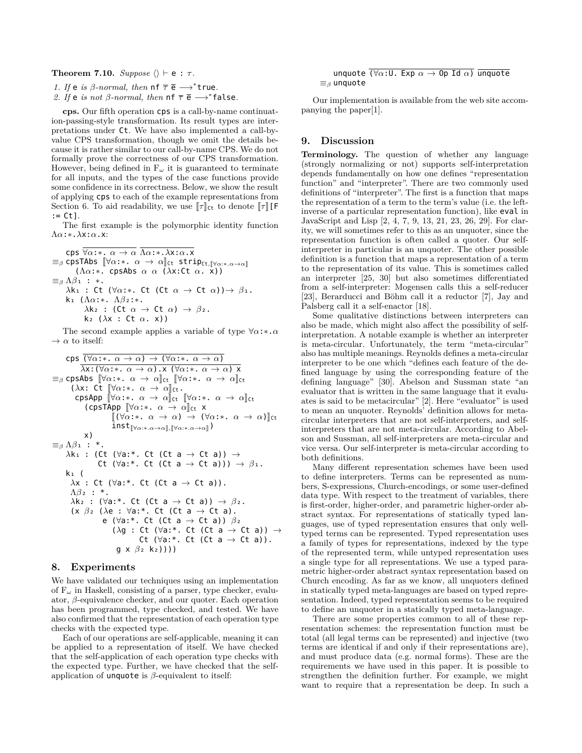**Theorem 7.10.** *Suppose* $\langle\rangle \vdash$ `e` : $\tau$.

1. *If* `e` *is* $\beta$*-normal, then* `nf` $\overline{\tau}$ $\overline{\texttt{e}}$ $\longrightarrow^*$ `true`.
2. *If* `e` *is not* $\beta$*-normal, then* `nf` $\overline{\tau}$ $\overline{\texttt{e}}$ $\longrightarrow^*$ `false`.

**cps.** Our fifth operation `cps` is a call-by-name continuation-passing-style transformation. Its result types are interpretations under `Ct`. We have also implemented a call-by-value CPS transformation, though we omit the details because it is rather similar to our call-by-name CPS. We do not formally prove the correctness of our CPS transformation. However, being defined in $F_\omega$ it is guaranteed to terminate for all inputs, and the types of the case functions provide some confidence in its correctness. Below, we show the result of applying `cps` to each of the example representations from Section 6. To aid readability, we use $[\![\tau]\!]_{\texttt{Ct}}$ to denote $[\![\tau]\!]$`[F := Ct]`.

The first example is the polymorphic identity function $\Lambda\alpha$:∗.$\lambda$x:$\alpha$.x:

```
   cps ∀α:*. α → α  Λα:*.λx:α.x      (both overlined)
≡β cpsTAbs ⟦∀α:*. α → α⟧Ct strip_{Ct,⟦∀α:*.α→α⟧}
     (Λα:*. cpsAbs α α (λx:Ct α. x))
≡β Λβ₁ : *.
     λk₁ : Ct (∀α:*. Ct (Ct α → Ct α))→ β₁.
     k₁ (Λα:*. Λβ₂:*.
           λk₂ : (Ct α → Ct α) → β₂.
           k₂ (λx : Ct α. x))
```

The second example applies a variable of type $\forall\alpha$:∗.$\alpha$ $\to$ $\alpha$ to itself:

```
   cps (∀α:*. α → α) → (∀α:*. α → α)      (overlined)
       λx:(∀α:*. α → α).x (∀α:*. α → α) x      (overlined)
≡β cpsAbs ⟦∀α:*. α → α⟧Ct ⟦∀α:*. α → α⟧Ct
     (λx: Ct ⟦∀α:*. α → α⟧Ct.
       cpsApp ⟦∀α:*. α → α⟧Ct ⟦∀α:*. α → α⟧Ct
         (cpsTApp ⟦∀α:*. α → α⟧Ct x
                 ⟦(∀α:*. α → α) → (∀α:*. α → α)⟧Ct
                 inst_{⟦∀α:*.α→α⟧,⟦∀α:*.α→α⟧})
         x)
≡β Λβ₁ : *.
     λk₁ : (Ct (∀a:*. Ct (Ct a → Ct a)) →
             Ct (∀a:*. Ct (Ct a → Ct a))) → β₁.
     k₁ (
       λx : Ct (∀a:*. Ct (Ct a → Ct a)).
       Λβ₂ : *.
       λk₂ : (∀a:*. Ct (Ct a → Ct a)) → β₂.
       (x β₂ (λe : ∀a:*. Ct (Ct a → Ct a).
              e (∀a:*. Ct (Ct a → Ct a)) β₂
                (λg : Ct (∀a:*. Ct (Ct a → Ct a)) →
                      Ct (∀a:*. Ct (Ct a → Ct a)).
                 g x β₂ k₂))))
```

## 8. Experiments

We have validated our techniques using an implementation of $F_\omega$ in Haskell, consisting of a parser, type checker, evaluator, $\beta$-equivalence checker, and our quoter. Each operation has been programmed, type checked, and tested. We have also confirmed that the representation of each operation type checks with the expected type.

Each of our operations are self-applicable, meaning it can be applied to a representation of itself. We have checked that the self-application of each operation type checks with the expected type. Further, we have checked that the self-application of `unquote` is $\beta$-equivalent to itself:

```
   unquote (∀α:U. Exp α → Op Id α)  unquote      (both overlined)
≡β unquote
```

Our implementation is available from the web site accompanying the paper[1].

## 9. Discussion

**Terminology.** The question of whether any language (strongly normalizing or not) supports self-interpretation depends fundamentally on how one defines "representation function" and "interpreter". There are two commonly used definitions of "interpreter". The first is a function that maps the representation of a term to the term's value (i.e. the left-inverse of a particular representation function), like `eval` in JavaScript and Lisp [2, 4, 7, 9, 13, 21, 23, 26, 29]. For clarity, we will sometimes refer to this as an unquoter, since the representation function is often called a quoter. Our self-interpreter in particular is an unquoter. The other possible definition is a function that maps a representation of a term to the representation of its value. This is sometimes called an interpreter [25, 30] but also sometimes differentiated from a self-interpreter: Mogensen calls this a self-reducer [23], Berarducci and Böhm call it a reductor [7], Jay and Palsberg call it a self-enactor [18].

Some qualitative distinctions between interpreters can also be made, which might also affect the possibility of self-interpretation. A notable example is whether an interpreter is meta-circular. Unfortunately, the term "meta-circular" also has multiple meanings. Reynolds defines a meta-circular interpreter to be one which "defines each feature of the defined language by using the corresponding feature of the defining language" [30]. Abelson and Sussman state "an evaluator that is written in the same language that it evaluates is said to be metacircular" [2]. Here "evaluator" is used to mean an unquoter. Reynolds' definition allows for meta-circular interpreters that are not self-interpreters, and self-interpreters that are not meta-circular. According to Abelson and Sussman, all self-interpreters are meta-circular and vice versa. Our self-interpreter is meta-circular according to both definitions.

Many different representation schemes have been used to define interpreters. Terms can be represented as numbers, S-expressions, Church-encodings, or some user-defined data type. With respect to the treatment of variables, there is first-order, higher-order, and parametric higher-order abstract syntax. For representations of statically typed languages, use of typed representation ensures that only well-typed terms can be represented. Typed representation uses a family of types for representations, indexed by the type of the represented term, while untyped representation uses a single type for all representations. We use a typed parametric higher-order abstract syntax representation based on Church encoding. As far as we know, all unquoters defined in statically typed meta-languages are based on typed representation. Indeed, typed representation seems to be required to define an unquoter in a statically typed meta-language.

There are some properties common to all of these representation schemes: the representation function must be total (all legal terms can be represented) and injective (two terms are identical if and only if their representations are), and must produce data (e.g. normal forms). These are the requirements we have used in this paper. It is possible to strengthen the definition further. For example, we might want to require that a representation be deep. In such a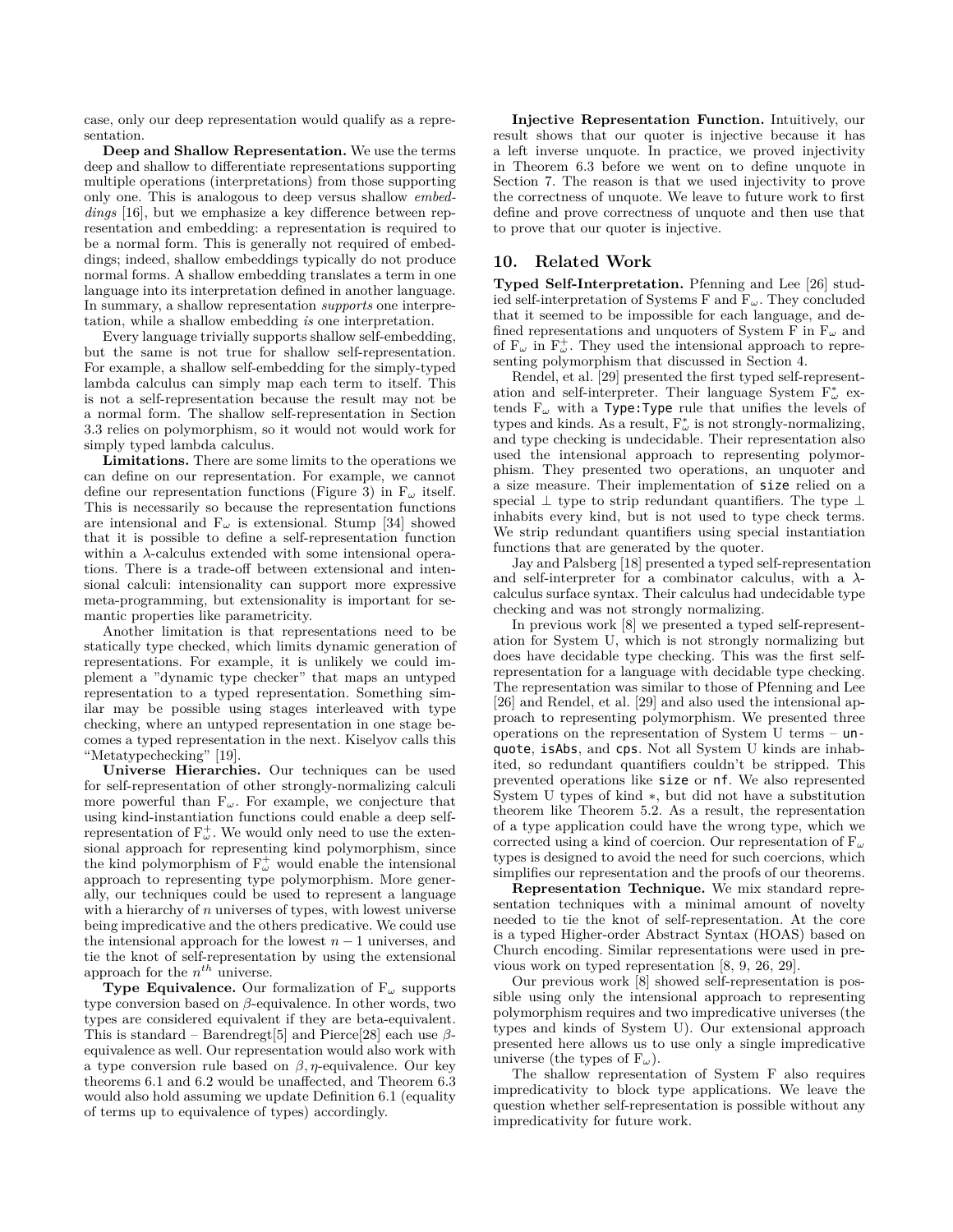case, only our deep representation would qualify as a representation.

**Deep and Shallow Representation.** We use the terms deep and shallow to differentiate representations supporting multiple operations (interpretations) from those supporting only one. This is analogous to deep versus shallow *embeddings* [16], but we emphasize a key difference between representation and embedding: a representation is required to be a normal form. This is generally not required of embeddings; indeed, shallow embeddings typically do not produce normal forms. A shallow embedding translates a term in one language into its interpretation defined in another language. In summary, a shallow representation *supports* one interpretation, while a shallow embedding *is* one interpretation.

Every language trivially supports shallow self-embedding, but the same is not true for shallow self-representation. For example, a shallow self-embedding for the simply-typed lambda calculus can simply map each term to itself. This is not a self-representation because the result may not be a normal form. The shallow self-representation in Section 3.3 relies on polymorphism, so it would not would work for simply typed lambda calculus.

**Limitations.** There are some limits to the operations we can define on our representation. For example, we cannot define our representation functions (Figure 3) in $F_\omega$ itself. This is necessarily so because the representation functions are intensional and $F_\omega$ is extensional. Stump [34] showed that it is possible to define a self-representation function within a $\lambda$-calculus extended with some intensional operations. There is a trade-off between extensional and intensional calculi: intensionality can support more expressive meta-programming, but extensionality is important for semantic properties like parametricity.

Another limitation is that representations need to be statically type checked, which limits dynamic generation of representations. For example, it is unlikely we could implement a "dynamic type checker" that maps an untyped representation to a typed representation. Something similar may be possible using stages interleaved with type checking, where an untyped representation in one stage becomes a typed representation in the next. Kiselyov calls this "Metatypechecking" [19].

**Universe Hierarchies.** Our techniques can be used for self-representation of other strongly-normalizing calculi more powerful than $F_\omega$. For example, we conjecture that using kind-instantiation functions could enable a deep self-representation of $F_\omega^+$. We would only need to use the extensional approach for representing kind polymorphism, since the kind polymorphism of $F_\omega^+$ would enable the intensional approach to representing type polymorphism. More generally, our techniques could be used to represent a language with a hierarchy of $n$ universes of types, with lowest universe being impredicative and the others predicative. We could use the intensional approach for the lowest $n-1$ universes, and tie the knot of self-representation by using the extensional approach for the $n^{th}$ universe.

**Type Equivalence.** Our formalization of $F_\omega$ supports type conversion based on $\beta$-equivalence. In other words, two types are considered equivalent if they are beta-equivalent. This is standard – Barendregt[5] and Pierce[28] each use $\beta$-equivalence as well. Our representation would also work with a type conversion rule based on $\beta,\eta$-equivalence. Our key theorems 6.1 and 6.2 would be unaffected, and Theorem 6.3 would also hold assuming we update Definition 6.1 (equality of terms up to equivalence of types) accordingly.

**Injective Representation Function.** Intuitively, our result shows that our quoter is injective because it has a left inverse unquote. In practice, we proved injectivity in Theorem 6.3 before we went on to define unquote in Section 7. The reason is that we used injectivity to prove the correctness of unquote. We leave to future work to first define and prove correctness of unquote and then use that to prove that our quoter is injective.

## 10. Related Work

**Typed Self-Interpretation.** Pfenning and Lee [26] studied self-interpretation of Systems F and $F_\omega$. They concluded that it seemed to be impossible for each language, and defined representations and unquoters of System F in $F_\omega$ and of $F_\omega$ in $F_\omega^+$. They used the intensional approach to representing polymorphism that discussed in Section 4.

Rendel, et al. [29] presented the first typed self-representation and self-interpreter. Their language System $F_\omega^*$ extends $F_\omega$ with a `Type:Type` rule that unifies the levels of types and kinds. As a result, $F_\omega^*$ is not strongly-normalizing, and type checking is undecidable. Their representation also used the intensional approach to representing polymorphism. They presented two operations, an unquoter and a size measure. Their implementation of `size` relied on a special $\bot$ type to strip redundant quantifiers. The type $\bot$ inhabits every kind, but is not used to type check terms. We strip redundant quantifiers using special instantiation functions that are generated by the quoter.

Jay and Palsberg [18] presented a typed self-representation and self-interpreter for a combinator calculus, with a $\lambda$-calculus surface syntax. Their calculus had undecidable type checking and was not strongly normalizing.

In previous work [8] we presented a typed self-representation for System U, which is not strongly normalizing but does have decidable type checking. This was the first self-representation for a language with decidable type checking. The representation was similar to those of Pfenning and Lee [26] and Rendel, et al. [29] and also used the intensional approach to representing polymorphism. We presented three operations on the representation of System U terms – `unquote`, `isAbs`, and `cps`. Not all System U kinds are inhabited, so redundant quantifiers couldn't be stripped. This prevented operations like `size` or `nf`. We also represented System U types of kind $*$, but did not have a substitution theorem like Theorem 5.2. As a result, the representation of a type application could have the wrong type, which we corrected using a kind of coercion. Our representation of $F_\omega$ types is designed to avoid the need for such coercions, which simplifies our representation and the proofs of our theorems.

**Representation Technique.** We mix standard representation techniques with a minimal amount of novelty needed to tie the knot of self-representation. At the core is a typed Higher-order Abstract Syntax (HOAS) based on Church encoding. Similar representations were used in previous work on typed representation [8, 9, 26, 29].

Our previous work [8] showed self-representation is possible using only the intensional approach to representing polymorphism requires and two impredicative universes (the types and kinds of System U). Our extensional approach presented here allows us to use only a single impredicative universe (the types of $F_\omega$).

The shallow representation of System F also requires impredicativity to block type applications. We leave the question whether self-representation is possible without any impredicativity for future work.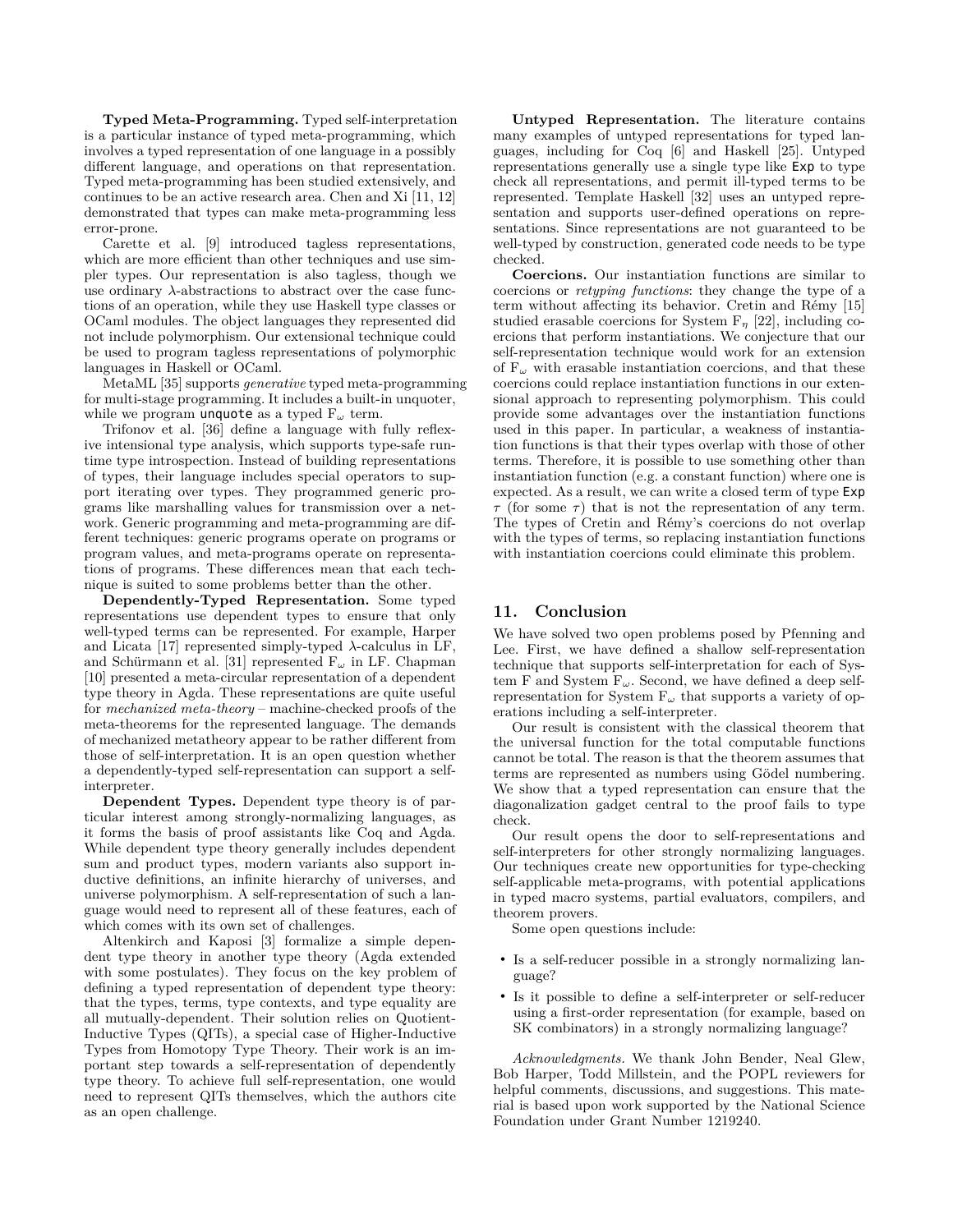**Typed Meta-Programming.** Typed self-interpretation is a particular instance of typed meta-programming, which involves a typed representation of one language in a possibly different language, and operations on that representation. Typed meta-programming has been studied extensively, and continues to be an active research area. Chen and Xi [11, 12] demonstrated that types can make meta-programming less error-prone.

Carette et al. [9] introduced tagless representations, which are more efficient than other techniques and use simpler types. Our representation is also tagless, though we use ordinary $\lambda$-abstractions to abstract over the case functions of an operation, while they use Haskell type classes or OCaml modules. The object languages they represented did not include polymorphism. Our extensional technique could be used to program tagless representations of polymorphic languages in Haskell or OCaml.

MetaML [35] supports *generative* typed meta-programming for multi-stage programming. It includes a built-in unquoter, while we program `unquote` as a typed $F_\omega$ term.

Trifonov et al. [36] define a language with fully reflexive intensional type analysis, which supports type-safe runtime type introspection. Instead of building representations of types, their language includes special operators to support iterating over types. They programmed generic programs like marshalling values for transmission over a network. Generic programming and meta-programming are different techniques: generic programs operate on programs or program values, and meta-programs operate on representations of programs. These differences mean that each technique is suited to some problems better than the other.

**Dependently-Typed Representation.** Some typed representations use dependent types to ensure that only well-typed terms can be represented. For example, Harper and Licata [17] represented simply-typed $\lambda$-calculus in LF, and Schürmann et al. [31] represented $F_\omega$ in LF. Chapman [10] presented a meta-circular representation of a dependent type theory in Agda. These representations are quite useful for *mechanized meta-theory* – machine-checked proofs of the meta-theorems for the represented language. The demands of mechanized metatheory appear to be rather different from those of self-interpretation. It is an open question whether a dependently-typed self-representation can support a self-interpreter.

**Dependent Types.** Dependent type theory is of particular interest among strongly-normalizing languages, as it forms the basis of proof assistants like Coq and Agda. While dependent type theory generally includes dependent sum and product types, modern variants also support inductive definitions, an infinite hierarchy of universes, and universe polymorphism. A self-representation of such a language would need to represent all of these features, each of which comes with its own set of challenges.

Altenkirch and Kaposi [3] formalize a simple dependent type theory in another type theory (Agda extended with some postulates). They focus on the key problem of defining a typed representation of dependent type theory: that the types, terms, type contexts, and type equality are all mutually-dependent. Their solution relies on Quotient-Inductive Types (QITs), a special case of Higher-Inductive Types from Homotopy Type Theory. Their work is an important step towards a self-representation of dependently type theory. To achieve full self-representation, one would need to represent QITs themselves, which the authors cite as an open challenge.

**Untyped Representation.** The literature contains many examples of untyped representations for typed languages, including for Coq [6] and Haskell [25]. Untyped representations generally use a single type like `Exp` to type check all representations, and permit ill-typed terms to be represented. Template Haskell [32] uses an untyped representation and supports user-defined operations on representations. Since representations are not guaranteed to be well-typed by construction, generated code needs to be type checked.

**Coercions.** Our instantiation functions are similar to coercions or *retyping functions*: they change the type of a term without affecting its behavior. Cretin and Rémy [15] studied erasable coercions for System $F_\eta$ [22], including coercions that perform instantiations. We conjecture that our self-representation technique would work for an extension of $F_\omega$ with erasable instantiation coercions, and that these coercions could replace instantiation functions in our extensional approach to representing polymorphism. This could provide some advantages over the instantiation functions used in this paper. In particular, a weakness of instantiation functions is that their types overlap with those of other terms. Therefore, it is possible to use something other than instantiation function (e.g. a constant function) where one is expected. As a result, we can write a closed term of type `Exp` $\tau$ (for some $\tau$) that is not the representation of any term. The types of Cretin and Rémy's coercions do not overlap with the types of terms, so replacing instantiation functions with instantiation coercions could eliminate this problem.

## 11. Conclusion

We have solved two open problems posed by Pfenning and Lee. First, we have defined a shallow self-representation technique that supports self-interpretation for each of System F and System $F_\omega$. Second, we have defined a deep self-representation for System $F_\omega$ that supports a variety of operations including a self-interpreter.

Our result is consistent with the classical theorem that the universal function for the total computable functions cannot be total. The reason is that the theorem assumes that terms are represented as numbers using Gödel numbering. We show that a typed representation can ensure that the diagonalization gadget central to the proof fails to type check.

Our result opens the door to self-representations and self-interpreters for other strongly normalizing languages. Our techniques create new opportunities for type-checking self-applicable meta-programs, with potential applications in typed macro systems, partial evaluators, compilers, and theorem provers.

Some open questions include:

- Is a self-reducer possible in a strongly normalizing language?
- Is it possible to define a self-interpreter or self-reducer using a first-order representation (for example, based on SK combinators) in a strongly normalizing language?

*Acknowledgments.* We thank John Bender, Neal Glew, Bob Harper, Todd Millstein, and the POPL reviewers for helpful comments, discussions, and suggestions. This material is based upon work supported by the National Science Foundation under Grant Number 1219240.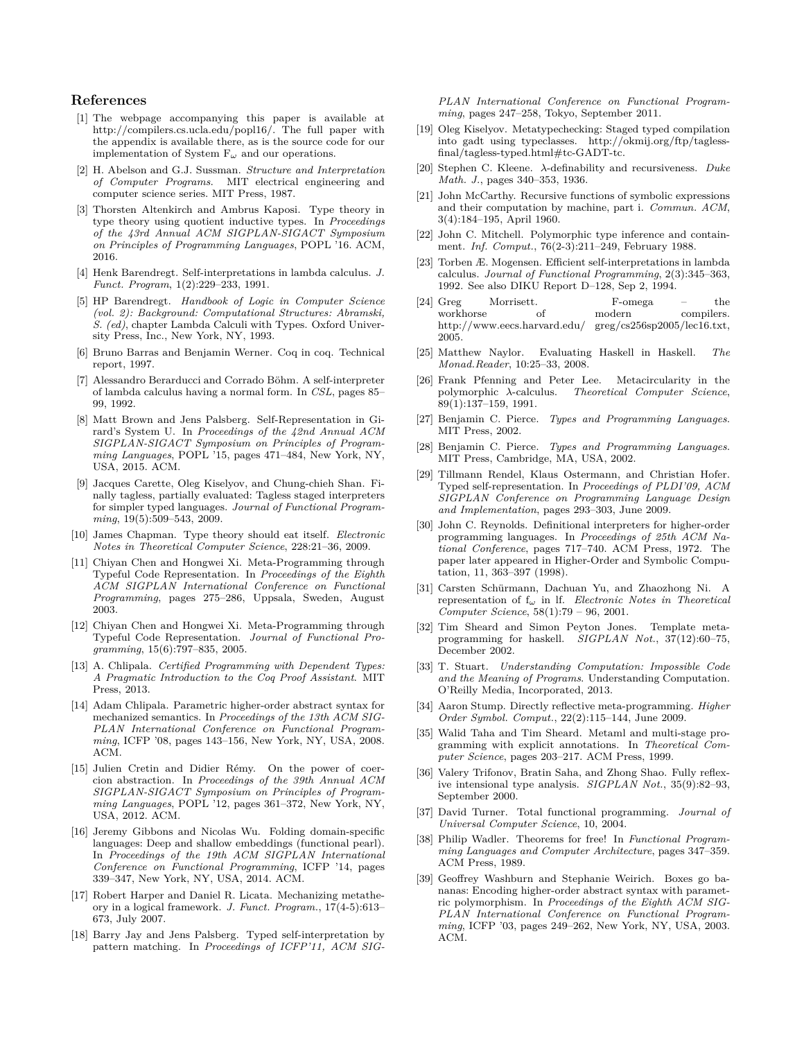## References

[1] The webpage accompanying this paper is available at http://compilers.cs.ucla.edu/popl16/. The full paper with the appendix is available there, as is the source code for our implementation of System $F_\omega$ and our operations.

[2] H. Abelson and G.J. Sussman. *Structure and Interpretation of Computer Programs*. MIT electrical engineering and computer science series. MIT Press, 1987.

[3] Thorsten Altenkirch and Ambrus Kaposi. Type theory in type theory using quotient inductive types. In *Proceedings of the 43rd Annual ACM SIGPLAN-SIGACT Symposium on Principles of Programming Languages*, POPL '16. ACM, 2016.

[4] Henk Barendregt. Self-interpretations in lambda calculus. *J. Funct. Program*, 1(2):229–233, 1991.

[5] HP Barendregt. *Handbook of Logic in Computer Science (vol. 2): Background: Computational Structures: Abramski, S. (ed)*, chapter Lambda Calculi with Types. Oxford University Press, Inc., New York, NY, 1993.

[6] Bruno Barras and Benjamin Werner. Coq in coq. Technical report, 1997.

[7] Alessandro Berarducci and Corrado Böhm. A self-interpreter of lambda calculus having a normal form. In *CSL*, pages 85–99, 1992.

[8] Matt Brown and Jens Palsberg. Self-Representation in Girard's System U. In *Proceedings of the 42nd Annual ACM SIGPLAN-SIGACT Symposium on Principles of Programming Languages*, POPL '15, pages 471–484, New York, NY, USA, 2015. ACM.

[9] Jacques Carette, Oleg Kiselyov, and Chung-chieh Shan. Finally tagless, partially evaluated: Tagless staged interpreters for simpler typed languages. *Journal of Functional Programming*, 19(5):509–543, 2009.

[10] James Chapman. Type theory should eat itself. *Electronic Notes in Theoretical Computer Science*, 228:21–36, 2009.

[11] Chiyan Chen and Hongwei Xi. Meta-Programming through Typeful Code Representation. In *Proceedings of the Eighth ACM SIGPLAN International Conference on Functional Programming*, pages 275–286, Uppsala, Sweden, August 2003.

[12] Chiyan Chen and Hongwei Xi. Meta-Programming through Typeful Code Representation. *Journal of Functional Programming*, 15(6):797–835, 2005.

[13] A. Chlipala. *Certified Programming with Dependent Types: A Pragmatic Introduction to the Coq Proof Assistant*. MIT Press, 2013.

[14] Adam Chlipala. Parametric higher-order abstract syntax for mechanized semantics. In *Proceedings of the 13th ACM SIGPLAN International Conference on Functional Programming*, ICFP '08, pages 143–156, New York, NY, USA, 2008. ACM.

[15] Julien Cretin and Didier Rémy. On the power of coercion abstraction. In *Proceedings of the 39th Annual ACM SIGPLAN-SIGACT Symposium on Principles of Programming Languages*, POPL '12, pages 361–372, New York, NY, USA, 2012. ACM.

[16] Jeremy Gibbons and Nicolas Wu. Folding domain-specific languages: Deep and shallow embeddings (functional pearl). In *Proceedings of the 19th ACM SIGPLAN International Conference on Functional Programming*, ICFP '14, pages 339–347, New York, NY, USA, 2014. ACM.

[17] Robert Harper and Daniel R. Licata. Mechanizing metatheory in a logical framework. *J. Funct. Program.*, 17(4-5):613–673, July 2007.

[18] Barry Jay and Jens Palsberg. Typed self-interpretation by pattern matching. In *Proceedings of ICFP'11, ACM SIGPLAN International Conference on Functional Programming*, pages 247–258, Tokyo, September 2011.

[19] Oleg Kiselyov. Metatypechecking: Staged typed compilation into gadt using typeclasses. http://okmij.org/ftp/tagless-final/tagless-typed.html#tc-GADT-tc.

[20] Stephen C. Kleene. λ-definability and recursiveness. *Duke Math. J.*, pages 340–353, 1936.

[21] John McCarthy. Recursive functions of symbolic expressions and their computation by machine, part i. *Commun. ACM*, 3(4):184–195, April 1960.

[22] John C. Mitchell. Polymorphic type inference and containment. *Inf. Comput.*, 76(2-3):211–249, February 1988.

[23] Torben Æ. Mogensen. Efficient self-interpretations in lambda calculus. *Journal of Functional Programming*, 2(3):345–363, 1992. See also DIKU Report D–128, Sep 2, 1994.

[24] Greg Morrisett. F-omega – the workhorse of modern compilers. http://www.eecs.harvard.edu/ greg/cs256sp2005/lec16.txt, 2005.

[25] Matthew Naylor. Evaluating Haskell in Haskell. *The Monad.Reader*, 10:25–33, 2008.

[26] Frank Pfenning and Peter Lee. Metacircularity in the polymorphic λ-calculus. *Theoretical Computer Science*, 89(1):137–159, 1991.

[27] Benjamin C. Pierce. *Types and Programming Languages*. MIT Press, 2002.

[28] Benjamin C. Pierce. *Types and Programming Languages*. MIT Press, Cambridge, MA, USA, 2002.

[29] Tillmann Rendel, Klaus Ostermann, and Christian Hofer. Typed self-representation. In *Proceedings of PLDI'09, ACM SIGPLAN Conference on Programming Language Design and Implementation*, pages 293–303, June 2009.

[30] John C. Reynolds. Definitional interpreters for higher-order programming languages. In *Proceedings of 25th ACM National Conference*, pages 717–740. ACM Press, 1972. The paper later appeared in Higher-Order and Symbolic Computation, 11, 363–397 (1998).

[31] Carsten Schürmann, Dachuan Yu, and Zhaozhong Ni. A representation of $f_\omega$ in lf. *Electronic Notes in Theoretical Computer Science*, 58(1):79 – 96, 2001.

[32] Tim Sheard and Simon Peyton Jones. Template metaprogramming for haskell. *SIGPLAN Not.*, 37(12):60–75, December 2002.

[33] T. Stuart. *Understanding Computation: Impossible Code and the Meaning of Programs*. Understanding Computation. O'Reilly Media, Incorporated, 2013.

[34] Aaron Stump. Directly reflective meta-programming. *Higher Order Symbol. Comput.*, 22(2):115–144, June 2009.

[35] Walid Taha and Tim Sheard. Metaml and multi-stage programming with explicit annotations. In *Theoretical Computer Science*, pages 203–217. ACM Press, 1999.

[36] Valery Trifonov, Bratin Saha, and Zhong Shao. Fully reflexive intensional type analysis. *SIGPLAN Not.*, 35(9):82–93, September 2000.

[37] David Turner. Total functional programming. *Journal of Universal Computer Science*, 10, 2004.

[38] Philip Wadler. Theorems for free! In *Functional Programming Languages and Computer Architecture*, pages 347–359. ACM Press, 1989.

[39] Geoffrey Washburn and Stephanie Weirich. Boxes go bananas: Encoding higher-order abstract syntax with parametric polymorphism. In *Proceedings of the Eighth ACM SIGPLAN International Conference on Functional Programming*, ICFP '03, pages 249–262, New York, NY, USA, 2003. ACM.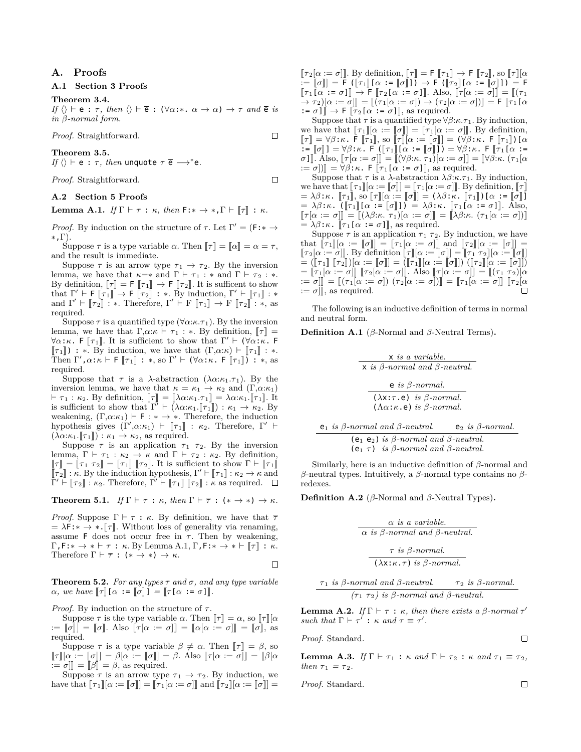# A. Proofs

## A.1 Section 3 Proofs

**Theorem 3.4.**
*If* $\langle\rangle \vdash \mathtt{e} : \tau$*, then* $\langle\rangle \vdash \overline{\mathtt{e}} : (\forall\alpha{:}{*}.\ \alpha \to \alpha) \to \tau$ *and* $\overline{\mathtt{e}}$ *is in* $\beta$*-normal form.*

*Proof.* Straightforward. □

**Theorem 3.5.**
*If* $\langle\rangle \vdash \mathtt{e} : \tau$*, then* $\mathtt{unquote}\ \tau\ \overline{\mathtt{e}} \longrightarrow^{*} \mathtt{e}$.

*Proof.* Straightforward. □

## A.2 Section 5 Proofs

**Lemma A.1.** *If* $\Gamma \vdash \tau : \kappa$*, then* $\mathtt{F}{:}{*} \to {*},\Gamma \vdash [\![\tau]\!] : \kappa$.

*Proof.* By induction on the structure of $\tau$. Let $\Gamma' = (\mathtt{F}{:}{*} \to {*},\Gamma)$.

Suppose $\tau$ is a type variable $\alpha$. Then $[\![\tau]\!] = [\![\alpha]\!] = \alpha = \tau$, and the result is immediate.

Suppose $\tau$ is an arrow type $\tau_1 \to \tau_2$. By the inversion lemma, we have that $\kappa{=}{*}$ and $\Gamma \vdash \tau_1 : *$ and $\Gamma \vdash \tau_2 : *$. By definition, $[\![\tau]\!] = \mathtt{F}\ [\![\tau_1]\!] \to \mathtt{F}\ [\![\tau_2]\!]$. It is sufficent to show that $\Gamma' \vdash \mathtt{F}\ [\![\tau_1]\!] \to \mathtt{F}\ [\![\tau_2]\!] : *$. By induction, $\Gamma' \vdash [\![\tau_1]\!] : *$ and $\Gamma' \vdash [\![\tau_2]\!] : *$. Therefore, $\Gamma' \vdash \mathrm{F}\ [\![\tau_1]\!] \to \mathrm{F}\ [\![\tau_2]\!] : *$, as required.

Suppose $\tau$ is a quantified type $(\forall\alpha{:}\kappa.\tau_1)$. By the inversion lemma, we have that $\Gamma,\alpha{:}\kappa \vdash \tau_1 : *$. By definition, $[\![\tau]\!] = \forall\alpha{:}\kappa.\ \mathtt{F}\ [\![\tau_1]\!]$. It is sufficient to show that $\Gamma' \vdash (\forall\alpha{:}\kappa.\ \mathtt{F}\ [\![\tau_1]\!]) : *$. By induction, we have that $(\Gamma,\alpha{:}\kappa) \vdash [\![\tau_1]\!] : *$. Then $\Gamma',\alpha{:}\kappa \vdash \mathtt{F}\ [\![\tau_1]\!] : *$, so $\Gamma' \vdash (\forall\alpha{:}\kappa.\ \mathtt{F}\ [\![\tau_1]\!]) : *$, as required.

Suppose that $\tau$ is a $\lambda$-abstraction $(\lambda\alpha{:}\kappa_1.\tau_1)$. By the inversion lemma, we have that $\kappa = \kappa_1 \to \kappa_2$ and $(\Gamma,\alpha{:}\kappa_1) \vdash \tau_1 : \kappa_2$. By definition, $[\![\tau]\!] = [\![\lambda\alpha{:}\kappa_1.\tau_1]\!] = \lambda\alpha{:}\kappa_1.[\![\tau_1]\!]$. It is sufficient to show that $\Gamma' \vdash (\lambda\alpha{:}\kappa_1.[\![\tau_1]\!]) : \kappa_1 \to \kappa_2$. By weakening, $(\Gamma,\alpha{:}\kappa_1) \vdash \mathtt{F} : * \to *$. Therefore, the induction hypothesis gives $(\Gamma',\alpha{:}\kappa_1) \vdash [\![\tau_1]\!] : \kappa_2$. Therefore, $\Gamma' \vdash (\lambda\alpha{:}\kappa_1.[\![\tau_1]\!]) : \kappa_1 \to \kappa_2$, as required.

Suppose $\tau$ is an application $\tau_1\ \tau_2$. By the inversion lemma, $\Gamma \vdash \tau_1 : \kappa_2 \to \kappa$ and $\Gamma \vdash \tau_2 : \kappa_2$. By definition, $[\![\tau]\!] = [\![\tau_1\ \tau_2]\!] = [\![\tau_1]\!]\ [\![\tau_2]\!]$. It is sufficient to show $\Gamma \vdash [\![\tau_1]\!]\ [\![\tau_2]\!] : \kappa$. By the induction hypothesis, $\Gamma' \vdash [\![\tau_1]\!] : \kappa_2 \to \kappa$ and $\Gamma' \vdash [\![\tau_2]\!] : \kappa_2$. Therefore, $\Gamma' \vdash [\![\tau_1]\!]\ [\![\tau_2]\!] : \kappa$ as required. □

**Theorem 5.1.** *If* $\Gamma \vdash \tau : \kappa$*, then* $\Gamma \vdash \overline{\tau} : (* \to *) \to \kappa$.

*Proof.* Suppose $\Gamma \vdash \tau : \kappa$. By definition, we have that $\overline{\tau} = \lambda\mathtt{F}{:}{*} \to {*}.[\![\tau]\!]$. Without loss of generality via renaming, assume $\mathtt{F}$ does not occur free in $\tau$. Then by weakening, $\Gamma,\mathtt{F}{:}{*} \to * \vdash \tau : \kappa$. By Lemma A.1, $\Gamma,\mathtt{F}{:}{*} \to * \vdash [\![\tau]\!] : \kappa$. Therefore $\Gamma \vdash \overline{\tau} : (* \to *) \to \kappa$. □

**Theorem 5.2.** *For any types* $\tau$ *and* $\sigma$*, and any type variable* $\alpha$*, we have* $[\![\tau]\!][\alpha := [\![\sigma]\!]] = [\![\tau[\alpha := \sigma]]\!]$.

*Proof.* By induction on the structure of $\tau$.

Suppose $\tau$ is the type variable $\alpha$. Then $[\![\tau]\!] = \alpha$, so $[\![\tau]\!][\alpha := [\![\sigma]\!]] = [\![\sigma]\!]$. Also $[\![\tau[\alpha := \sigma]]\!] = [\![\alpha[\alpha := \sigma]]\!] = [\![\sigma]\!]$, as required.

Suppose $\tau$ is a type variable $\beta \neq \alpha$. Then $[\![\tau]\!] = \beta$, so $[\![\tau]\!][\alpha := [\![\sigma]\!]] = \beta[\alpha := [\![\sigma]\!]] = \beta$. Also $[\![\tau[\alpha := \sigma]]\!] = [\![\beta[\alpha := \sigma]]\!] = [\![\beta]\!] = \beta$, as required.

Suppose $\tau$ is an arrow type $\tau_1 \to \tau_2$. By induction, we have that $[\![\tau_1]\!][\alpha := [\![\sigma]\!]] = [\![\tau_1[\alpha := \sigma]]\!]$ and $[\![\tau_2]\!][\alpha := [\![\sigma]\!]] = [\![\tau_2[\alpha := \sigma]]\!]$. By definition, $[\![\tau]\!] = \mathtt{F}\ [\![\tau_1]\!] \to \mathtt{F}\ [\![\tau_2]\!]$, so $[\![\tau]\!][\alpha := [\![\sigma]\!]] = \mathtt{F}\ ([\![\tau_1]\!][\alpha := [\![\sigma]\!]]) \to \mathtt{F}\ ([\![\tau_2]\!][\alpha := [\![\sigma]\!]]) = \mathtt{F}\ [\![\tau_1[\alpha := \sigma]]\!] \to \mathtt{F}\ [\![\tau_2[\alpha := \sigma]]\!]$. Also, $[\![\tau[\alpha := \sigma]]\!] = [\![(\tau_1 \to \tau_2)[\alpha := \sigma]]\!] = [\![(\tau_1[\alpha := \sigma]) \to (\tau_2[\alpha := \sigma])]\!] = \mathtt{F}\ [\![\tau_1[\alpha := \sigma]]\!] \to \mathtt{F}\ [\![\tau_2[\alpha := \sigma]]\!]$, as required.

Suppose that $\tau$ is a quantified type $\forall\beta{:}\kappa.\tau_1$. By induction, we have that $[\![\tau_1]\!][\alpha := [\![\sigma]\!]] = [\![\tau_1[\alpha := \sigma]]\!]$. By definition, $[\![\tau]\!] = \forall\beta{:}\kappa.\ \mathtt{F}\ [\![\tau_1]\!]$, so $[\![\tau]\!][\alpha := [\![\sigma]\!]] = (\forall\beta{:}\kappa.\ \mathtt{F}\ [\![\tau_1]\!])[\alpha := [\![\sigma]\!]] = \forall\beta{:}\kappa.\ \mathtt{F}\ ([\![\tau_1]\!][\alpha := [\![\sigma]\!]]) = \forall\beta{:}\kappa.\ \mathtt{F}\ [\![\tau_1[\alpha := \sigma]]\!]$. Also, $[\![\tau[\alpha := \sigma]]\!] = [\![(\forall\beta{:}\kappa.\ \tau_1)[\alpha := \sigma]]\!] = [\![\forall\beta{:}\kappa.\ (\tau_1[\alpha := \sigma])]\!] = \forall\beta{:}\kappa.\ \mathtt{F}\ [\![\tau_1[\alpha := \sigma]]\!]$, as required.

Suppose that $\tau$ is a $\lambda$-abstraction $\lambda\beta{:}\kappa.\tau_1$. By induction, we have that $[\![\tau_1]\!][\alpha := [\![\sigma]\!]] = [\![\tau_1[\alpha := \sigma]]\!]$. By definition, $[\![\tau]\!] = \lambda\beta{:}\kappa.\ [\![\tau_1]\!]$, so $[\![\tau]\!][\alpha := [\![\sigma]\!]] = (\lambda\beta{:}\kappa.\ [\![\tau_1]\!])[\alpha := [\![\sigma]\!]] = \lambda\beta{:}\kappa.\ ([\![\tau_1]\!][\alpha := [\![\sigma]\!]]) = \lambda\beta{:}\kappa.\ [\![\tau_1[\alpha := \sigma]]\!]$. Also, $[\![\tau[\alpha := \sigma]]\!] = [\![(\lambda\beta{:}\kappa.\ \tau_1)[\alpha := \sigma]]\!] = [\![\lambda\beta{:}\kappa.\ (\tau_1[\alpha := \sigma])]\!] = \lambda\beta{:}\kappa.\ [\![\tau_1[\alpha := \sigma]]\!]$, as required.

Suppose $\tau$ is an application $\tau_1\ \tau_2$. By induction, we have that $[\![\tau_1]\!][\alpha := [\![\sigma]\!]] = [\![\tau_1[\alpha := \sigma]]\!]$ and $[\![\tau_2]\!][\alpha := [\![\sigma]\!]] = [\![\tau_2[\alpha := \sigma]]\!]$. By definition $[\![\tau]\!][\alpha := [\![\sigma]\!]] = [\![\tau_1\ \tau_2]\!][\alpha := [\![\sigma]\!]] = ([\![\tau_1]\!]\ [\![\tau_2]\!])[\alpha := [\![\sigma]\!]] = ([\![\tau_1]\!][\alpha := [\![\sigma]\!]])\ ([\![\tau_2]\!][\alpha := [\![\sigma]\!]]) = [\![\tau_1[\alpha := \sigma]]\!]\ [\![\tau_2[\alpha := \sigma]]\!]$. Also $[\![\tau[\alpha := \sigma]]\!] = [\![(\tau_1\ \tau_2)[\alpha := \sigma]]\!] = [\![(\tau_1[\alpha := \sigma])\ (\tau_2[\alpha := \sigma])]\!] = [\![\tau_1[\alpha := \sigma]]\!]\ [\![\tau_2[\alpha := \sigma]]\!]$, as required. □

The following is an inductive definition of terms in normal and neutral form.

**Definition A.1** ($\beta$-Normal and $\beta$-Neutral Terms)**.**

$$\frac{\mathtt{x}\ \textit{is a variable.}}{\mathtt{x}\ \textit{is}\ \beta\textit{-normal and}\ \beta\textit{-neutral.}}$$

$$\frac{\mathtt{e}\ \textit{is}\ \beta\textit{-normal.}}{\begin{array}{c}(\lambda\mathtt{x}{:}\tau.\mathtt{e})\ \textit{is}\ \beta\textit{-normal.}\\ (\Lambda\alpha{:}\kappa.\mathtt{e})\ \textit{is}\ \beta\textit{-normal.}\end{array}}$$

$$\frac{\mathtt{e}_1\ \textit{is}\ \beta\textit{-normal and}\ \beta\textit{-neutral.}\qquad \mathtt{e}_2\ \textit{is}\ \beta\textit{-normal.}}{\begin{array}{c}(\mathtt{e}_1\ \mathtt{e}_2)\ \textit{is}\ \beta\textit{-normal and}\ \beta\textit{-neutral.}\\ (\mathtt{e}_1\ \tau)\ \textit{is}\ \beta\textit{-normal and}\ \beta\textit{-neutral.}\end{array}}$$

Similarly, here is an inductive definition of $\beta$-normal and $\beta$-neutral types. Intuitively, a $\beta$-normal type contains no $\beta$-redexes.

**Definition A.2** ($\beta$-Normal and $\beta$-Neutral Types)**.**

$$\frac{\alpha\ \textit{is a variable.}}{\alpha\ \textit{is}\ \beta\textit{-normal and}\ \beta\textit{-neutral.}}$$

$$\frac{\tau\ \textit{is}\ \beta\textit{-normal.}}{(\lambda\mathtt{x}{:}\kappa.\tau)\ \textit{is}\ \beta\textit{-normal.}}$$

$$\frac{\tau_1\ \textit{is}\ \beta\textit{-normal and}\ \beta\textit{-neutral.}\qquad \tau_2\ \textit{is}\ \beta\textit{-normal.}}{(\tau_1\ \tau_2)\ \textit{is}\ \beta\textit{-normal and}\ \beta\textit{-neutral.}}$$

**Lemma A.2.** *If* $\Gamma \vdash \tau : \kappa$*, then there exists a* $\beta$*-normal* $\tau'$ *such that* $\Gamma \vdash \tau' : \kappa$ *and* $\tau \equiv \tau'$.

*Proof.* Standard. □

**Lemma A.3.** *If* $\Gamma \vdash \tau_1 : \kappa$ *and* $\Gamma \vdash \tau_2 : \kappa$ *and* $\tau_1 \equiv \tau_2$*, then* $\tau_1 = \tau_2$.

*Proof.* Standard. □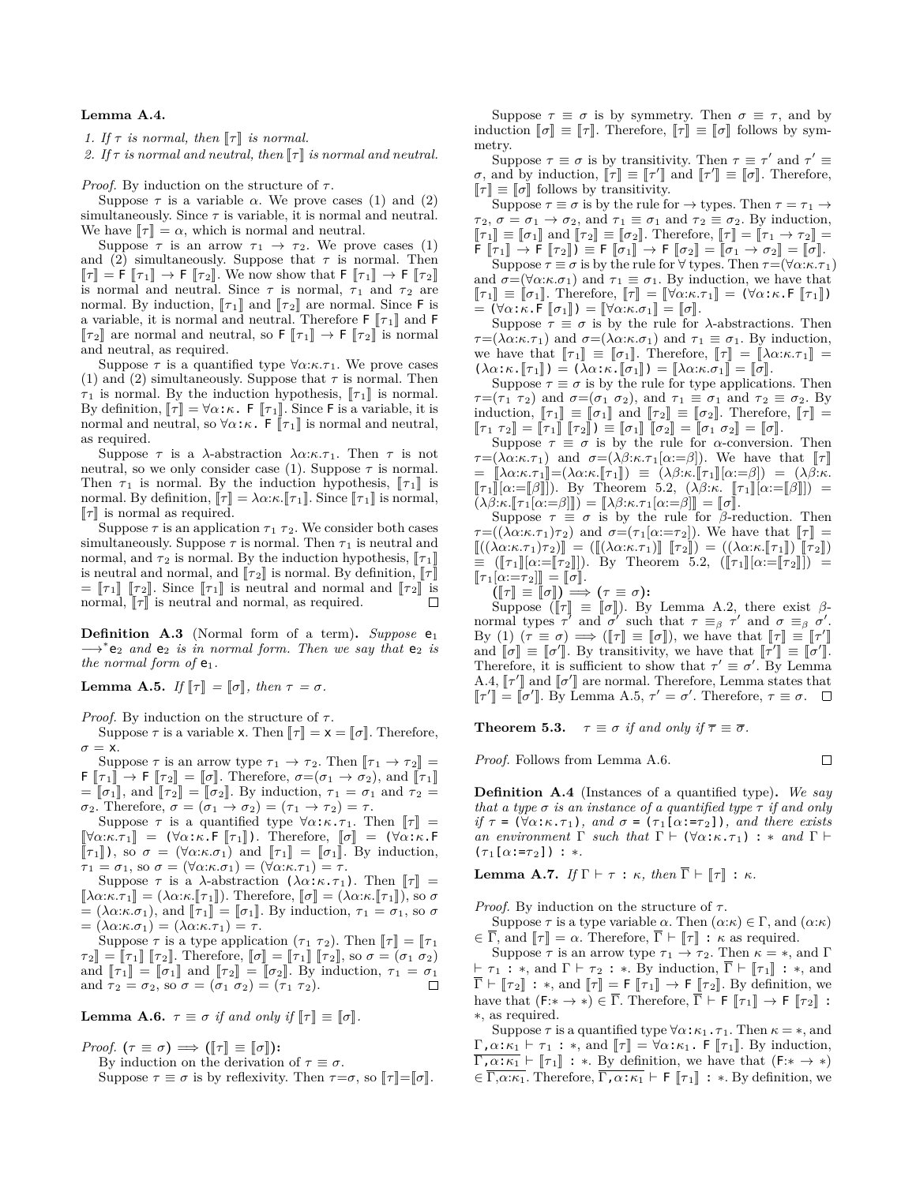**Lemma A.4.**

1. *If $\tau$ is normal, then $[\![\tau]\!]$ is normal.*
2. *If $\tau$ is normal and neutral, then $[\![\tau]\!]$ is normal and neutral.*

*Proof.* By induction on the structure of $\tau$.

Suppose $\tau$ is a variable $\alpha$. We prove cases (1) and (2) simultaneously. Since $\tau$ is variable, it is normal and neutral. We have $[\![\tau]\!] = \alpha$, which is normal and neutral.

Suppose $\tau$ is an arrow $\tau_1 \to \tau_2$. We prove cases (1) and (2) simultaneously. Suppose that $\tau$ is normal. Then $[\![\tau]\!] = \mathsf{F}\ [\![\tau_1]\!] \to \mathsf{F}\ [\![\tau_2]\!]$. We now show that $\mathsf{F}\ [\![\tau_1]\!] \to \mathsf{F}\ [\![\tau_2]\!]$ is normal and neutral. Since $\tau$ is normal, $\tau_1$ and $\tau_2$ are normal. By induction, $[\![\tau_1]\!]$ and $[\![\tau_2]\!]$ are normal. Since $\mathsf{F}$ is a variable, it is normal and neutral. Therefore $\mathsf{F}\ [\![\tau_1]\!]$ and $\mathsf{F}\ [\![\tau_2]\!]$ are normal and neutral, so $\mathsf{F}\ [\![\tau_1]\!] \to \mathsf{F}\ [\![\tau_2]\!]$ is normal and neutral, as required.

Suppose $\tau$ is a quantified type $\forall\alpha{:}\kappa.\tau_1$. We prove cases (1) and (2) simultaneously. Suppose that $\tau$ is normal. Then $\tau_1$ is normal. By the induction hypothesis, $[\![\tau_1]\!]$ is normal. By definition, $[\![\tau]\!] = \forall\alpha{:}\kappa.\ \mathsf{F}\ [\![\tau_1]\!]$. Since $\mathsf{F}$ is a variable, it is normal and neutral, so $\forall\alpha{:}\kappa.\ \mathsf{F}\ [\![\tau_1]\!]$ is normal and neutral, as required.

Suppose $\tau$ is a $\lambda$-abstraction $\lambda\alpha{:}\kappa.\tau_1$. Then $\tau$ is not neutral, so we only consider case (1). Suppose $\tau$ is normal. Then $\tau_1$ is normal. By the induction hypothesis, $[\![\tau_1]\!]$ is normal. By definition, $[\![\tau]\!] = \lambda\alpha{:}\kappa.[\![\tau_1]\!]$. Since $[\![\tau_1]\!]$ is normal, $[\![\tau]\!]$ is normal as required.

Suppose $\tau$ is an application $\tau_1\ \tau_2$. We consider both cases simultaneously. Suppose $\tau$ is normal. Then $\tau_1$ is neutral and normal, and $\tau_2$ is normal. By the induction hypothesis, $[\![\tau_1]\!]$ is neutral and normal, and $[\![\tau_2]\!]$ is normal. By definition, $[\![\tau]\!] = [\![\tau_1]\!]\ [\![\tau_2]\!]$. Since $[\![\tau_1]\!]$ is neutral and normal and $[\![\tau_2]\!]$ is normal, $[\![\tau]\!]$ is neutral and normal, as required. □

**Definition A.3** (Normal form of a term)**.** *Suppose* $\mathsf{e}_1 \longrightarrow^* \mathsf{e}_2$ *and* $\mathsf{e}_2$ *is in normal form. Then we say that* $\mathsf{e}_2$ *is the normal form of* $\mathsf{e}_1$.

**Lemma A.5.** *If* $[\![\tau]\!] = [\![\sigma]\!]$*, then* $\tau = \sigma$.

*Proof.* By induction on the structure of $\tau$.

Suppose $\tau$ is a variable $\mathsf{x}$. Then $[\![\tau]\!] = \mathsf{x} = [\![\sigma]\!]$. Therefore, $\sigma = \mathsf{x}$.

Suppose $\tau$ is an arrow type $\tau_1 \to \tau_2$. Then $[\![\tau_1 \to \tau_2]\!] = \mathsf{F}\ [\![\tau_1]\!] \to \mathsf{F}\ [\![\tau_2]\!] = [\![\sigma]\!]$. Therefore, $\sigma{=}(\sigma_1 \to \sigma_2)$, and $[\![\tau_1]\!] = [\![\sigma_1]\!]$, and $[\![\tau_2]\!] = [\![\sigma_2]\!]$. By induction, $\tau_1 = \sigma_1$ and $\tau_2 = \sigma_2$. Therefore, $\sigma = (\sigma_1 \to \sigma_2) = (\tau_1 \to \tau_2) = \tau$.

Suppose $\tau$ is a quantified type $\forall\alpha{:}\kappa.\tau_1$. Then $[\![\tau]\!] = [\![\forall\alpha{:}\kappa.\tau_1]\!] = (\forall\alpha{:}\kappa.\mathsf{F}\ [\![\tau_1]\!])$. Therefore, $[\![\sigma]\!] = (\forall\alpha{:}\kappa.\mathsf{F}\ [\![\tau_1]\!])$, so $\sigma = (\forall\alpha{:}\kappa.\sigma_1)$ and $[\![\tau_1]\!] = [\![\sigma_1]\!]$. By induction, $\tau_1 = \sigma_1$, so $\sigma = (\forall\alpha{:}\kappa.\sigma_1) = (\forall\alpha{:}\kappa.\tau_1) = \tau$.

Suppose $\tau$ is a $\lambda$-abstraction $(\lambda\alpha{:}\kappa.\tau_1)$. Then $[\![\tau]\!] = [\![\lambda\alpha{:}\kappa.\tau_1]\!] = (\lambda\alpha{:}\kappa.[\![\tau_1]\!])$. Therefore, $[\![\sigma]\!] = (\lambda\alpha{:}\kappa.[\![\tau_1]\!])$, so $\sigma = (\lambda\alpha{:}\kappa.\sigma_1)$, and $[\![\tau_1]\!] = [\![\sigma_1]\!]$. By induction, $\tau_1 = \sigma_1$, so $\sigma = (\lambda\alpha{:}\kappa.\sigma_1) = (\lambda\alpha{:}\kappa.\tau_1) = \tau$.

Suppose $\tau$ is a type application $(\tau_1\ \tau_2)$. Then $[\![\tau]\!] = [\![\tau_1\ \tau_2]\!] = [\![\tau_1]\!]\ [\![\tau_2]\!]$. Therefore, $[\![\sigma]\!] = [\![\tau_1]\!]\ [\![\tau_2]\!]$, so $\sigma = (\sigma_1\ \sigma_2)$ and $[\![\tau_1]\!] = [\![\sigma_1]\!]$ and $[\![\tau_2]\!] = [\![\sigma_2]\!]$. By induction, $\tau_1 = \sigma_1$ and $\tau_2 = \sigma_2$, so $\sigma = (\sigma_1\ \sigma_2) = (\tau_1\ \tau_2)$. □

**Lemma A.6.** $\tau \equiv \sigma$ *if and only if* $[\![\tau]\!] \equiv [\![\sigma]\!]$.

*Proof.* $(\tau \equiv \sigma) \implies ([\![\tau]\!] \equiv [\![\sigma]\!])$**:**

By induction on the derivation of $\tau \equiv \sigma$.

Suppose $\tau \equiv \sigma$ is by reflexivity. Then $\tau{=}\sigma$, so $[\![\tau]\!]{=}[\![\sigma]\!]$.

Suppose $\tau \equiv \sigma$ is by symmetry. Then $\sigma \equiv \tau$, and by induction $[\![\sigma]\!] \equiv [\![\tau]\!]$. Therefore, $[\![\tau]\!] \equiv [\![\sigma]\!]$ follows by symmetry.

Suppose $\tau \equiv \sigma$ is by transitivity. Then $\tau \equiv \tau'$ and $\tau' \equiv \sigma$, and by induction, $[\![\tau]\!] \equiv [\![\tau']\!]$ and $[\![\tau']\!] \equiv [\![\sigma]\!]$. Therefore, $[\![\tau]\!] \equiv [\![\sigma]\!]$ follows by transitivity.

Suppose $\tau \equiv \sigma$ is by the rule for $\to$ types. Then $\tau = \tau_1 \to \tau_2$, $\sigma = \sigma_1 \to \sigma_2$, and $\tau_1 \equiv \sigma_1$ and $\tau_2 \equiv \sigma_2$. By induction, $[\![\tau_1]\!] \equiv [\![\sigma_1]\!]$ and $[\![\tau_2]\!] \equiv [\![\sigma_2]\!]$. Therefore, $[\![\tau]\!] = [\![\tau_1 \to \tau_2]\!] = \mathsf{F}\ [\![\tau_1]\!] \to \mathsf{F}\ [\![\tau_2]\!]) \equiv \mathsf{F}\ [\![\sigma_1]\!] \to \mathsf{F}\ [\![\sigma_2]\!] = [\![\sigma_1 \to \sigma_2]\!] = [\![\sigma]\!]$.

Suppose $\tau \equiv \sigma$ is by the rule for $\forall$ types. Then $\tau{=}(\forall\alpha{:}\kappa.\tau_1)$ and $\sigma{=}(\forall\alpha{:}\kappa.\sigma_1)$ and $\tau_1 \equiv \sigma_1$. By induction, we have that $[\![\tau_1]\!] \equiv [\![\sigma_1]\!]$. Therefore, $[\![\tau]\!] = [\![\forall\alpha{:}\kappa.\tau_1]\!] = (\forall\alpha{:}\kappa.\mathsf{F}\ [\![\tau_1]\!]) = (\forall\alpha{:}\kappa.\mathsf{F}\ [\![\sigma_1]\!]) = [\![\forall\alpha{:}\kappa.\sigma_1]\!] = [\![\sigma]\!]$.

Suppose $\tau \equiv \sigma$ is by the rule for $\lambda$-abstractions. Then $\tau{=}(\lambda\alpha{:}\kappa.\tau_1)$ and $\sigma{=}(\lambda\alpha{:}\kappa.\sigma_1)$ and $\tau_1 \equiv \sigma_1$. By induction, we have that $[\![\tau_1]\!] \equiv [\![\sigma_1]\!]$. Therefore, $[\![\tau]\!] = [\![\lambda\alpha{:}\kappa.\tau_1]\!] = (\lambda\alpha{:}\kappa.[\![\tau_1]\!]) = (\lambda\alpha{:}\kappa.[\![\sigma_1]\!]) = [\![\lambda\alpha{:}\kappa.\sigma_1]\!] = [\![\sigma]\!]$.

Suppose $\tau \equiv \sigma$ is by the rule for type applications. Then $\tau{=}(\tau_1\ \tau_2)$ and $\sigma{=}(\sigma_1\ \sigma_2)$, and $\tau_1 \equiv \sigma_1$ and $\tau_2 \equiv \sigma_2$. By induction, $[\![\tau_1]\!] \equiv [\![\sigma_1]\!]$ and $[\![\tau_2]\!] \equiv [\![\sigma_2]\!]$. Therefore, $[\![\tau]\!] = [\![\tau_1\ \tau_2]\!] = [\![\tau_1]\!]\ [\![\tau_2]\!]) \equiv [\![\sigma_1]\!]\ [\![\sigma_2]\!] = [\![\sigma_1\ \sigma_2]\!] = [\![\sigma]\!]$.

Suppose $\tau \equiv \sigma$ is by the rule for $\alpha$-conversion. Then $\tau{=}(\lambda\alpha{:}\kappa.\tau_1)$ and $\sigma{=}(\lambda\beta{:}\kappa.\tau_1[\alpha{:=}\beta])$. We have that $[\![\tau]\!] = [\![\lambda\alpha{:}\kappa.\tau_1]\!]{=}(\lambda\alpha{:}\kappa.[\![\tau_1]\!]) \equiv (\lambda\beta{:}\kappa.[\![\tau_1]\!][\alpha{:=}\beta]) = (\lambda\beta{:}\kappa.\ [\![\tau_1]\!][\alpha{:=}[\![\beta]\!]])$. By Theorem 5.2, $(\lambda\beta{:}\kappa.\ [\![\tau_1]\!][\alpha{:=}[\![\beta]\!]]) = (\lambda\beta{:}\kappa.[\![\tau_1[\alpha{:=}\beta]]\!]) = [\![\lambda\beta{:}\kappa.\tau_1[\alpha{:=}\beta]]\!] = [\![\sigma]\!]$.

Suppose $\tau \equiv \sigma$ is by the rule for $\beta$-reduction. Then $\tau{=}((\lambda\alpha{:}\kappa.\tau_1)\tau_2)$ and $\sigma{=}(\tau_1[\alpha{:=}\tau_2])$. We have that $[\![\tau]\!] = [\![((\lambda\alpha{:}\kappa.\tau_1)\tau_2)]\!] = ([\![(\lambda\alpha{:}\kappa.\tau_1)]\!]\ [\![\tau_2]\!]) = ((\lambda\alpha{:}\kappa.[\![\tau_1]\!])\ [\![\tau_2]\!]) \equiv ([\![\tau_1]\!][\alpha{:=}[\![\tau_2]\!]])$. By Theorem 5.2, $([\![\tau_1]\!][\alpha{:=}[\![\tau_2]\!]]) = [\![\tau_1[\alpha{:=}\tau_2]]\!] = [\![\sigma]\!]$.

$([\![\tau]\!] \equiv [\![\sigma]\!]) \implies (\tau \equiv \sigma)$**:**

Suppose $([\![\tau]\!] \equiv [\![\sigma]\!])$. By Lemma A.2, there exist $\beta$-normal types $\tau'$ and $\sigma'$ such that $\tau \equiv_\beta \tau'$ and $\sigma \equiv_\beta \sigma'$. By (1) $(\tau \equiv \sigma) \implies ([\![\tau]\!] \equiv [\![\sigma]\!])$, we have that $[\![\tau]\!] \equiv [\![\tau']\!]$ and $[\![\sigma]\!] \equiv [\![\sigma']\!]$. By transitivity, we have that $[\![\tau']\!] \equiv [\![\sigma']\!]$. Therefore, it is sufficient to show that $\tau' \equiv \sigma'$. By Lemma A.4, $[\![\tau']\!]$ and $[\![\sigma']\!]$ are normal. Therefore, Lemma states that $[\![\tau']\!] = [\![\sigma']\!]$. By Lemma A.5, $\tau' = \sigma'$. Therefore, $\tau \equiv \sigma$. □

**Theorem 5.3.** $\tau \equiv \sigma$ *if and only if* $\overline{\tau} \equiv \overline{\sigma}$.

*Proof.* Follows from Lemma A.6. □

**Definition A.4** (Instances of a quantified type)**.** *We say that a type* $\sigma$ *is an instance of a quantified type* $\tau$ *if and only if* $\tau$ = $(\forall\alpha{:}\kappa.\tau_1)$*, and* $\sigma$ = $(\tau_1[\alpha{:=}\tau_2])$*, and there exists an environment* $\Gamma$ *such that* $\Gamma \vdash (\forall\alpha{:}\kappa.\tau_1) : *$ *and* $\Gamma \vdash (\tau_1[\alpha{:=}\tau_2]) : *$.

**Lemma A.7.** *If* $\Gamma \vdash \tau : \kappa$*, then* $\overline{\Gamma} \vdash [\![\tau]\!] : \kappa$.

*Proof.* By induction on the structure of $\tau$.

Suppose $\tau$ is a type variable $\alpha$. Then $(\alpha{:}\kappa) \in \Gamma$, and $(\alpha{:}\kappa) \in \overline{\Gamma}$, and $[\![\tau]\!] = \alpha$. Therefore, $\overline{\Gamma} \vdash [\![\tau]\!] : \kappa$ as required.

Suppose $\tau$ is an arrow type $\tau_1 \to \tau_2$. Then $\kappa = *$, and $\Gamma \vdash \tau_1 : *$, and $\Gamma \vdash \tau_2 : *$. By induction, $\overline{\Gamma} \vdash [\![\tau_1]\!] : *$, and $\overline{\Gamma} \vdash [\![\tau_2]\!] : *$, and $[\![\tau]\!] = \mathsf{F}\ [\![\tau_1]\!] \to \mathsf{F}\ [\![\tau_2]\!]$. By definition, we have that $(\mathsf{F}{:}* \to *) \in \overline{\Gamma}$. Therefore, $\overline{\Gamma} \vdash \mathsf{F}\ [\![\tau_1]\!] \to \mathsf{F}\ [\![\tau_2]\!] : *$, as required.

Suppose $\tau$ is a quantified type $\forall\alpha{:}\kappa_1.\tau_1$. Then $\kappa = *$, and $\Gamma,\alpha{:}\kappa_1 \vdash \tau_1 : *$, and $[\![\tau]\!] = \forall\alpha{:}\kappa_1.\ \mathsf{F}\ [\![\tau_1]\!]$. By induction, $\overline{\Gamma,\alpha{:}\kappa_1} \vdash [\![\tau_1]\!] : *$. By definition, we have that $(\mathsf{F}{:}* \to *) \in \overline{\Gamma,\alpha{:}\kappa_1}$. Therefore, $\overline{\Gamma,\alpha{:}\kappa_1} \vdash \mathsf{F}\ [\![\tau_1]\!] : *$. By definition, we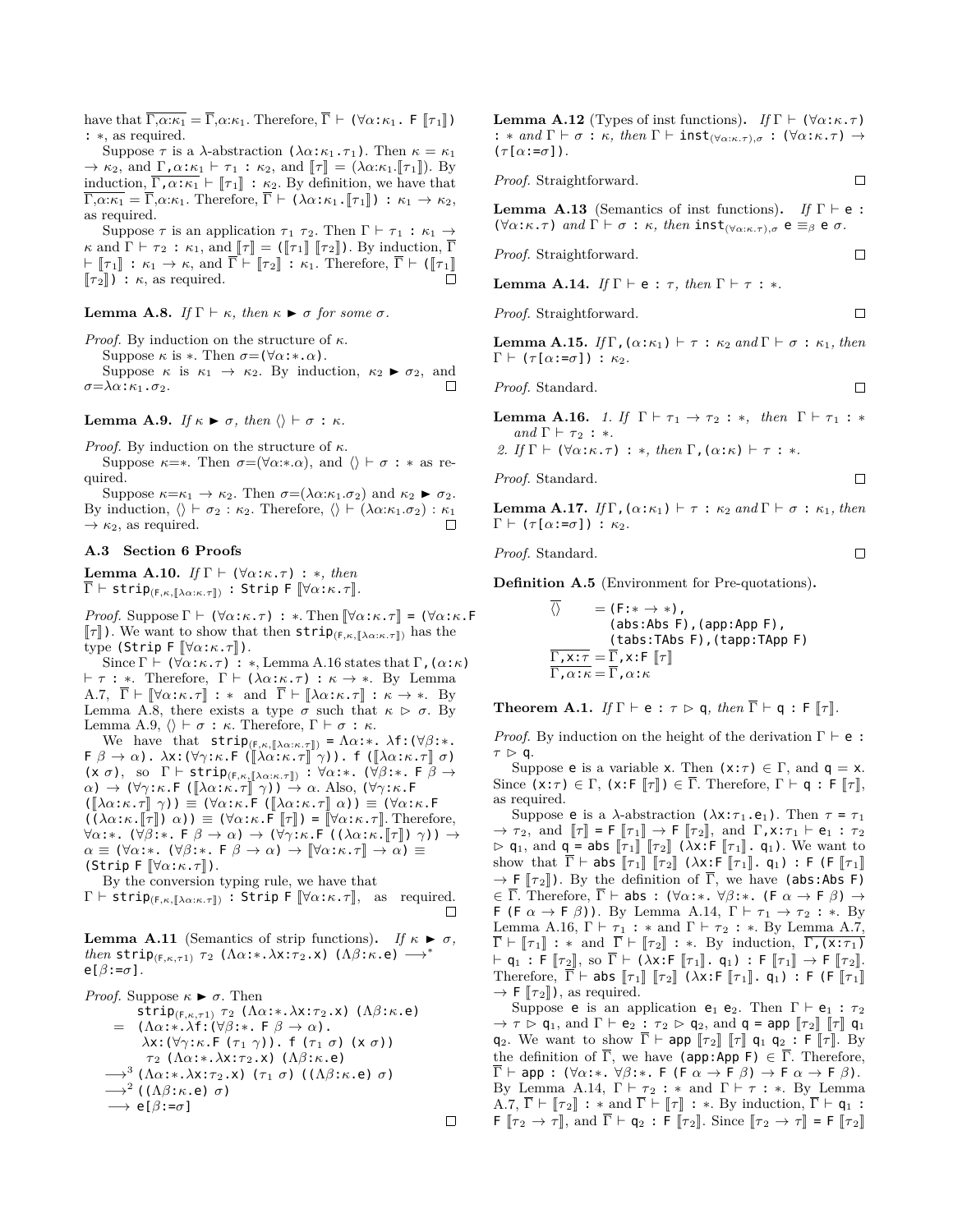have that $\overline{\Gamma,\alpha{:}\kappa_1} = \overline{\Gamma},\alpha{:}\kappa_1$. Therefore, $\overline{\Gamma} \vdash$ $(\forall\alpha{:}\kappa_1.\ \texttt{F}\ [\![\tau_1]\!])$ $:\ *$, as required.

Suppose $\tau$ is a $\lambda$-abstraction $(\lambda\alpha{:}\kappa_1.\tau_1)$. Then $\kappa = \kappa_1 \to \kappa_2$, and $\Gamma,\alpha{:}\kappa_1 \vdash \tau_1\ :\ \kappa_2$, and $[\![\tau]\!] = (\lambda\alpha{:}\kappa_1.[\![\tau_1]\!])$. By induction, $\overline{\Gamma,\alpha{:}\kappa_1} \vdash [\![\tau_1]\!]\ :\ \kappa_2$. By definition, we have that $\overline{\Gamma,\alpha{:}\kappa_1} = \overline{\Gamma},\alpha{:}\kappa_1$. Therefore, $\overline{\Gamma} \vdash (\lambda\alpha{:}\kappa_1.[\![\tau_1]\!])\ :\ \kappa_1 \to \kappa_2$, as required.

Suppose $\tau$ is an application $\tau_1\ \tau_2$. Then $\Gamma \vdash \tau_1\ :\ \kappa_1 \to \kappa$ and $\Gamma \vdash \tau_2\ :\ \kappa_1$, and $[\![\tau]\!] = ([\![\tau_1]\!]\ [\![\tau_2]\!])$. By induction, $\overline{\Gamma} \vdash [\![\tau_1]\!]\ :\ \kappa_1 \to \kappa$, and $\overline{\Gamma} \vdash [\![\tau_2]\!]\ :\ \kappa_1$. Therefore, $\overline{\Gamma} \vdash ([\![\tau_1]\!]\ [\![\tau_2]\!])\ :\ \kappa$, as required. $\square$

**Lemma A.8.** *If $\Gamma \vdash \kappa$, then $\kappa \blacktriangleright \sigma$ for some $\sigma$.*

*Proof.* By induction on the structure of $\kappa$.

Suppose $\kappa$ is $*$. Then $\sigma{=}(\forall\alpha{:}*.\alpha)$.

Suppose $\kappa$ is $\kappa_1 \to \kappa_2$. By induction, $\kappa_2 \blacktriangleright \sigma_2$, and $\sigma{=}\lambda\alpha{:}\kappa_1.\sigma_2$. $\square$

**Lemma A.9.** *If $\kappa \blacktriangleright \sigma$, then $\langle\rangle \vdash \sigma\ :\ \kappa$.*

*Proof.* By induction on the structure of $\kappa$.

Suppose $\kappa{=}*$. Then $\sigma{=}(\forall\alpha{:}*.\alpha)$, and $\langle\rangle \vdash \sigma\ :\ *$ as required.

Suppose $\kappa{=}\kappa_1 \to \kappa_2$. Then $\sigma{=}(\lambda\alpha{:}\kappa_1.\sigma_2)$ and $\kappa_2 \blacktriangleright \sigma_2$. By induction, $\langle\rangle \vdash \sigma_2\ :\ \kappa_2$. Therefore, $\langle\rangle \vdash (\lambda\alpha{:}\kappa_1.\sigma_2)\ :\ \kappa_1 \to \kappa_2$, as required. $\square$

### A.3 Section 6 Proofs

**Lemma A.10.** *If $\Gamma \vdash (\forall\alpha{:}\kappa.\tau)\ :\ *$, then $\overline{\Gamma} \vdash \texttt{strip}_{(\texttt{F},\kappa,[\![\lambda\alpha:\kappa.\tau]\!])}\ :\ \texttt{Strip F}\ [\![\forall\alpha{:}\kappa.\tau]\!]$.*

*Proof.* Suppose $\Gamma \vdash (\forall\alpha{:}\kappa.\tau)\ :\ *$. Then $[\![\forall\alpha{:}\kappa.\tau]\!] = (\forall\alpha{:}\kappa.\texttt{F}\ [\![\tau]\!])$. We want to show that then $\texttt{strip}_{(\texttt{F},\kappa,[\![\lambda\alpha:\kappa.\tau]\!])}$ has the type $(\texttt{Strip F}\ [\![\forall\alpha{:}\kappa.\tau]\!])$.

Since $\Gamma \vdash (\forall\alpha{:}\kappa.\tau)\ :\ *$, Lemma A.16 states that $\Gamma,(\alpha{:}\kappa) \vdash \tau\ :\ *$. Therefore, $\Gamma \vdash (\lambda\alpha{:}\kappa.\tau)\ :\ \kappa \to *$. By Lemma A.7, $\overline{\Gamma} \vdash [\![\forall\alpha{:}\kappa.\tau]\!]\ :\ *$ and $\overline{\Gamma} \vdash [\![\lambda\alpha{:}\kappa.\tau]\!]\ :\ \kappa \to *$. By Lemma A.8, there exists a type $\sigma$ such that $\kappa \rhd \sigma$. By Lemma A.9, $\langle\rangle \vdash \sigma\ :\ \kappa$. Therefore, $\Gamma \vdash \sigma\ :\ \kappa$.

We have that $\texttt{strip}_{(\texttt{F},\kappa,[\![\lambda\alpha:\kappa.\tau]\!])} = \Lambda\alpha{:}*.\ \lambda\texttt{f}{:}(\forall\beta{:}*.\ \texttt{F}\ \beta \to \alpha).\ \lambda\texttt{x}{:}(\forall\gamma{:}\kappa.\texttt{F}\ ([\![\lambda\alpha{:}\kappa.\tau]\!]\ \gamma)).\ \texttt{f}\ ([\![\lambda\alpha{:}\kappa.\tau]\!]\ \sigma)\ (\texttt{x}\ \sigma)$, so $\Gamma \vdash \texttt{strip}_{(\texttt{F},\kappa,[\![\lambda\alpha:\kappa.\tau]\!])}\ :\ \forall\alpha{:}*.\ (\forall\beta{:}*.\ \texttt{F}\ \beta \to \alpha) \to (\forall\gamma{:}\kappa.\texttt{F}\ ([\![\lambda\alpha{:}\kappa.\tau]\!]\ \gamma)) \to \alpha$. Also, $(\forall\gamma{:}\kappa.\texttt{F}\ ([\![\lambda\alpha{:}\kappa.\tau]\!]\ \gamma)) \equiv (\forall\alpha{:}\kappa.\texttt{F}\ ([\![\lambda\alpha{:}\kappa.\tau]\!]\ \alpha)) \equiv (\forall\alpha{:}\kappa.\texttt{F}\ ((\lambda\alpha{:}\kappa.[\![\tau]\!])\ \alpha)) \equiv (\forall\alpha{:}\kappa.\texttt{F}\ [\![\tau]\!]) = [\![\forall\alpha{:}\kappa.\tau]\!]$. Therefore, $\forall\alpha{:}*.\ (\forall\beta{:}*.\ \texttt{F}\ \beta \to \alpha) \to (\forall\gamma{:}\kappa.\texttt{F}\ ((\lambda\alpha{:}\kappa.[\![\tau]\!])\ \gamma)) \to \alpha \equiv (\forall\alpha{:}*.\ (\forall\beta{:}*.\ \texttt{F}\ \beta \to \alpha) \to [\![\forall\alpha{:}\kappa.\tau]\!] \to \alpha) \equiv (\texttt{Strip F}\ [\![\forall\alpha{:}\kappa.\tau]\!])$.

By the conversion typing rule, we have that

$\Gamma \vdash \texttt{strip}_{(\texttt{F},\kappa,[\![\lambda\alpha:\kappa.\tau]\!])}\ :\ \texttt{Strip F}\ [\![\forall\alpha{:}\kappa.\tau]\!]$, as required. $\square$

**Lemma A.11** (Semantics of strip functions)**.** *If $\kappa \blacktriangleright \sigma$, then $\texttt{strip}_{(\texttt{F},\kappa,\tau1)}\ \tau_2\ (\Lambda\alpha{:}*.\lambda\texttt{x}{:}\tau_2.\texttt{x})\ (\Lambda\beta{:}\kappa.\texttt{e}) \longrightarrow^* \texttt{e}[\beta{:=}\sigma]$.*

*Proof.* Suppose $\kappa \blacktriangleright \sigma$. Then

$$
\begin{aligned}
& \texttt{strip}_{(\texttt{F},\kappa,\tau1)}\ \tau_2\ (\Lambda\alpha{:}*.\lambda\texttt{x}{:}\tau_2.\texttt{x})\ (\Lambda\beta{:}\kappa.\texttt{e}) \\
=\ & (\Lambda\alpha{:}*.\lambda\texttt{f}{:}(\forall\beta{:}*.\ \texttt{F}\ \beta \to \alpha). \\
& \quad \lambda\texttt{x}{:}(\forall\gamma{:}\kappa.\texttt{F}\ (\tau_1\ \gamma)).\ \texttt{f}\ (\tau_1\ \sigma)\ (\texttt{x}\ \sigma)) \\
& \quad \tau_2\ (\Lambda\alpha{:}*.\lambda\texttt{x}{:}\tau_2.\texttt{x})\ (\Lambda\beta{:}\kappa.\texttt{e}) \\
\longrightarrow^3\ & (\Lambda\alpha{:}*.\lambda\texttt{x}{:}\tau_2.\texttt{x})\ (\tau_1\ \sigma)\ ((\Lambda\beta{:}\kappa.\texttt{e})\ \sigma) \\
\longrightarrow^2\ & ((\Lambda\beta{:}\kappa.\texttt{e})\ \sigma) \\
\longrightarrow\ & \texttt{e}[\beta{:=}\sigma]
\end{aligned}
$$

$\square$

**Lemma A.12** (Types of inst functions)**.** *If $\Gamma \vdash (\forall\alpha{:}\kappa.\tau)\ :\ *$ and $\Gamma \vdash \sigma\ :\ \kappa$, then $\Gamma \vdash \texttt{inst}_{(\forall\alpha:\kappa.\tau),\sigma}\ :\ (\forall\alpha{:}\kappa.\tau) \to (\tau[\alpha{:=}\sigma])$.*

*Proof.* Straightforward. $\square$

**Lemma A.13** (Semantics of inst functions)**.** *If $\Gamma \vdash \texttt{e}\ :\ (\forall\alpha{:}\kappa.\tau)$ and $\Gamma \vdash \sigma\ :\ \kappa$, then $\texttt{inst}_{(\forall\alpha:\kappa.\tau),\sigma}\ \texttt{e} \equiv_\beta \texttt{e}\ \sigma$.*

*Proof.* Straightforward. $\square$

**Lemma A.14.** *If $\Gamma \vdash \texttt{e}\ :\ \tau$, then $\Gamma \vdash \tau\ :\ *$.*

*Proof.* Straightforward. $\square$

**Lemma A.15.** *If $\Gamma,(\alpha{:}\kappa_1) \vdash \tau\ :\ \kappa_2$ and $\Gamma \vdash \sigma\ :\ \kappa_1$, then $\Gamma \vdash (\tau[\alpha{:=}\sigma])\ :\ \kappa_2$.*

*Proof.* Standard. $\square$

**Lemma A.16.** *1. If $\Gamma \vdash \tau_1 \to \tau_2\ :\ *$, then $\Gamma \vdash \tau_1\ :\ *$ and $\Gamma \vdash \tau_2\ :\ *$.*
*2. If $\Gamma \vdash (\forall\alpha{:}\kappa.\tau)\ :\ *$, then $\Gamma,(\alpha{:}\kappa) \vdash \tau\ :\ *$.*

*Proof.* Standard. $\square$

**Lemma A.17.** *If $\Gamma,(\alpha{:}\kappa_1) \vdash \tau\ :\ \kappa_2$ and $\Gamma \vdash \sigma\ :\ \kappa_1$, then $\Gamma \vdash (\tau[\alpha{:=}\sigma])\ :\ \kappa_2$.*

*Proof.* Standard. $\square$

**Definition A.5** (Environment for Pre-quotations)**.**

$$
\begin{aligned}
\overline{\langle\rangle} \quad &= (\texttt{F}{:}* \to *), \\
&\quad\ (\texttt{abs}{:}\texttt{Abs F}),(\texttt{app}{:}\texttt{App F}), \\
&\quad\ (\texttt{tabs}{:}\texttt{TAbs F}),(\texttt{tapp}{:}\texttt{TApp F}) \\
\overline{\Gamma,\texttt{x}{:}\tau} &= \overline{\Gamma},\texttt{x}{:}\texttt{F}\ [\![\tau]\!] \\
\overline{\Gamma,\alpha{:}\kappa} &= \overline{\Gamma},\alpha{:}\kappa
\end{aligned}
$$

**Theorem A.1.** *If $\Gamma \vdash \texttt{e}\ :\ \tau \rhd \texttt{q}$, then $\overline{\Gamma} \vdash \texttt{q}\ :\ \texttt{F}\ [\![\tau]\!]$.*

*Proof.* By induction on the height of the derivation $\Gamma \vdash \texttt{e}\ :\ \tau \rhd \texttt{q}$.

Suppose $\texttt{e}$ is a variable $\texttt{x}$. Then $(\texttt{x}{:}\tau) \in \Gamma$, and $\texttt{q} = \texttt{x}$. Since $(\texttt{x}{:}\tau) \in \Gamma$, $(\texttt{x}{:}\texttt{F}\ [\![\tau]\!]) \in \overline{\Gamma}$. Therefore, $\Gamma \vdash \texttt{q}\ :\ \texttt{F}\ [\![\tau]\!]$, as required.

Suppose $\texttt{e}$ is a $\lambda$-abstraction $(\lambda\texttt{x}{:}\tau_1.\texttt{e}_1)$. Then $\tau = \tau_1 \to \tau_2$, and $[\![\tau]\!] = \texttt{F}\ [\![\tau_1]\!] \to \texttt{F}\ [\![\tau_2]\!]$, and $\Gamma,\texttt{x}{:}\tau_1 \vdash \texttt{e}_1\ :\ \tau_2 \rhd \texttt{q}_1$, and $\texttt{q} = \texttt{abs}\ [\![\tau_1]\!]\ [\![\tau_2]\!]\ (\lambda\texttt{x}{:}\texttt{F}\ [\![\tau_1]\!].\ \texttt{q}_1)$. We want to show that $\overline{\Gamma} \vdash \texttt{abs}\ [\![\tau_1]\!]\ [\![\tau_2]\!]\ (\lambda\texttt{x}{:}\texttt{F}\ [\![\tau_1]\!].\ \texttt{q}_1)\ :\ \texttt{F}\ (\texttt{F}\ [\![\tau_1]\!] \to \texttt{F}\ [\![\tau_2]\!])$. By the definition of $\overline{\Gamma}$, we have $(\texttt{abs}{:}\texttt{Abs F}) \in \overline{\Gamma}$. Therefore, $\overline{\Gamma} \vdash \texttt{abs}\ :\ (\forall\alpha{:}*.\ \forall\beta{:}*.\ (\texttt{F}\ \alpha \to \texttt{F}\ \beta) \to \texttt{F}\ (\texttt{F}\ \alpha \to \texttt{F}\ \beta))$. By Lemma A.14, $\Gamma \vdash \tau_1 \to \tau_2\ :\ *$. By Lemma A.16, $\Gamma \vdash \tau_1\ :\ *$ and $\Gamma \vdash \tau_2\ :\ *$. By Lemma A.7, $\overline{\Gamma} \vdash [\![\tau_1]\!]\ :\ *$ and $\overline{\Gamma} \vdash [\![\tau_2]\!]\ :\ *$. By induction, $\overline{\Gamma,(\texttt{x}{:}\tau_1)} \vdash \texttt{q}_1\ :\ \texttt{F}\ [\![\tau_2]\!]$, so $\overline{\Gamma} \vdash (\lambda\texttt{x}{:}\texttt{F}\ [\![\tau_1]\!].\ \texttt{q}_1)\ :\ \texttt{F}\ [\![\tau_1]\!] \to \texttt{F}\ [\![\tau_2]\!]$. Therefore, $\overline{\Gamma} \vdash \texttt{abs}\ [\![\tau_1]\!]\ [\![\tau_2]\!]\ (\lambda\texttt{x}{:}\texttt{F}\ [\![\tau_1]\!].\ \texttt{q}_1)\ :\ \texttt{F}\ (\texttt{F}\ [\![\tau_1]\!] \to \texttt{F}\ [\![\tau_2]\!])$, as required.

Suppose $\texttt{e}$ is an application $\texttt{e}_1\ \texttt{e}_2$. Then $\Gamma \vdash \texttt{e}_1\ :\ \tau_2 \to \tau \rhd \texttt{q}_1$, and $\Gamma \vdash \texttt{e}_2\ :\ \tau_2 \rhd \texttt{q}_2$, and $\texttt{q} = \texttt{app}\ [\![\tau_2]\!]\ [\![\tau]\!]\ \texttt{q}_1\ \texttt{q}_2$. We want to show $\overline{\Gamma} \vdash \texttt{app}\ [\![\tau_2]\!]\ [\![\tau]\!]\ \texttt{q}_1\ \texttt{q}_2\ :\ \texttt{F}\ [\![\tau]\!]$. By the definition of $\overline{\Gamma}$, we have $(\texttt{app}{:}\texttt{App F}) \in \overline{\Gamma}$. Therefore, $\overline{\Gamma} \vdash \texttt{app}\ :\ (\forall\alpha{:}*.\ \forall\beta{:}*.\ \texttt{F}\ (\texttt{F}\ \alpha \to \texttt{F}\ \beta) \to \texttt{F}\ \alpha \to \texttt{F}\ \beta)$. By Lemma A.14, $\Gamma \vdash \tau_2\ :\ *$ and $\Gamma \vdash \tau\ :\ *$. By Lemma A.7, $\overline{\Gamma} \vdash [\![\tau_2]\!]\ :\ *$ and $\overline{\Gamma} \vdash [\![\tau]\!]\ :\ *$. By induction, $\overline{\Gamma} \vdash \texttt{q}_1\ :\ \texttt{F}\ [\![\tau_2 \to \tau]\!]$, and $\overline{\Gamma} \vdash \texttt{q}_2\ :\ \texttt{F}\ [\![\tau_2]\!]$. Since $[\![\tau_2 \to \tau]\!] = \texttt{F}\ [\![\tau_2]\!]$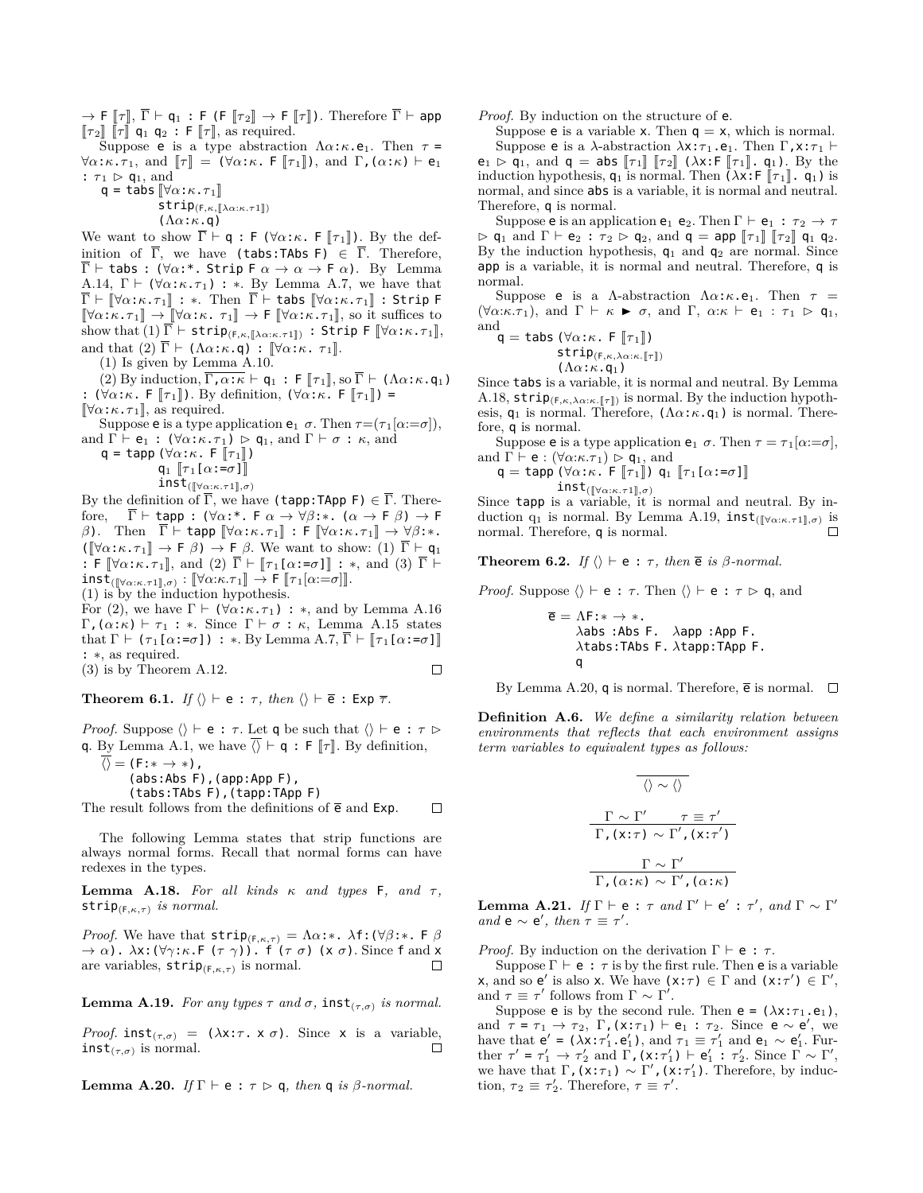$\to$ F $[\![\tau]\!]$, $\overline{\Gamma} \vdash$ q$_1$ : F (F $[\![\tau_2]\!]$ $\to$ F $[\![\tau]\!]$). Therefore $\overline{\Gamma} \vdash$ app $[\![\tau_2]\!]$ $[\![\tau]\!]$ q$_1$ q$_2$ : F $[\![\tau]\!]$, as required.

Suppose e is a type abstraction $\Lambda\alpha{:}\kappa$.e$_1$. Then $\tau$ = $\forall\alpha{:}\kappa.\tau_1$, and $[\![\tau]\!]$ = ($\forall\alpha{:}\kappa$. F $[\![\tau_1]\!]$), and $\Gamma$,($\alpha{:}\kappa$) $\vdash$ e$_1$ : $\tau_1$ $\rhd$ q$_1$, and

```
q = tabs [[∀α:κ.τ1]]
         strip(F,κ,[[λα:κ.τ1]])
         (Λα:κ.q)
```

We want to show $\overline{\Gamma} \vdash$ q : F ($\forall\alpha{:}\kappa$. F $[\![\tau_1]\!]$). By the definition of $\overline{\Gamma}$, we have (tabs:TAbs F) $\in \overline{\Gamma}$. Therefore, $\overline{\Gamma} \vdash$ tabs : ($\forall\alpha{:}*$. Strip F $\alpha \to \alpha \to$ F $\alpha$). By Lemma A.14, $\Gamma \vdash$ ($\forall\alpha{:}\kappa.\tau_1$) : $*$. By Lemma A.7, we have that $\overline{\Gamma} \vdash [\![\forall\alpha{:}\kappa.\tau_1]\!]$ : $*$. Then $\overline{\Gamma} \vdash$ tabs $[\![\forall\alpha{:}\kappa.\tau_1]\!]$ : Strip F $[\![\forall\alpha{:}\kappa.\tau_1]\!] \to [\![\forall\alpha{:}\kappa.\ \tau_1]\!] \to$ F $[\![\forall\alpha{:}\kappa.\tau_1]\!]$, so it suffices to show that (1) $\overline{\Gamma} \vdash$ strip$_{(\mathsf{F},\kappa,[\![\lambda\alpha:\kappa.\tau_1]\!])}$ : Strip F $[\![\forall\alpha{:}\kappa.\tau_1]\!]$, and that (2) $\overline{\Gamma} \vdash$ ($\Lambda\alpha{:}\kappa$.q) : $[\![\forall\alpha{:}\kappa.\ \tau_1]\!]$.

(1) Is given by Lemma A.10.

(2) By induction, $\overline{\Gamma,\alpha{:}\kappa} \vdash$ q$_1$ : F $[\![\tau_1]\!]$, so $\overline{\Gamma} \vdash$ ($\Lambda\alpha{:}\kappa$.q$_1$) : ($\forall\alpha{:}\kappa$. F $[\![\tau_1]\!]$). By definition, ($\forall\alpha{:}\kappa$. F $[\![\tau_1]\!]$) = $[\![\forall\alpha{:}\kappa.\tau_1]\!]$, as required.

Suppose e is a type application e$_1$ $\sigma$. Then $\tau$=($\tau_1[\alpha{:=}\sigma]$), and $\Gamma \vdash$ e$_1$ : ($\forall\alpha{:}\kappa.\tau_1$) $\rhd$ q$_1$, and $\Gamma \vdash \sigma$ : $\kappa$, and

```
q = tapp (∀α:κ. F [[τ1]])
         q1 [[τ1[α:=σ]]]
         inst([[∀α:κ.τ1]],σ)
```

By the definition of $\overline{\Gamma}$, we have (tapp:TApp F) $\in \overline{\Gamma}$. Therefore, $\overline{\Gamma} \vdash$ tapp : ($\forall\alpha{:}*$. F $\alpha \to \forall\beta{:}*$. ($\alpha \to$ F $\beta$) $\to$ F $\beta$). Then $\overline{\Gamma} \vdash$ tapp $[\![\forall\alpha{:}\kappa.\tau_1]\!]$ : F $[\![\forall\alpha{:}\kappa.\tau_1]\!] \to \forall\beta{:}*$. ($[\![\forall\alpha{:}\kappa.\tau_1]\!] \to$ F $\beta$) $\to$ F $\beta$. We want to show: (1) $\overline{\Gamma} \vdash$ q$_1$ : F $[\![\forall\alpha{:}\kappa.\tau_1]\!]$, and (2) $\overline{\Gamma} \vdash [\![\tau_1[\alpha{:=}\sigma]]\!]$ : $*$, and (3) $\overline{\Gamma} \vdash$ inst$_{([\![\forall\alpha:\kappa.\tau_1]\!],\sigma)}$ : $[\![\forall\alpha{:}\kappa.\tau_1]\!] \to$ F $[\![\tau_1[\alpha{:=}\sigma]]\!]$.

(1) is by the induction hypothesis.

For (2), we have $\Gamma \vdash$ ($\forall\alpha{:}\kappa.\tau_1$) : $*$, and by Lemma A.16 $\Gamma$,($\alpha{:}\kappa$) $\vdash \tau_1$ : $*$. Since $\Gamma \vdash \sigma$ : $\kappa$, Lemma A.15 states that $\Gamma \vdash$ ($\tau_1[\alpha{:=}\sigma]$) : $*$. By Lemma A.7, $\overline{\Gamma} \vdash [\![\tau_1[\alpha{:=}\sigma]]\!]$ : $*$, as required.

(3) is by Theorem A.12. ∎

**Theorem 6.1.** *If* $\langle\rangle \vdash$ e : $\tau$*, then* $\langle\rangle \vdash \overline{\mathsf{e}}$ : Exp $\overline{\tau}$*.*

*Proof.* Suppose $\langle\rangle \vdash$ e : $\tau$. Let q be such that $\langle\rangle \vdash$ e : $\tau \rhd$ q. By Lemma A.1, we have $\overline{\langle\rangle} \vdash$ q : F $[\![\tau]\!]$. By definition,

```
⟨⟩‾ = (F:* → *),
      (abs:Abs F),(app:App F),
      (tabs:TAbs F),(tapp:TApp F)
```

The result follows from the definitions of $\overline{\mathsf{e}}$ and Exp. ∎

The following Lemma states that strip functions are always normal forms. Recall that normal forms can have redexes in the types.

**Lemma A.18.** *For all kinds* $\kappa$ *and types* F*, and* $\tau$*,* strip$_{(\mathsf{F},\kappa,\tau)}$ *is normal.*

*Proof.* We have that strip$_{(\mathsf{F},\kappa,\tau)}$ = $\Lambda\alpha{:}*$. $\lambda$f:($\forall\beta{:}*$. F $\beta \to \alpha$). $\lambda$x:($\forall\gamma{:}\kappa$.F ($\tau$ $\gamma$)). f ($\tau$ $\sigma$) (x $\sigma$). Since f and x are variables, strip$_{(\mathsf{F},\kappa,\tau)}$ is normal. ∎

**Lemma A.19.** *For any types* $\tau$ *and* $\sigma$*,* inst$_{(\tau,\sigma)}$ *is normal.*

*Proof.* inst$_{(\tau,\sigma)}$ = ($\lambda$x:$\tau$. x $\sigma$). Since x is a variable, inst$_{(\tau,\sigma)}$ is normal. ∎

**Lemma A.20.** *If* $\Gamma \vdash$ e : $\tau \rhd$ q*, then* q *is* $\beta$*-normal.*

*Proof.* By induction on the structure of e.

Suppose e is a variable x. Then q = x, which is normal.

Suppose e is a $\lambda$-abstraction $\lambda$x:$\tau_1$.e$_1$. Then $\Gamma$,x:$\tau_1$ $\vdash$ e$_1$ $\rhd$ q$_1$, and q = abs $[\![\tau_1]\!]$ $[\![\tau_2]\!]$ ($\lambda$x:F $[\![\tau_1]\!]$. q$_1$). By the induction hypothesis, q$_1$ is normal. Then ($\lambda$x:F $[\![\tau_1]\!]$. q$_1$) is normal, and since abs is a variable, it is normal and neutral. Therefore, q is normal.

Suppose e is an application e$_1$ e$_2$. Then $\Gamma \vdash$ e$_1$ : $\tau_2 \to \tau$ $\rhd$ q$_1$ and $\Gamma \vdash$ e$_2$ : $\tau_2$ $\rhd$ q$_2$, and q = app $[\![\tau_1]\!]$ $[\![\tau_2]\!]$ q$_1$ q$_2$. By the induction hypothesis, q$_1$ and q$_2$ are normal. Since app is a variable, it is normal and neutral. Therefore, q is normal.

Suppose e is a $\Lambda$-abstraction $\Lambda\alpha{:}\kappa$.e$_1$. Then $\tau$ = ($\forall\alpha{:}\kappa.\tau_1$), and $\Gamma \vdash \kappa$ ► $\sigma$, and $\Gamma$, $\alpha{:}\kappa$ $\vdash$ e$_1$ : $\tau_1$ $\rhd$ q$_1$, and

```
q = tabs (∀α:κ. F [[τ1]])
         strip(F,κ,λα:κ.[[τ]])
         (Λα:κ.q1)
```

Since tabs is a variable, it is normal and neutral. By Lemma A.18, strip$_{(\mathsf{F},\kappa,\lambda\alpha:\kappa.[\![\tau]\!])}$ is normal. By the induction hypothesis, q$_1$ is normal. Therefore, ($\Lambda\alpha{:}\kappa$.q$_1$) is normal. Therefore, q is normal.

Suppose e is a type application e$_1$ $\sigma$. Then $\tau = \tau_1[\alpha{:=}\sigma]$, and $\Gamma \vdash$ e : ($\forall\alpha{:}\kappa.\tau_1$) $\rhd$ q$_1$, and

```
q = tapp (∀α:κ. F [[τ1]]) q1 [[τ1[α:=σ]]]
         inst([[∀α:κ.τ1]],σ)
```

Since tapp is a variable, it is normal and neutral. By induction q$_1$ is normal. By Lemma A.19, inst$_{([\![\forall\alpha:\kappa.\tau_1]\!],\sigma)}$ is normal. Therefore, q is normal. ∎

**Theorem 6.2.** *If* $\langle\rangle \vdash$ e : $\tau$*, then* $\overline{\mathsf{e}}$ *is* $\beta$*-normal.*

*Proof.* Suppose $\langle\rangle \vdash$ e : $\tau$. Then $\langle\rangle \vdash$ e : $\tau \rhd$ q, and

```
e‾ = ΛF:* → *.
     λabs :Abs F.  λapp :App F.
     λtabs:TAbs F. λtapp:TApp F.
     q
```

By Lemma A.20, q is normal. Therefore, $\overline{\mathsf{e}}$ is normal. ∎

**Definition A.6.** *We define a similarity relation between environments that reflects that each environment assigns term variables to equivalent types as follows:*

$$\frac{}{\langle\rangle \sim \langle\rangle}$$

$$\frac{\Gamma \sim \Gamma' \qquad \tau \equiv \tau'}{\Gamma,(\mathsf{x}{:}\tau) \sim \Gamma',(\mathsf{x}{:}\tau')}$$

$$\frac{\Gamma \sim \Gamma'}{\Gamma,(\alpha{:}\kappa) \sim \Gamma',(\alpha{:}\kappa)}$$

**Lemma A.21.** *If* $\Gamma \vdash$ e : $\tau$ *and* $\Gamma' \vdash$ e$'$ : $\tau'$*, and* $\Gamma \sim \Gamma'$ *and* e $\sim$ e$'$*, then* $\tau \equiv \tau'$*.*

*Proof.* By induction on the derivation $\Gamma \vdash$ e : $\tau$.

Suppose $\Gamma \vdash$ e : $\tau$ is by the first rule. Then e is a variable x, and so e$'$ is also x. We have (x:$\tau$) $\in \Gamma$ and (x:$\tau'$) $\in \Gamma'$, and $\tau \equiv \tau'$ follows from $\Gamma \sim \Gamma'$.

Suppose e is by the second rule. Then e = ($\lambda$x:$\tau_1$.e$_1$), and $\tau = \tau_1 \to \tau_2$, $\Gamma$,(x:$\tau_1$) $\vdash$ e$_1$ : $\tau_2$. Since e $\sim$ e$'$, we have that e$'$ = ($\lambda$x:$\tau_1'$.e$_1'$), and $\tau_1 \equiv \tau_1'$ and e$_1 \sim$ e$_1'$. Further $\tau' = \tau_1' \to \tau_2'$ and $\Gamma$,(x:$\tau_1'$) $\vdash$ e$_1'$ : $\tau_2'$. Since $\Gamma \sim \Gamma'$, we have that $\Gamma$,(x:$\tau_1$) $\sim \Gamma'$,(x:$\tau_1'$). Therefore, by induction, $\tau_2 \equiv \tau_2'$. Therefore, $\tau \equiv \tau'$.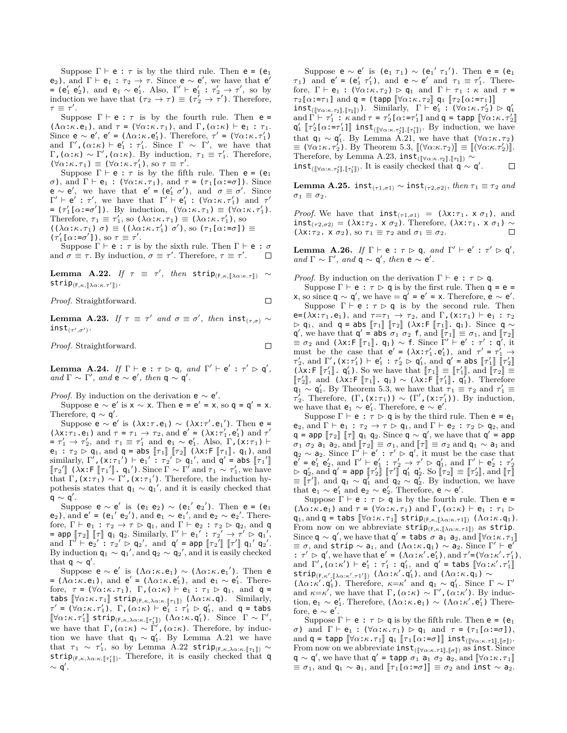Suppose $\Gamma \vdash$ e : $\tau$ is by the third rule. Then e = (e$_1$ e$_2$), and $\Gamma \vdash$ e$_1$ : $\tau_2 \to \tau$. Since e $\sim$ e$'$, we have that e$'$ = (e$'_1$ e$'_2$), and e$_1 \sim$ e$'_1$. Also, $\Gamma' \vdash$ e$'_1$ : $\tau'_2 \to \tau'$, so by induction we have that $(\tau_2 \to \tau) \equiv (\tau'_2 \to \tau')$. Therefore, $\tau \equiv \tau'$.

Suppose $\Gamma \vdash$ e : $\tau$ is by the fourth rule. Then e = ($\Lambda\alpha{:}\kappa$.e$_1$), and $\tau$ = ($\forall\alpha{:}\kappa.\tau_1$), and $\Gamma$,($\alpha{:}\kappa$) $\vdash$ e$_1$ : $\tau_1$. Since e $\sim$ e$'$, e$'$ = ($\Lambda\alpha{:}\kappa$.e$'_1$). Therefore, $\tau'$ = ($\forall\alpha{:}\kappa.\tau'_1$) and $\Gamma'$,($\alpha{:}\kappa$) $\vdash$ e$'_1$ : $\tau'_1$. Since $\Gamma \sim \Gamma'$, we have that $\Gamma$,($\alpha{:}\kappa$) $\sim \Gamma'$,($\alpha{:}\kappa$). By induction, $\tau_1 \equiv \tau'_1$. Therefore, ($\forall\alpha{:}\kappa.\tau_1$) $\equiv$ ($\forall\alpha{:}\kappa.\tau'_1$), so $\tau \equiv \tau'$.

Suppose $\Gamma \vdash$ e : $\tau$ is by the fifth rule. Then e = (e$_1$ $\sigma$), and $\Gamma \vdash$ e$_1$ : ($\forall\alpha{:}\kappa.\tau_1$), and $\tau$ = ($\tau_1$[$\alpha$:=$\sigma$]). Since e $\sim$ e$'$, we have that e$'$ = (e$'_1$ $\sigma'$), and $\sigma \equiv \sigma'$. Since $\Gamma' \vdash$ e$'$ : $\tau'$, we have that $\Gamma' \vdash$ e$'_1$ : ($\forall\alpha{:}\kappa.\tau'_1$) and $\tau'$ = ($\tau'_1$[$\alpha$:=$\sigma'$]). By induction, ($\forall\alpha{:}\kappa.\tau_1$) $\equiv$ ($\forall\alpha{:}\kappa.\tau'_1$). Therefore, $\tau_1 \equiv \tau'_1$, so ($\lambda\alpha{:}\kappa.\tau_1$) $\equiv$ ($\lambda\alpha{:}\kappa.\tau'_1$), so (($\lambda\alpha{:}\kappa.\tau_1$) $\sigma$) $\equiv$ (($\lambda\alpha{:}\kappa.\tau'_1$) $\sigma'$), so ($\tau_1$[$\alpha$:=$\sigma$]) $\equiv$ ($\tau'_1$[$\alpha$:=$\sigma'$]), so $\tau \equiv \tau'$.

Suppose $\Gamma \vdash$ e : $\tau$ is by the sixth rule. Then $\Gamma \vdash$ e : $\sigma$ and $\sigma \equiv \tau$. By induction, $\sigma \equiv \tau'$. Therefore, $\tau \equiv \tau'$. $\square$

**Lemma A.22.** *If* $\tau \equiv \tau'$*, then* strip$_{(\mathsf{F},\kappa,[\![\lambda\alpha:\kappa.\tau]\!])} \sim$ strip$_{(\mathsf{F},\kappa,[\![\lambda\alpha:\kappa.\tau']\!])}$.

*Proof.* Straightforward. $\square$

**Lemma A.23.** *If* $\tau \equiv \tau'$ *and* $\sigma \equiv \sigma'$*, then* inst$_{(\tau,\sigma)} \sim$ inst$_{(\tau',\sigma')}$.

*Proof.* Straightforward. $\square$

**Lemma A.24.** *If* $\Gamma \vdash$ e : $\tau \rhd$ q*, and* $\Gamma' \vdash$ e$'$ : $\tau' \rhd$ q$'$*, and* $\Gamma \sim \Gamma'$*, and* e $\sim$ e$'$*, then* q $\sim$ q$'$.

*Proof.* By induction on the derivation e $\sim$ e$'$.

Suppose e $\sim$ e$'$ is x $\sim$ x. Then e = e$'$ = x, so q = q$'$ = x. Therefore, q $\sim$ q$'$.

Suppose e $\sim$ e$'$ is ($\lambda$x:$\tau$.e$_1$) $\sim$ ($\lambda$x:$\tau'$.e$_1'$). Then e = ($\lambda$x:$\tau_1$.e$_1$) and $\tau$ = $\tau_1 \to \tau_2$, and e$'$ = ($\lambda$x:$\tau'_1$.e$'_1$) and $\tau'$ = $\tau'_1 \to \tau'_2$, and $\tau_1 \equiv \tau'_1$ and e$_1 \sim$ e$'_1$. Also, $\Gamma$,(x:$\tau_1$) $\vdash$ e$_1$ : $\tau_2 \rhd$ q$_1$, and q = abs $[\![\tau_1]\!]$ $[\![\tau_2]\!]$ ($\lambda$x:F $[\![\tau_1]\!]$. q$_1$), and similarly, $\Gamma'$,(x:$\tau_1'$) $\vdash$ e$_1'$ : $\tau_2' \rhd$ q$_1'$, and q$'$ = abs $[\![\tau_1']\!]$ $[\![\tau_2']\!]$ ($\lambda$x:F $[\![\tau_1']\!]$. q$_1'$). Since $\Gamma \sim \Gamma'$ and $\tau_1 \sim \tau'_1$, we have that $\Gamma$,(x:$\tau_1$) $\sim \Gamma'$,(x:$\tau_1'$). Therefore, the induction hypothesis states that q$_1 \sim$ q$_1'$, and it is easily checked that q $\sim$ q$'$.

Suppose e $\sim$ e$'$ is (e$_1$ e$_2$) $\sim$ (e$_1'$ e$_2'$). Then e = (e$_1$ e$_2$), and e$'$ = (e$_1'$ e$_2'$), and e$_1 \sim$ e$_1'$, and e$_2 \sim$ e$_2'$. Therefore, $\Gamma \vdash$ e$_1$ : $\tau_2 \to \tau \rhd$ q$_1$, and $\Gamma \vdash$ e$_2$ : $\tau_2 \rhd$ q$_2$, and q = app $[\![\tau_2]\!]$ $[\![\tau]\!]$ q$_1$ q$_2$. Similarly, $\Gamma' \vdash$ e$_1'$ : $\tau_2' \to \tau' \rhd$ q$_1'$, and $\Gamma' \vdash$ e$_2'$ : $\tau_2' \rhd$ q$_2'$, and q$'$ = app $[\![\tau_2']\!]$ $[\![\tau']\!]$ q$_1'$ q$_2'$. By induction q$_1 \sim$ q$_1'$, and q$_2 \sim$ q$_2'$, and it is easily checked that q $\sim$ q$'$.

Suppose e $\sim$ e$'$ is ($\Lambda\alpha{:}\kappa$.e$_1$) $\sim$ ($\Lambda\alpha{:}\kappa$.e$_1'$). Then e = ($\Lambda\alpha{:}\kappa$.e$_1$), and e$'$ = ($\Lambda\alpha{:}\kappa$.e$'_1$), and e$_1 \sim$ e$'_1$. Therefore, $\tau$ = ($\forall\alpha{:}\kappa.\tau_1$), $\Gamma$,($\alpha{:}\kappa$) $\vdash$ e$_1$ : $\tau_1 \rhd$ q$_1$, and q = tabs $[\![\forall\alpha{:}\kappa.\tau_1]\!]$ strip$_{(\mathsf{F},\kappa,\lambda\alpha:\kappa.[\![\tau_1]\!])}$ ($\Lambda\alpha{:}\kappa$.q). Similarly, $\tau'$ = ($\forall\alpha{:}\kappa.\tau'_1$), $\Gamma$,($\alpha{:}\kappa$) $\vdash$ e$'_1$ : $\tau'_1 \rhd$ q$'_1$, and q = tabs $[\![\forall\alpha{:}\kappa.\tau'_1]\!]$ strip$_{(\mathsf{F},\kappa,\lambda\alpha:\kappa.[\![\tau'_1]\!])}$ ($\Lambda\alpha{:}\kappa$.q$'_1$). Since $\Gamma \sim \Gamma'$, we have that $\Gamma$,($\alpha{:}\kappa$) $\sim \Gamma'$,($\alpha{:}\kappa$). Therefore, by induction we have that q$_1 \sim$ q$'_1$. By Lemma A.21 we have that $\tau_1 \sim \tau'_1$, so by Lemma A.22 strip$_{(\mathsf{F},\kappa,\lambda\alpha:\kappa.[\![\tau_1]\!])} \sim$ strip$_{(\mathsf{F},\kappa,\lambda\alpha:\kappa.[\![\tau'_1]\!])}$. Therefore, it is easily checked that q $\sim$ q$'$.

Suppose e $\sim$ e$'$ is (e$_1$ $\tau_1$) $\sim$ (e$_1'$ $\tau_1'$). Then e = (e$_1$ $\tau_1$) and e$'$ = (e$'_1$ $\tau'_1$), and e $\sim$ e$'$ and $\tau_1 \equiv \tau'_1$. Therefore, $\Gamma \vdash$ e$_1$ : ($\forall\alpha{:}\kappa.\tau_2$) $\rhd$ q$_1$ and $\Gamma \vdash \tau_1$ : $\kappa$ and $\tau$ = $\tau_2$[$\alpha$:=$\tau_1$] and q = (tapp $[\![\forall\alpha{:}\kappa.\tau_2]\!]$ q$_1$ $[\![\tau_2[\alpha{:=}\tau_1]]\!]$ inst$_{([\![\forall\alpha:\kappa.\tau_2]\!],[\![\tau_1]\!])}$). Similarly, $\Gamma \vdash$ e$'_1$ : ($\forall\alpha{:}\kappa.\tau'_2$) $\rhd$ q$'_1$ and $\Gamma \vdash \tau'_1$ : $\kappa$ and $\tau$ = $\tau'_2$[$\alpha$:=$\tau'_1$] and q = tapp $[\![\forall\alpha{:}\kappa.\tau'_2]\!]$ q$'_1$ $[\![\tau'_2[\alpha{:=}\tau'_1]]\!]$ inst$_{([\![\forall\alpha:\kappa.\tau'_2]\!],[\![\tau'_1]\!])}$. By induction, we have that q$_1 \sim$ q$'_1$. By Lemma A.21, we have that ($\forall\alpha{:}\kappa.\tau_2$) $\equiv$ ($\forall\alpha{:}\kappa.\tau'_2$). By Theorem 5.3, $[\![(\forall\alpha{:}\kappa.\tau_2)]\!] \equiv [\![(\forall\alpha{:}\kappa.\tau'_2)]\!]$. Therefore, by Lemma A.23, inst$_{([\![\forall\alpha:\kappa.\tau_2]\!],[\![\tau_1]\!])} \sim$ inst$_{([\![\forall\alpha:\kappa.\tau'_2]\!],[\![\tau'_1]\!])}$. It is easily checked that q $\sim$ q$'$. $\square$

**Lemma A.25.** inst$_{(\tau 1,\sigma 1)} \sim$ inst$_{(\tau 2,\sigma 2)}$*, then* $\tau_1 \equiv \tau_2$ *and* $\sigma_1 \equiv \sigma_2$.

*Proof.* We have that inst$_{(\tau 1,\sigma 1)}$ = ($\lambda$x:$\tau_1$. x $\sigma_1$), and inst$_{(\tau 2,\sigma 2)}$ = ($\lambda$x:$\tau_2$. x $\sigma_2$). Therefore, ($\lambda$x:$\tau_1$. x $\sigma_1$) $\sim$ ($\lambda$x:$\tau_2$. x $\sigma_2$), so $\tau_1 \equiv \tau_2$ and $\sigma_1 \equiv \sigma_2$. $\square$

**Lemma A.26.** *If* $\Gamma \vdash$ e : $\tau \rhd$ q*, and* $\Gamma' \vdash$ e$'$ : $\tau' \rhd$ q$'$*, and* $\Gamma \sim \Gamma'$*, and* q $\sim$ q$'$*, then* e $\sim$ e$'$.

*Proof.* By induction on the derivation $\Gamma \vdash$ e : $\tau \rhd$ q.

Suppose $\Gamma \vdash$ e : $\tau \rhd$ q is by the first rule. Then q = e = x, so since q $\sim$ q$'$, we have = q$'$ = e$'$ = x. Therefore, e $\sim$ e$'$.

Suppose $\Gamma \vdash$ e : $\tau \rhd$ q is by the second rule. Then e=($\lambda$x:$\tau_1$.e$_1$), and $\tau$=$\tau_1 \to \tau_2$, and $\Gamma$,(x:$\tau_1$) $\vdash$ e$_1$ : $\tau_2$ $\rhd$ q$_1$, and q = abs $[\![\tau_1]\!]$ $[\![\tau_2]\!]$ ($\lambda$x:F $[\![\tau_1]\!]$. q$_1$). Since q $\sim$ q$'$, we have that q$'$ = abs $\sigma_1$ $\sigma_2$ f, and $[\![\tau_1]\!] \equiv \sigma_1$, and $[\![\tau_2]\!]$ $\equiv \sigma_2$ and ($\lambda$x:F $[\![\tau_1]\!]$. q$_1$) $\sim$ f. Since $\Gamma' \vdash$ e$'$ : $\tau'$ : q$'$, it must be the case that e$'$ = ($\lambda$x:$\tau'_1$.e$'_1$), and $\tau'$ = $\tau'_1 \to$ $\tau'_2$, and $\Gamma'$,(x:$\tau'_1$) $\vdash$ e$'_1$ : $\tau'_2 \rhd$ q$'_1$, and q$'$ = abs $[\![\tau'_1]\!]$ $[\![\tau'_2]\!]$ ($\lambda$x:F $[\![\tau'_1]\!]$. q$'_1$). So we have that $[\![\tau_1]\!] \equiv [\![\tau'_1]\!]$, and $[\![\tau_2]\!] \equiv$ $[\![\tau'_2]\!]$, and ($\lambda$x:F $[\![\tau_1]\!]$. q$_1$) $\sim$ ($\lambda$x:F $[\![\tau'_1]\!]$. q$'_1$). Therefore q$_1 \sim$ q$'_1$. By Theorem 5.3, we have that $\tau_1 \equiv \tau_2$ and $\tau'_1 \equiv$ $\tau'_2$. Therefore, ($\Gamma$,(x:$\tau_1$)) $\sim$ ($\Gamma'$,(x:$\tau'_1$)). By induction, we have that e$_1 \sim$ e$'_1$. Therefore, e $\sim$ e$'$.

Suppose $\Gamma \vdash$ e : $\tau \rhd$ q is by the third rule. Then e = e$_1$ e$_2$, and $\Gamma \vdash$ e$_1$ : $\tau_2 \to \tau \rhd$ q$_1$, and $\Gamma \vdash$ e$_2$ : $\tau_2 \rhd$ q$_2$, and q = app $[\![\tau_2]\!]$ $[\![\tau]\!]$ q$_1$ q$_2$. Since q $\sim$ q$'$, we have that q$'$ = app $\sigma_1$ $\sigma_2$ a$_1$ a$_2$, and $[\![\tau_2]\!] \equiv \sigma_1$, and $[\![\tau]\!] \equiv \sigma_2$ and q$_1 \sim$ a$_1$ and q$_2 \sim$ a$_2$. Since $\Gamma' \vdash$ e$'$ : $\tau' \rhd$ q$'$, it must be the case that e$'$ = e$'_1$ e$'_2$, and $\Gamma' \vdash$ e$'_1$ : $\tau'_2 \to \tau' \rhd$ q$'_1$, and $\Gamma' \vdash$ e$'_2$ : $\tau'_2$ $\rhd$ q$'_2$, and q$'$ = app $[\![\tau'_2]\!]$ $[\![\tau']\!]$ q$'_1$ q$'_2$. So $[\![\tau_2]\!] \equiv [\![\tau'_2]\!]$, and $[\![\tau]\!]$ $\equiv [\![\tau']\!]$, and q$_1 \sim$ q$'_1$ and q$_2 \sim$ q$'_2$. By induction, we have that e$_1 \sim$ e$'_1$ and e$_2 \sim$ e$'_2$. Therefore, e $\sim$ e$'$.

Suppose $\Gamma \vdash$ e : $\tau \rhd$ q is by the fourth rule. Then e = ($\Lambda\alpha{:}\kappa$.e$_1$) and $\tau$ = ($\forall\alpha{:}\kappa.\tau_1$) and $\Gamma$,($\alpha{:}\kappa$) $\vdash$ e$_1$ : $\tau_1 \rhd$ q$_1$, and q = tabs $[\![\forall\alpha{:}\kappa.\tau_1]\!]$ strip$_{(\mathsf{F},\kappa,[\![\lambda\alpha:\kappa.\tau 1]\!])}$ ($\Lambda\alpha{:}\kappa$.q$_1$). From now on we abbreviate strip$_{(\mathsf{F},\kappa,[\![\lambda\alpha:\kappa.\tau 1]\!])}$ as strip. Since q $\sim$ q$'$, we have that q$'$ = tabs $\sigma$ a$_1$ a$_2$, and $[\![\forall\alpha{:}\kappa.\tau_1]\!]$ $\equiv \sigma$, and strip $\sim$ a$_1$, and ($\Lambda\alpha{:}\kappa$.q$_1$) $\sim$ a$_2$. Since $\Gamma' \vdash$ e$'$ : $\tau' \rhd$ q$'$, we have that e$'$ = ($\Lambda\alpha{:}\kappa'$.e$'_1$), and $\tau'$=($\forall\alpha{:}\kappa'.\tau'_1$), and $\Gamma'$,($\alpha{:}\kappa'$) $\vdash$ e$'_1$ : $\tau'_1$ : q$'_1$, and q$'$ = tabs $[\![\forall\alpha{:}\kappa'.\tau'_1]\!]$ strip$_{(\mathsf{F},\kappa',[\![\lambda\alpha:\kappa'.\tau 1']\!])}$ ($\Lambda\alpha{:}\kappa'$.q$'_1$), and ($\Lambda\alpha{:}\kappa$.q$_1$) $\sim$ ($\Lambda\alpha{:}\kappa'$.q$'_1$). Therefore, $\kappa$=$\kappa'$ and q$_1 \sim$ q$'_1$. Since $\Gamma \sim \Gamma'$ and $\kappa$=$\kappa'$, we have that $\Gamma$,($\alpha{:}\kappa$) $\sim \Gamma'$,($\alpha{:}\kappa'$). By induction, e$_1 \sim$ e$'_1$. Therefore, ($\Lambda\alpha{:}\kappa$.e$_1$) $\sim$ ($\Lambda\alpha{:}\kappa'$.e$'_1$) Therefore, e $\sim$ e$'$.

Suppose $\Gamma \vdash$ e : $\tau \rhd$ q is by the fifth rule. Then e = (e$_1$ $\sigma$) and $\Gamma \vdash$ e$_1$ : ($\forall\alpha{:}\kappa.\tau_1$) $\rhd$ q$_1$ and $\tau$ = ($\tau_1$[$\alpha$:=$\sigma$]), and q = tapp $[\![\forall\alpha{:}\kappa.\tau_1]\!]$ q$_1$ $[\![\tau_1[\alpha{:=}\sigma]]\!]$ inst$_{([\![\forall\alpha:\kappa.\tau 1]\!],[\![\sigma]\!])}$. From now on we abbreviate inst$_{([\![\forall\alpha:\kappa.\tau 1]\!],[\![\sigma]\!])}$ as inst. Since q $\sim$ q$'$, we have that q$'$ = tapp $\sigma_1$ a$_1$ $\sigma_2$ a$_2$, and $[\![\forall\alpha{:}\kappa.\tau_1]\!]$ $\equiv \sigma_1$, and q$_1 \sim$ a$_1$, and $[\![\tau_1[\alpha{:=}\sigma]]\!] \equiv \sigma_2$ and inst $\sim$ a$_2$.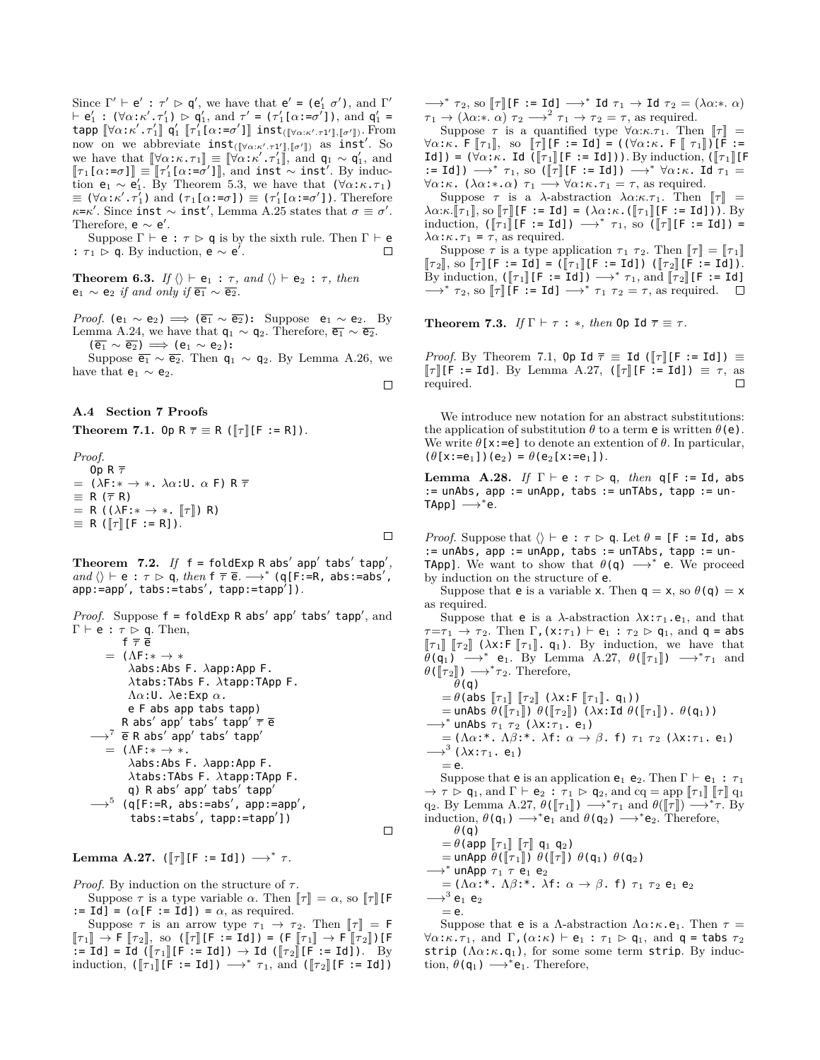Since $\Gamma' \vdash$ e$'$ : $\tau' \rhd$ q$'$, we have that e$'$ = (e$'_1$ $\sigma'$), and $\Gamma' \vdash$ e$'_1$ : ($\forall\alpha$:$\kappa'$.$\tau'_1$) $\rhd$ q$'_1$, and $\tau'$ = ($\tau'_1$[$\alpha$:=$\sigma'$]), and q$'_1$ = tapp $[\![\forall\alpha$:$\kappa'$.$\tau'_1]\!]$ q$'_1$ $[\![\tau'_1$[$\alpha$:=$\sigma'$]$]\!]$ inst$_{([\![\forall\alpha:\kappa'.\tau1']\!],[\![\sigma']\!])}$. From now on we abbreviate inst$_{([\![\forall\alpha:\kappa'.\tau1']\!],[\![\sigma']\!])}$ as inst$'$. So we have that $[\![\forall\alpha$:$\kappa$.$\tau_1]\!] \equiv [\![\forall\alpha$:$\kappa'$.$\tau'_1]\!]$, and q$_1$ $\sim$ q$'_1$, and $[\![\tau_1$[$\alpha$:=$\sigma$]$]\!] \equiv [\![\tau'_1$[$\alpha$:=$\sigma'$]$]\!]$, and inst $\sim$ inst$'$. By induction e$_1$ $\sim$ e$'_1$. By Theorem 5.3, we have that ($\forall\alpha$:$\kappa$.$\tau_1$) $\equiv$ ($\forall\alpha$:$\kappa'$.$\tau'_1$) and ($\tau_1$[$\alpha$:=$\sigma$]) $\equiv$ ($\tau'_1$[$\alpha$:=$\sigma'$]). Therefore $\kappa$=$\kappa'$. Since inst $\sim$ inst$'$, Lemma A.25 states that $\sigma \equiv \sigma'$. Therefore, e $\sim$ e$'$.

Suppose $\Gamma \vdash$ e : $\tau \rhd$ q is by the sixth rule. Then $\Gamma \vdash$ e : $\tau_1 \rhd$ q. By induction, e $\sim$ e$'$. □

**Theorem 6.3.** *If* $\langle\rangle \vdash$ e$_1$ : $\tau$*, and* $\langle\rangle \vdash$ e$_2$ : $\tau$*, then* e$_1$ $\sim$ e$_2$ *if and only if* $\overline{\text{e}_1} \sim \overline{\text{e}_2}$.

*Proof.* (e$_1$ $\sim$ e$_2$) $\Longrightarrow$ ($\overline{\text{e}_1} \sim \overline{\text{e}_2}$): Suppose e$_1$ $\sim$ e$_2$. By Lemma A.24, we have that q$_1$ $\sim$ q$_2$. Therefore, $\overline{\text{e}_1} \sim \overline{\text{e}_2}$.

($\overline{\text{e}_1} \sim \overline{\text{e}_2}$) $\Longrightarrow$ (e$_1$ $\sim$ e$_2$):

Suppose $\overline{\text{e}_1} \sim \overline{\text{e}_2}$. Then q$_1$ $\sim$ q$_2$. By Lemma A.26, we have that e$_1$ $\sim$ e$_2$. □

### A.4 Section 7 Proofs

**Theorem 7.1.** Op R $\overline{\tau} \equiv$ R ($[\![\tau]\!]$[F := R]).

*Proof.*

Op R $\overline{\tau}$
= ($\lambda$F:$* \to *$. $\lambda\alpha$:U. $\alpha$ F) R $\overline{\tau}$
$\equiv$ R ($\overline{\tau}$ R)
= R (($\lambda$F:$* \to *$. $[\![\tau]\!]$) R)
$\equiv$ R ($[\![\tau]\!]$[F := R]). □

**Theorem 7.2.** *If* f = foldExp R abs$'$ app$'$ tabs$'$ tapp$'$*, and* $\langle\rangle \vdash$ e : $\tau \rhd$ q*, then* f $\overline{\tau}$ $\overline{\text{e}}$. $\longrightarrow^*$ (q[F:=R, abs:=abs$'$, app:=app$'$, tabs:=tabs$'$, tapp:=tapp$'$]).

*Proof.* Suppose f = foldExp R abs$'$ app$'$ tabs$'$ tapp$'$, and $\Gamma \vdash$ e : $\tau \rhd$ q. Then,

f $\overline{\tau}$ $\overline{\text{e}}$
= ($\Lambda$F:$* \to *$
  $\lambda$abs:Abs F. $\lambda$app:App F.
  $\lambda$tabs:TAbs F. $\lambda$tapp:TApp F.
  $\Lambda\alpha$:U. $\lambda$e:Exp $\alpha$.
  e F abs app tabs tapp)
 R abs$'$ app$'$ tabs$'$ tapp$'$ $\overline{\tau}$ $\overline{\text{e}}$
$\longrightarrow^7$ $\overline{\text{e}}$ R abs$'$ app$'$ tabs$'$ tapp$'$
= ($\Lambda$F:$* \to *$.
  $\lambda$abs:Abs F. $\lambda$app:App F.
  $\lambda$tabs:TAbs F. $\lambda$tapp:TApp F.
  q) R abs$'$ app$'$ tabs$'$ tapp$'$
$\longrightarrow^5$ (q[F:=R, abs:=abs$'$, app:=app$'$,
  tabs:=tabs$'$, tapp:=tapp$'$]) □

**Lemma A.27.** ($[\![\tau]\!]$[F := Id]) $\longrightarrow^*$ $\tau$.

*Proof.* By induction on the structure of $\tau$.

Suppose $\tau$ is a type variable $\alpha$. Then $[\![\tau]\!] = \alpha$, so $[\![\tau]\!]$[F := Id] = ($\alpha$[F := Id]) = $\alpha$, as required.

Suppose $\tau$ is an arrow type $\tau_1 \to \tau_2$. Then $[\![\tau]\!]$ = F $[\![\tau_1]\!] \to$ F $[\![\tau_2]\!]$, so ($[\![\tau]\!]$[F := Id]) = (F $[\![\tau_1]\!] \to$ F $[\![\tau_2]\!]$)[F := Id] = Id ($[\![\tau_1]\!]$[F := Id]) $\to$ Id ($[\![\tau_2]\!]$[F := Id]). By induction, ($[\![\tau_1]\!]$[F := Id]) $\longrightarrow^*$ $\tau_1$, and ($[\![\tau_2]\!]$[F := Id]) $\longrightarrow^*$ $\tau_2$, so $[\![\tau]\!]$[F := Id] $\longrightarrow^*$ Id $\tau_1 \to$ Id $\tau_2$ = ($\lambda\alpha$:*. $\alpha$) $\tau_1 \to$ ($\lambda\alpha$:*. $\alpha$) $\tau_2$ $\longrightarrow^2$ $\tau_1 \to \tau_2 = \tau$, as required.

Suppose $\tau$ is a quantified type $\forall\alpha$:$\kappa$.$\tau_1$. Then $[\![\tau]\!]$ = $\forall\alpha$:$\kappa$. F $[\![\tau_1]\!]$, so $[\![\tau]\!]$[F := Id] = (($\forall\alpha$:$\kappa$. F $[\![\tau_1]\!]$)[F := Id]) = ($\forall\alpha$:$\kappa$. Id ($[\![\tau_1]\!]$[F := Id])). By induction, ($[\![\tau_1]\!]$[F := Id]) $\longrightarrow^*$ $\tau_1$, so ($[\![\tau]\!]$[F := Id]) $\longrightarrow^*$ $\forall\alpha$:$\kappa$. Id $\tau_1$ = $\forall\alpha$:$\kappa$. ($\lambda\alpha$:*.$\alpha$) $\tau_1$ $\longrightarrow$ $\forall\alpha$:$\kappa$.$\tau_1 = \tau$, as required.

Suppose $\tau$ is a $\lambda$-abstraction $\lambda\alpha$:$\kappa$.$\tau_1$. Then $[\![\tau]\!]$ = $\lambda\alpha$:$\kappa$.$[\![\tau_1]\!]$, so $[\![\tau]\!]$[F := Id] = ($\lambda\alpha$:$\kappa$.($[\![\tau_1]\!]$[F := Id])). By induction, ($[\![\tau_1]\!]$[F := Id]) $\longrightarrow^*$ $\tau_1$, so ($[\![\tau]\!]$[F := Id]) = $\lambda\alpha$:$\kappa$.$\tau_1 = \tau$, as required.

Suppose $\tau$ is a type application $\tau_1$ $\tau_2$. Then $[\![\tau]\!] = [\![\tau_1]\!]$ $[\![\tau_2]\!]$, so $[\![\tau]\!]$[F := Id] = ($[\![\tau_1]\!]$[F := Id]) ($[\![\tau_2]\!]$[F := Id]). By induction, ($[\![\tau_1]\!]$[F := Id]) $\longrightarrow^*$ $\tau_1$, and $[\![\tau_2]\!]$[F := Id] $\longrightarrow^*$ $\tau_2$, so $[\![\tau]\!]$[F := Id] $\longrightarrow^*$ $\tau_1$ $\tau_2 = \tau$, as required. □

**Theorem 7.3.** *If* $\Gamma \vdash \tau$ : $*$*, then* Op Id $\overline{\tau} \equiv \tau$.

*Proof.* By Theorem 7.1, Op Id $\overline{\tau}$ $\equiv$ Id ($[\![\tau]\!]$[F := Id]) $\equiv$ $[\![\tau]\!]$[F := Id]. By Lemma A.27, ($[\![\tau]\!]$[F := Id]) $\equiv \tau$, as required. □

We introduce new notation for an abstract substitutions: the application of substitution $\theta$ to a term e is written $\theta$(e). We write $\theta$[x:=e] to denote an extention of $\theta$. In particular, ($\theta$[x:=e$_1$])(e$_2$) = $\theta$(e$_2$[x:=e$_1$]).

**Lemma A.28.** *If* $\Gamma \vdash$ e : $\tau \rhd$ q*, then* q[F := Id, abs := unAbs, app := unApp, tabs := unTAbs, tapp := unTApp] $\longrightarrow^*$e.

*Proof.* Suppose that $\langle\rangle \vdash$ e : $\tau \rhd$ q. Let $\theta$ = [F := Id, abs := unAbs, app := unApp, tabs := unTAbs, tapp := unTApp]. We want to show that $\theta$(q) $\longrightarrow^*$ e. We proceed by induction on the structure of e.

Suppose that e is a variable x. Then q = x, so $\theta$(q) = x as required.

Suppose that e is a $\lambda$-abstraction $\lambda$x:$\tau_1$.e$_1$, and that $\tau$=$\tau_1 \to \tau_2$. Then $\Gamma$,(x:$\tau_1$) $\vdash$ e$_1$ : $\tau_2 \rhd$ q$_1$, and q = abs $[\![\tau_1]\!]$ $[\![\tau_2]\!]$ ($\lambda$x:F $[\![\tau_1]\!]$. q$_1$). By induction, we have that $\theta$(q$_1$) $\longrightarrow^*$ e$_1$. By Lemma A.27, $\theta$($[\![\tau_1]\!]$) $\longrightarrow^*\tau_1$ and $\theta$($[\![\tau_2]\!]$) $\longrightarrow^*\tau_2$. Therefore,

$\theta$(q)
= $\theta$(abs $[\![\tau_1]\!]$ $[\![\tau_2]\!]$ ($\lambda$x:F $[\![\tau_1]\!]$. q$_1$))
= unAbs $\theta$($[\![\tau_1]\!]$) $\theta$($[\![\tau_2]\!]$) ($\lambda$x:Id $\theta$($[\![\tau_1]\!]$). $\theta$(q$_1$))
$\longrightarrow^*$ unAbs $\tau_1$ $\tau_2$ ($\lambda$x:$\tau_1$. e$_1$)
= ($\Lambda\alpha$:*. $\Lambda\beta$:*. $\lambda$f: $\alpha \to \beta$. f) $\tau_1$ $\tau_2$ ($\lambda$x:$\tau_1$. e$_1$)
$\longrightarrow^3$ ($\lambda$x:$\tau_1$. e$_1$)
= e.

Suppose that e is an application e$_1$ e$_2$. Then $\Gamma \vdash$ e$_1$ : $\tau_1 \to \tau \rhd$ q$_1$, and $\Gamma \vdash$ e$_2$ : $\tau_1 \rhd$ q$_2$, and cq = app $[\![\tau_1]\!]$ $[\![\tau]\!]$ q$_1$ q$_2$. By Lemma A.27, $\theta$($[\![\tau_1]\!]$) $\longrightarrow^*\tau_1$ and $\theta$($[\![\tau]\!]$) $\longrightarrow^*\tau$. By induction, $\theta$(q$_1$) $\longrightarrow^*$e$_1$ and $\theta$(q$_2$) $\longrightarrow^*$e$_2$. Therefore,

$\theta$(q)
= $\theta$(app $[\![\tau_1]\!]$ $[\![\tau]\!]$ q$_1$ q$_2$)
= unApp $\theta$($[\![\tau_1]\!]$) $\theta$($[\![\tau]\!]$) $\theta$(q$_1$) $\theta$(q$_2$)
$\longrightarrow^*$ unApp $\tau_1$ $\tau$ e$_1$ e$_2$
= ($\Lambda\alpha$:*. $\Lambda\beta$:*. $\lambda$f: $\alpha \to \beta$. f) $\tau_1$ $\tau_2$ e$_1$ e$_2$
$\longrightarrow^3$ e$_1$ e$_2$
= e.

Suppose that e is a $\Lambda$-abstraction $\Lambda\alpha$:$\kappa$.e$_1$. Then $\tau$ = $\forall\alpha$:$\kappa$.$\tau_1$, and $\Gamma$,($\alpha$:$\kappa$) $\vdash$ e$_1$ : $\tau_1 \rhd$ q$_1$, and q = tabs $\tau_2$ strip ($\Lambda\alpha$:$\kappa$.q$_1$), for some some term strip. By induction, $\theta$(q$_1$) $\longrightarrow^*$e$_1$. Therefore,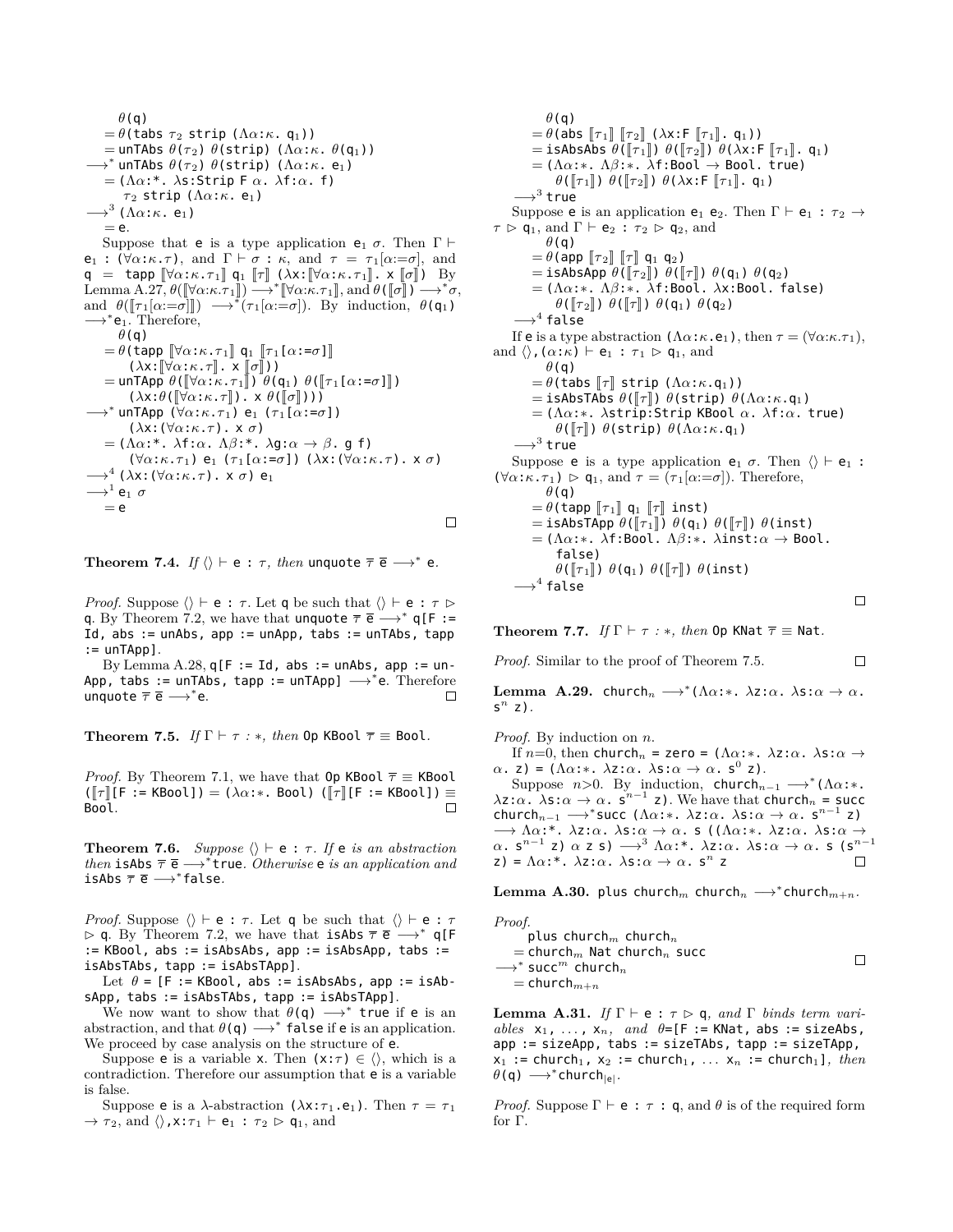$\theta$(q)
$= \theta$(tabs $\tau_2$ strip ($\Lambda\alpha{:}\kappa$. $\mathsf{q}_1$))
$=$ unTAbs $\theta(\tau_2)$ $\theta$(strip) ($\Lambda\alpha{:}\kappa$. $\theta(\mathsf{q}_1)$)
$\longrightarrow^*$ unTAbs $\theta(\tau_2)$ $\theta$(strip) ($\Lambda\alpha{:}\kappa$. $\mathsf{e}_1$)
$=$ ($\Lambda\alpha{:}*$. $\lambda$s:Strip F $\alpha$. $\lambda$f:$\alpha$. f)
  $\tau_2$ strip ($\Lambda\alpha{:}\kappa$. $\mathsf{e}_1$)
$\longrightarrow^3$ ($\Lambda\alpha{:}\kappa$. $\mathsf{e}_1$)
$=$ e.

Suppose that e is a type application $\mathsf{e}_1$ $\sigma$. Then $\Gamma \vdash \mathsf{e}_1 : (\forall\alpha{:}\kappa.\tau)$, and $\Gamma \vdash \sigma : \kappa$, and $\tau = \tau_1[\alpha{:=}\sigma]$, and q = tapp $[\![\forall\alpha{:}\kappa.\tau_1]\!]$ $\mathsf{q}_1$ $[\![\tau]\!]$ ($\lambda$x:$[\![\forall\alpha{:}\kappa.\tau_1]\!]$. x $[\![\sigma]\!]$) By Lemma A.27, $\theta([\![\forall\alpha{:}\kappa.\tau_1]\!]) \longrightarrow^* [\![\forall\alpha{:}\kappa.\tau_1]\!]$, and $\theta([\![\sigma]\!]) \longrightarrow^* \sigma$, and $\theta([\![\tau_1[\alpha{:=}\sigma]]\!]) \longrightarrow^* (\tau_1[\alpha{:=}\sigma])$. By induction, $\theta(\mathsf{q}_1) \longrightarrow^* \mathsf{e}_1$. Therefore,

$\theta$(q)
$= \theta$(tapp $[\![\forall\alpha{:}\kappa.\tau_1]\!]$ $\mathsf{q}_1$ $[\![\tau_1[\alpha{:=}\sigma]]\!]$
  ($\lambda$x:$[\![\forall\alpha{:}\kappa.\tau]\!]$. x $[\![\sigma]\!]$))
$=$ unTApp $\theta([\![\forall\alpha{:}\kappa.\tau_1]\!])$ $\theta(\mathsf{q}_1)$ $\theta([\![\tau_1[\alpha{:=}\sigma]]\!])$
  ($\lambda$x:$\theta([\![\forall\alpha{:}\kappa.\tau]\!])$. x $\theta([\![\sigma]\!])$))
$\longrightarrow^*$ unTApp ($\forall\alpha{:}\kappa.\tau_1$) $\mathsf{e}_1$ ($\tau_1[\alpha{:=}\sigma]$)
  ($\lambda$x:($\forall\alpha{:}\kappa.\tau$). x $\sigma$)
$=$ ($\Lambda\alpha{:}*$. $\lambda$f:$\alpha$. $\Lambda\beta{:}*$. $\lambda$g:$\alpha \to \beta$. g f)
  ($\forall\alpha{:}\kappa.\tau_1$) $\mathsf{e}_1$ ($\tau_1[\alpha{:=}\sigma]$) ($\lambda$x:($\forall\alpha{:}\kappa.\tau$). x $\sigma$)
$\longrightarrow^4$ ($\lambda$x:($\forall\alpha{:}\kappa.\tau$). x $\sigma$) $\mathsf{e}_1$
$\longrightarrow^1$ $\mathsf{e}_1$ $\sigma$
$=$ e

□

**Theorem 7.4.** *If* $\langle\rangle \vdash$ e : $\tau$*, then* unquote $\overline{\tau}$ $\overline{\mathsf{e}} \longrightarrow^*$ e.

*Proof.* Suppose $\langle\rangle \vdash$ e : $\tau$. Let q be such that $\langle\rangle \vdash$ e : $\tau \rhd$ q. By Theorem 7.2, we have that unquote $\overline{\tau}$ $\overline{\mathsf{e}} \longrightarrow^*$ q[F := Id, abs := unAbs, app := unApp, tabs := unTAbs, tapp := unTApp].

By Lemma A.28, q[F := Id, abs := unAbs, app := unApp, tabs := unTAbs, tapp := unTApp] $\longrightarrow^*$e. Therefore unquote $\overline{\tau}$ $\overline{\mathsf{e}} \longrightarrow^*$e. □

**Theorem 7.5.** *If* $\Gamma \vdash \tau : *$*, then* Op KBool $\overline{\tau} \equiv$ Bool.

*Proof.* By Theorem 7.1, we have that Op KBool $\overline{\tau} \equiv$ KBool ($[\![\tau]\!]$[F := KBool]) = ($\lambda\alpha{:}*$. Bool) ($[\![\tau]\!]$[F := KBool]) $\equiv$ Bool. □

**Theorem 7.6.** *Suppose* $\langle\rangle \vdash$ e : $\tau$*. If* e *is an abstraction then* isAbs $\overline{\tau}$ $\overline{\mathsf{e}} \longrightarrow^*$true*. Otherwise* e *is an application and* isAbs $\overline{\tau}$ $\overline{\mathsf{e}} \longrightarrow^*$false.

*Proof.* Suppose $\langle\rangle \vdash$ e : $\tau$. Let q be such that $\langle\rangle \vdash$ e : $\tau$ $\rhd$ q. By Theorem 7.2, we have that isAbs $\overline{\tau}$ $\overline{\mathsf{e}} \longrightarrow^*$ q[F := KBool, abs := isAbsAbs, app := isAbsApp, tabs := isAbsTAbs, tapp := isAbsTApp].

Let $\theta$ = [F := KBool, abs := isAbsAbs, app := isAbsApp, tabs := isAbsTAbs, tapp := isAbsTApp].

We now want to show that $\theta$(q) $\longrightarrow^*$ true if e is an abstraction, and that $\theta$(q) $\longrightarrow^*$ false if e is an application. We proceed by case analysis on the structure of e.

Suppose e is a variable x. Then (x:$\tau$) $\in \langle\rangle$, which is a contradiction. Therefore our assumption that e is a variable is false.

Suppose e is a $\lambda$-abstraction ($\lambda$x:$\tau_1$.$\mathsf{e}_1$). Then $\tau = \tau_1 \to \tau_2$, and $\langle\rangle$,x:$\tau_1 \vdash \mathsf{e}_1 : \tau_2 \rhd \mathsf{q}_1$, and

$\theta$(q)
$= \theta$(abs $[\![\tau_1]\!]$ $[\![\tau_2]\!]$ ($\lambda$x:F $[\![\tau_1]\!]$. $\mathsf{q}_1$))
$=$ isAbsAbs $\theta([\![\tau_1]\!])$ $\theta([\![\tau_2]\!])$ $\theta$($\lambda$x:F $[\![\tau_1]\!]$. $\mathsf{q}_1$)
$=$ ($\Lambda\alpha{:}*$. $\Lambda\beta{:}*$. $\lambda$f:Bool $\to$ Bool. true)
  $\theta([\![\tau_1]\!])$ $\theta([\![\tau_2]\!])$ $\theta$($\lambda$x:F $[\![\tau_1]\!]$. $\mathsf{q}_1$)
$\longrightarrow^3$ true

Suppose e is an application $\mathsf{e}_1$ $\mathsf{e}_2$. Then $\Gamma \vdash \mathsf{e}_1 : \tau_2 \to \tau \rhd \mathsf{q}_1$, and $\Gamma \vdash \mathsf{e}_2 : \tau_2 \rhd \mathsf{q}_2$, and

$\theta$(q)
$= \theta$(app $[\![\tau_2]\!]$ $[\![\tau]\!]$ $\mathsf{q}_1$ $\mathsf{q}_2$)
$=$ isAbsApp $\theta([\![\tau_2]\!])$ $\theta([\![\tau]\!])$ $\theta(\mathsf{q}_1)$ $\theta(\mathsf{q}_2)$
$=$ ($\Lambda\alpha{:}*$. $\Lambda\beta{:}*$. $\lambda$f:Bool. $\lambda$x:Bool. false)
  $\theta([\![\tau_2]\!])$ $\theta([\![\tau]\!])$ $\theta(\mathsf{q}_1)$ $\theta(\mathsf{q}_2)$
$\longrightarrow^4$ false

If e is a type abstraction ($\Lambda\alpha{:}\kappa$.$\mathsf{e}_1$), then $\tau = (\forall\alpha{:}\kappa.\tau_1)$, and $\langle\rangle$,($\alpha{:}\kappa$) $\vdash \mathsf{e}_1 : \tau_1 \rhd \mathsf{q}_1$, and

$\theta$(q)
$= \theta$(tabs $[\![\tau]\!]$ strip ($\Lambda\alpha{:}\kappa$.$\mathsf{q}_1$))
$=$ isAbsTAbs $\theta([\![\tau]\!])$ $\theta$(strip) $\theta$($\Lambda\alpha{:}\kappa$.$\mathsf{q}_1$)
$=$ ($\Lambda\alpha{:}*$. $\lambda$strip:Strip KBool $\alpha$. $\lambda$f:$\alpha$. true)
  $\theta([\![\tau]\!])$ $\theta$(strip) $\theta$($\Lambda\alpha{:}\kappa$.$\mathsf{q}_1$)
$\longrightarrow^3$ true

Suppose e is a type application $\mathsf{e}_1$ $\sigma$. Then $\langle\rangle \vdash \mathsf{e}_1 : (\forall\alpha{:}\kappa.\tau_1) \rhd \mathsf{q}_1$, and $\tau = (\tau_1[\alpha{:=}\sigma])$. Therefore,

$\theta$(q)
$= \theta$(tapp $[\![\tau_1]\!]$ $\mathsf{q}_1$ $[\![\tau]\!]$ inst)
$=$ isAbsTApp $\theta([\![\tau_1]\!])$ $\theta(\mathsf{q}_1)$ $\theta([\![\tau]\!])$ $\theta$(inst)
$=$ ($\Lambda\alpha{:}*$. $\lambda$f:Bool. $\Lambda\beta{:}*$. $\lambda$inst:$\alpha \to$ Bool.
  false)
  $\theta([\![\tau_1]\!])$ $\theta(\mathsf{q}_1)$ $\theta([\![\tau]\!])$ $\theta$(inst)
$\longrightarrow^4$ false

□

**Theorem 7.7.** *If* $\Gamma \vdash \tau : *$*, then* Op KNat $\overline{\tau} \equiv$ Nat.

*Proof.* Similar to the proof of Theorem 7.5. □

**Lemma A.29.** $\mathsf{church}_n \longrightarrow^*$($\Lambda\alpha{:}*$. $\lambda$z:$\alpha$. $\lambda$s:$\alpha \to \alpha$. $\mathsf{s}^n$ z).

*Proof.* By induction on $n$.

If $n$=0, then $\mathsf{church}_n$ = zero = ($\Lambda\alpha{:}*$. $\lambda$z:$\alpha$. $\lambda$s:$\alpha \to \alpha$. z) = ($\Lambda\alpha{:}*$. $\lambda$z:$\alpha$. $\lambda$s:$\alpha \to \alpha$. $\mathsf{s}^0$ z).

Suppose $n$>0. By induction, $\mathsf{church}_{n-1} \longrightarrow^*$($\Lambda\alpha{:}*$. $\lambda$z:$\alpha$. $\lambda$s:$\alpha \to \alpha$. $\mathsf{s}^{n-1}$ z). We have that $\mathsf{church}_n$ = succ $\mathsf{church}_{n-1} \longrightarrow^*$succ ($\Lambda\alpha{:}*$. $\lambda$z:$\alpha$. $\lambda$s:$\alpha \to \alpha$. $\mathsf{s}^{n-1}$ z) $\longrightarrow$ $\Lambda\alpha{:}*$. $\lambda$z:$\alpha$. $\lambda$s:$\alpha \to \alpha$. s (($\Lambda\alpha{:}*$. $\lambda$z:$\alpha$. $\lambda$s:$\alpha \to \alpha$. $\mathsf{s}^{n-1}$ z) $\alpha$ z s) $\longrightarrow^3$ $\Lambda\alpha{:}*$. $\lambda$z:$\alpha$. $\lambda$s:$\alpha \to \alpha$. s ($\mathsf{s}^{n-1}$ z) = $\Lambda\alpha{:}*$. $\lambda$z:$\alpha$. $\lambda$s:$\alpha \to \alpha$. $\mathsf{s}^n$ z □

**Lemma A.30.** plus $\mathsf{church}_m$ $\mathsf{church}_n \longrightarrow^*\mathsf{church}_{m+n}$.

*Proof.*

plus $\mathsf{church}_m$ $\mathsf{church}_n$
$=$ $\mathsf{church}_m$ Nat $\mathsf{church}_n$ succ
$\longrightarrow^*$ $\mathsf{succ}^m$ $\mathsf{church}_n$
$=$ $\mathsf{church}_{m+n}$

□

**Lemma A.31.** *If* $\Gamma \vdash$ e : $\tau \rhd$ q*, and* $\Gamma$ *binds term variables* $\mathsf{x}_1$, ..., $\mathsf{x}_n$*, and* $\theta$=[F := KNat, abs := sizeAbs, app := sizeApp, tabs := sizeTAbs, tapp := sizeTApp, $\mathsf{x}_1$ := $\mathsf{church}_1$, $\mathsf{x}_2$ := $\mathsf{church}_1$, ... $\mathsf{x}_n$ := $\mathsf{church}_1$]*, then* $\theta$(q) $\longrightarrow^*\mathsf{church}_{|\mathsf{e}|}$.

*Proof.* Suppose $\Gamma \vdash$ e : $\tau$ : q, and $\theta$ is of the required form for $\Gamma$.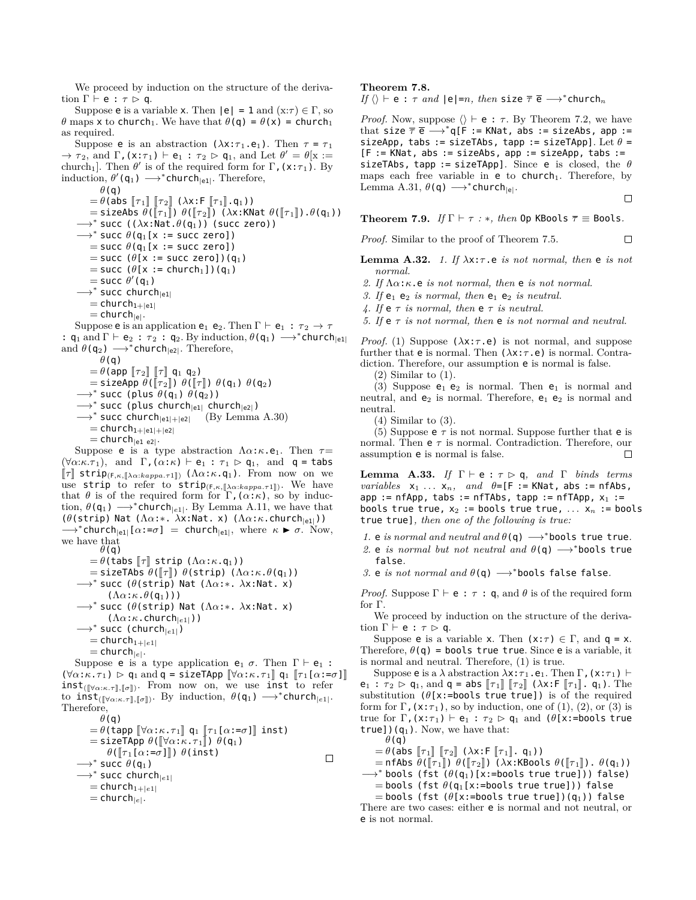We proceed by induction on the structure of the derivation $\Gamma \vdash$ e : $\tau \rhd$ q.

Suppose e is a variable x. Then |e| = 1 and $(x{:}\tau) \in \Gamma$, so $\theta$ maps x to church$_1$. We have that $\theta$(q) = $\theta$(x) = church$_1$ as required.

Suppose e is an abstraction ($\lambda$x:$\tau_1$.e$_1$). Then $\tau = \tau_1 \to \tau_2$, and $\Gamma$,(x:$\tau_1$) $\vdash$ e$_1$ : $\tau_2 \rhd$ q$_1$, and Let $\theta' = \theta$[x := church$_1$]. Then $\theta'$ is of the required form for $\Gamma$,(x:$\tau_1$). By induction, $\theta'$(q$_1$) $\longrightarrow^*$church$_{|e1|}$. Therefore,

$\theta$(q)
$=\theta$(abs $[\![\tau_1]\!]$ $[\![\tau_2]\!]$ ($\lambda$x:F $[\![\tau_1]\!]$.q$_1$))
= sizeAbs $\theta$($[\![\tau_1]\!]$) $\theta$($[\![\tau_2]\!]$) ($\lambda$x:KNat $\theta$($[\![\tau_1]\!]$).$\theta$(q$_1$))
$\longrightarrow^*$ succ (($\lambda$x:Nat.$\theta$(q$_1$)) (succ zero))
$\longrightarrow^*$ succ $\theta$(q$_1$[x := succ zero])
= succ $\theta$(q$_1$[x := succ zero])
= succ ($\theta$[x := succ zero])(q$_1$)
= succ ($\theta$[x := church$_1$])(q$_1$)
= succ $\theta'$(q$_1$)
$\longrightarrow^*$ succ church$_{|e1|}$
= church$_{1+|e1|}$
= church$_{|e|}$.

Suppose e is an application e$_1$ e$_2$. Then $\Gamma \vdash$ e$_1$ : $\tau_2 \to \tau$ : q$_1$ and $\Gamma \vdash$ e$_2$ : $\tau_2$ : q$_2$. By induction, $\theta$(q$_1$) $\longrightarrow^*$church$_{|e1|}$ and $\theta$(q$_2$) $\longrightarrow^*$church$_{|e2|}$. Therefore,

$\theta$(q)
$=\theta$(app $[\![\tau_2]\!]$ $[\![\tau]\!]$ q$_1$ q$_2$)
= sizeApp $\theta$($[\![\tau_2]\!]$) $\theta$($[\![\tau]\!]$) $\theta$(q$_1$) $\theta$(q$_2$)
$\longrightarrow^*$ succ (plus $\theta$(q$_1$) $\theta$(q$_2$))
$\longrightarrow^*$ succ (plus church$_{|e1|}$ church$_{|e2|}$)
$\longrightarrow^*$ succ church$_{|e1|+|e2|}$ (By Lemma A.30)
= church$_{1+|e1|+|e2|}$
= church$_{|e1\ e2|}$.

Suppose e is a type abstraction $\Lambda\alpha{:}\kappa$.e$_1$. Then $\tau$= ($\forall\alpha{:}\kappa.\tau_1$), and $\Gamma$,($\alpha{:}\kappa$) $\vdash$ e$_1$ : $\tau_1 \rhd$ q$_1$, and q = tabs $[\![\tau]\!]$ strip$_{(F,\kappa,[\![\lambda\alpha:kappa.\tau 1]\!])}$ ($\Lambda\alpha{:}\kappa$.q$_1$). From now on we use strip to refer to strip$_{(F,\kappa,[\![\lambda\alpha:kappa.\tau 1]\!])}$. We have that $\theta$ is of the required form for $\Gamma$,($\alpha{:}\kappa$), so by induction, $\theta$(q$_1$) $\longrightarrow^*$church$_{|e1|}$. By Lemma A.11, we have that ($\theta$(strip) Nat ($\Lambda\alpha{:}*$. $\lambda$x:Nat. x) ($\Lambda\alpha{:}\kappa$.church$_{|e1|}$)) $\longrightarrow^*$church$_{|e1|}$[$\alpha$:=$\sigma$] = church$_{|e1|}$, where $\kappa \blacktriangleright \sigma$. Now, we have that

$\theta$(q)
$=\theta$(tabs $[\![\tau]\!]$ strip ($\Lambda\alpha{:}\kappa$.q$_1$))
= sizeTAbs $\theta$($[\![\tau]\!]$) $\theta$(strip) ($\Lambda\alpha{:}\kappa$.$\theta$(q$_1$))
$\longrightarrow^*$ succ ($\theta$(strip) Nat ($\Lambda\alpha{:}*$. $\lambda$x:Nat. x) ($\Lambda\alpha{:}\kappa$.$\theta$(q$_1$)))
$\longrightarrow^*$ succ ($\theta$(strip) Nat ($\Lambda\alpha{:}*$. $\lambda$x:Nat. x) ($\Lambda\alpha{:}\kappa$.church$_{|e1|}$))
$\longrightarrow^*$ succ (church$_{|e1|}$)
= church$_{1+|e1|}$
= church$_{|e|}$.

Suppose e is a type application e$_1$ $\sigma$. Then $\Gamma \vdash$ e$_1$ : ($\forall\alpha{:}\kappa.\tau_1$) $\rhd$ q$_1$ and q = sizeTApp $[\![\forall\alpha{:}\kappa.\tau_1]\!]$ q$_1$ $[\![\tau_1[\alpha{:=}\sigma]]\!]$ inst$_{([\![\forall\alpha:\kappa.\tau]\!],[\![\sigma]\!])}$. From now on, we use inst to refer to inst$_{([\![\forall\alpha:\kappa.\tau]\!],[\![\sigma]\!])}$. By induction, $\theta$(q$_1$) $\longrightarrow^*$church$_{|e1|}$. Therefore,

$\theta$(q)
$=\theta$(tapp $[\![\forall\alpha{:}\kappa.\tau_1]\!]$ q$_1$ $[\![\tau_1[\alpha{:=}\sigma]]\!]$ inst)
= sizeTApp $\theta$($[\![\forall\alpha{:}\kappa.\tau_1]\!]$) $\theta$(q$_1$) $\theta$($[\![\tau_1[\alpha{:=}\sigma]]\!]$) $\theta$(inst)
$\longrightarrow^*$ succ $\theta$(q$_1$)
$\longrightarrow^*$ succ church$_{|e1|}$
= church$_{1+|e1|}$
= church$_{|e|}$. □

**Theorem 7.8.** *If* $\langle\rangle \vdash$ e : $\tau$ *and* |e|=$n$, *then* size $\overline{\tau}$ $\overline{e}$ $\longrightarrow^*$church$_n$

*Proof.* Now, suppose $\langle\rangle \vdash$ e : $\tau$. By Theorem 7.2, we have that size $\overline{\tau}$ $\overline{e}$ $\longrightarrow^*$q[F := KNat, abs := sizeAbs, app := sizeApp, tabs := sizeTAbs, tapp := sizeTApp]. Let $\theta$ = [F := KNat, abs := sizeAbs, app := sizeApp, tabs := sizeTAbs, tapp := sizeTApp]. Since e is closed, the $\theta$ maps each free variable in e to church$_1$. Therefore, by Lemma A.31, $\theta$(q) $\longrightarrow^*$church$_{|e|}$. □

**Theorem 7.9.** *If* $\Gamma \vdash \tau : *$, *then* Op KBools $\overline{\tau}$ $\equiv$ Bools.

*Proof.* Similar to the proof of Theorem 7.5. □

**Lemma A.32.**
1. *If* $\lambda$x:$\tau$.e *is not normal, then* e *is not normal.*
2. *If* $\Lambda\alpha{:}\kappa$.e *is not normal, then* e *is not normal.*
3. *If* e$_1$ e$_2$ *is normal, then* e$_1$ e$_2$ *is neutral.*
4. *If* e $\tau$ *is normal, then* e $\tau$ *is neutral.*
5. *If* e $\tau$ *is not normal, then* e *is not normal and neutral.*

*Proof.* (1) Suppose ($\lambda$x:$\tau$.e) is not normal, and suppose further that e is normal. Then ($\lambda$x:$\tau$.e) is normal. Contradiction. Therefore, our assumption e is normal is false.

(2) Similar to (1).

(3) Suppose e$_1$ e$_2$ is normal. Then e$_1$ is normal and neutral, and e$_2$ is normal. Therefore, e$_1$ e$_2$ is normal and neutral.

(4) Similar to (3).

(5) Suppose e $\tau$ is not normal. Suppose further that e is normal. Then e $\tau$ is normal. Contradiction. Therefore, our assumption e is normal is false. □

**Lemma A.33.** *If* $\Gamma \vdash$ e : $\tau \rhd$ q, *and* $\Gamma$ *binds terms variables* x$_1$ ... x$_n$, *and* $\theta$=[F := KNat, abs := nfAbs, app := nfApp, tabs := nfTAbs, tapp := nfTApp, x$_1$ := bools true true, x$_2$ := bools true true, ... x$_n$ := bools true true], *then one of the following is true:*

1. e *is normal and neutral and* $\theta$(q) $\longrightarrow^*$bools true true.
2. e *is normal but not neutral and* $\theta$(q) $\longrightarrow^*$bools true false.
3. e *is not normal and* $\theta$(q) $\longrightarrow^*$bools false false.

*Proof.* Suppose $\Gamma \vdash$ e : $\tau$ : q, and $\theta$ is of the required form for $\Gamma$.

We proceed by induction on the structure of the derivation $\Gamma \vdash$ e : $\tau \rhd$ q.

Suppose e is a variable x. Then (x:$\tau$) $\in \Gamma$, and q = x. Therefore, $\theta$(q) = bools true true. Since e is a variable, it is normal and neutral. Therefore, (1) is true.

Suppose e is a $\lambda$ abstraction $\lambda$x:$\tau_1$.e$_1$. Then $\Gamma$,(x:$\tau_1$) $\vdash$ e$_1$ : $\tau_2 \rhd$ q$_1$, and q = abs $[\![\tau_1]\!]$ $[\![\tau_2]\!]$ ($\lambda$x:F $[\![\tau_1]\!]$. q$_1$). The substitution ($\theta$[x:=bools true true]) is of the required form for $\Gamma$,(x:$\tau_1$), so by induction, one of (1), (2), or (3) is true for $\Gamma$,(x:$\tau_1$) $\vdash$ e$_1$ : $\tau_2 \rhd$ q$_1$ and ($\theta$[x:=bools true true])(q$_1$). Now, we have that:

$\theta$(q)
$=\theta$(abs $[\![\tau_1]\!]$ $[\![\tau_2]\!]$ ($\lambda$x:F $[\![\tau_1]\!]$. q$_1$))
= nfAbs $\theta$($[\![\tau_1]\!]$) $\theta$($[\![\tau_2]\!]$) ($\lambda$x:KBools $\theta$($[\![\tau_1]\!]$). $\theta$(q$_1$))
$\longrightarrow^*$ bools (fst ($\theta$(q$_1$)[x:=bools true true])) false)
= bools (fst $\theta$(q$_1$[x:=bools true true])) false
= bools (fst ($\theta$[x:=bools true true])(q$_1$)) false

There are two cases: either e is normal and not neutral, or e is not normal.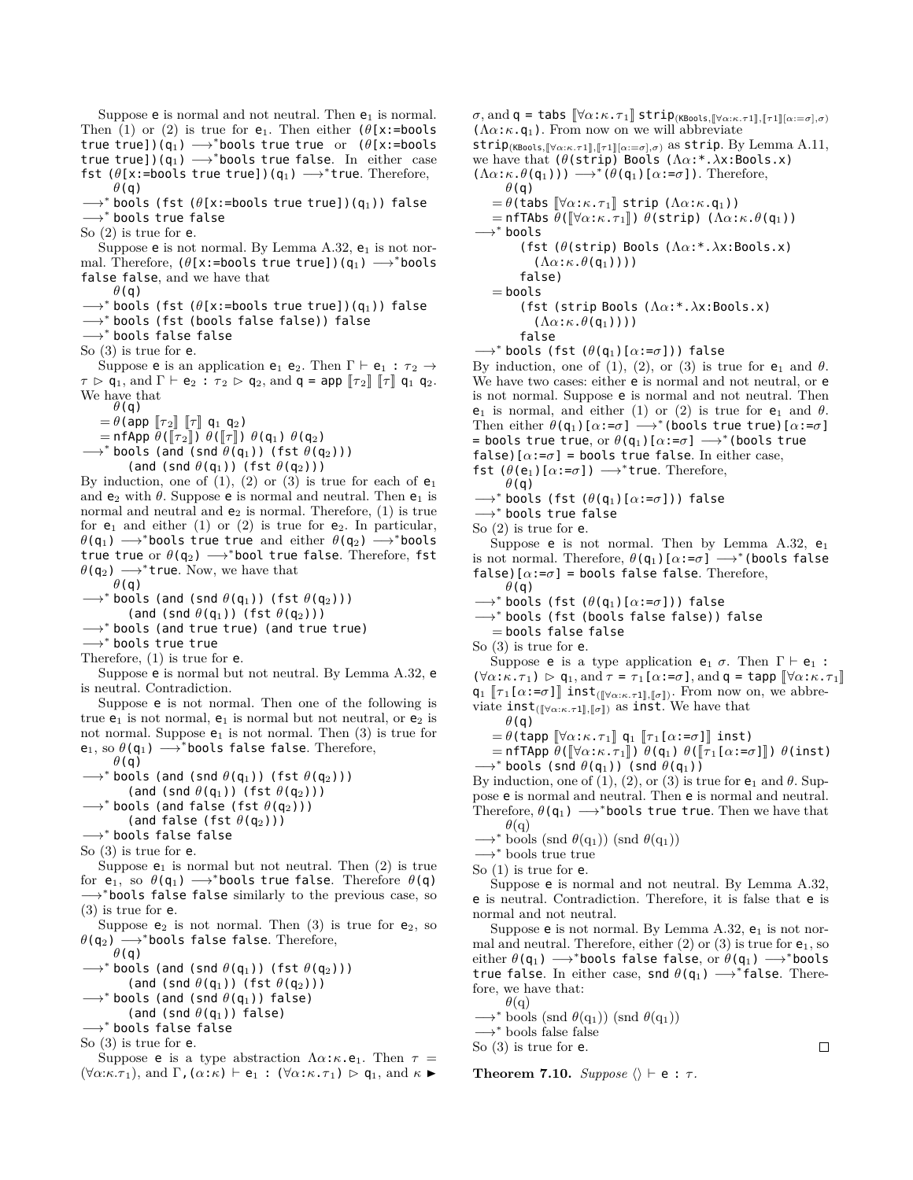Suppose `e` is normal and not neutral. Then $\mathsf{e}_1$ is normal. Then (1) or (2) is true for $\mathsf{e}_1$. Then either $(\theta[\mathsf{x}{:=}\mathsf{bools\ true\ true}])(\mathsf{q}_1) \longrightarrow^* \mathsf{bools\ true\ true}$ or $(\theta[\mathsf{x}{:=}\mathsf{bools\ true\ true}])(\mathsf{q}_1) \longrightarrow^* \mathsf{bools\ true\ false}$. In either case $\mathsf{fst}\ (\theta[\mathsf{x}{:=}\mathsf{bools\ true\ true}])(\mathsf{q}_1) \longrightarrow^* \mathsf{true}$. Therefore,

$$
\begin{aligned}
&\theta(\mathsf{q})\\
\longrightarrow^*\ &\mathsf{bools\ (fst\ }(\theta[\mathsf{x}{:=}\mathsf{bools\ true\ true}])(\mathsf{q}_1))\ \mathsf{false}\\
\longrightarrow^*\ &\mathsf{bools\ true\ false}
\end{aligned}
$$

So (2) is true for `e`.

Suppose `e` is not normal. By Lemma A.32, $\mathsf{e}_1$ is not normal. Therefore, $(\theta[\mathsf{x}{:=}\mathsf{bools\ true\ true}])(\mathsf{q}_1) \longrightarrow^* \mathsf{bools\ false\ false}$, and we have that

$$
\begin{aligned}
&\theta(\mathsf{q})\\
\longrightarrow^*\ &\mathsf{bools\ (fst\ }(\theta[\mathsf{x}{:=}\mathsf{bools\ true\ true}])(\mathsf{q}_1))\ \mathsf{false}\\
\longrightarrow^*\ &\mathsf{bools\ (fst\ (bools\ false\ false))\ false}\\
\longrightarrow^*\ &\mathsf{bools\ false\ false}
\end{aligned}
$$

So (3) is true for `e`.

Suppose `e` is an application $\mathsf{e}_1\ \mathsf{e}_2$. Then $\Gamma \vdash \mathsf{e}_1 : \tau_2 \to \tau \rhd \mathsf{q}_1$, and $\Gamma \vdash \mathsf{e}_2 : \tau_2 \rhd \mathsf{q}_2$, and $\mathsf{q} = \mathsf{app}\ [\![\tau_2]\!]\ [\![\tau]\!]\ \mathsf{q}_1\ \mathsf{q}_2$. We have that

$$
\begin{aligned}
&\theta(\mathsf{q})\\
=\ &\theta(\mathsf{app}\ [\![\tau_2]\!]\ [\![\tau]\!]\ \mathsf{q}_1\ \mathsf{q}_2)\\
=\ &\mathsf{nfApp}\ \theta([\![\tau_2]\!])\ \theta([\![\tau]\!])\ \theta(\mathsf{q}_1)\ \theta(\mathsf{q}_2)\\
\longrightarrow^*\ &\mathsf{bools\ (and\ (snd\ }\theta(\mathsf{q}_1))\ (\mathsf{fst}\ \theta(\mathsf{q}_2)))\\
&\quad(\mathsf{and\ (snd\ }\theta(\mathsf{q}_1))\ (\mathsf{fst}\ \theta(\mathsf{q}_2)))
\end{aligned}
$$

By induction, one of (1), (2) or (3) is true for each of $\mathsf{e}_1$ and $\mathsf{e}_2$ with $\theta$. Suppose `e` is normal and neutral. Then $\mathsf{e}_1$ is normal and neutral and $\mathsf{e}_2$ is normal. Therefore, (1) is true for $\mathsf{e}_1$ and either (1) or (2) is true for $\mathsf{e}_2$. In particular, $\theta(\mathsf{q}_1) \longrightarrow^* \mathsf{bools\ true\ true}$ and either $\theta(\mathsf{q}_2) \longrightarrow^* \mathsf{bools\ true\ true}$ or $\theta(\mathsf{q}_2) \longrightarrow^* \mathsf{bool\ true\ false}$. Therefore, $\mathsf{fst}\ \theta(\mathsf{q}_2) \longrightarrow^* \mathsf{true}$. Now, we have that

$$
\begin{aligned}
&\theta(\mathsf{q})\\
\longrightarrow^*\ &\mathsf{bools\ (and\ (snd\ }\theta(\mathsf{q}_1))\ (\mathsf{fst}\ \theta(\mathsf{q}_2)))\\
&\quad(\mathsf{and\ (snd\ }\theta(\mathsf{q}_1))\ (\mathsf{fst}\ \theta(\mathsf{q}_2)))\\
\longrightarrow^*\ &\mathsf{bools\ (and\ true\ true)\ (and\ true\ true)}\\
\longrightarrow^*\ &\mathsf{bools\ true\ true}
\end{aligned}
$$

Therefore, (1) is true for `e`.

Suppose `e` is normal but not neutral. By Lemma A.32, `e` is neutral. Contradiction.

Suppose `e` is not normal. Then one of the following is true $\mathsf{e}_1$ is not normal, $\mathsf{e}_1$ is normal but not neutral, or $\mathsf{e}_2$ is not normal. Suppose $\mathsf{e}_1$ is not normal. Then (3) is true for $\mathsf{e}_1$, so $\theta(\mathsf{q}_1) \longrightarrow^* \mathsf{bools\ false\ false}$. Therefore,

$$
\begin{aligned}
&\theta(\mathsf{q})\\
\longrightarrow^*\ &\mathsf{bools\ (and\ (snd\ }\theta(\mathsf{q}_1))\ (\mathsf{fst}\ \theta(\mathsf{q}_2)))\\
&\quad(\mathsf{and\ (snd\ }\theta(\mathsf{q}_1))\ (\mathsf{fst}\ \theta(\mathsf{q}_2)))\\
\longrightarrow^*\ &\mathsf{bools\ (and\ false\ (fst\ }\theta(\mathsf{q}_2)))\\
&\quad(\mathsf{and\ false\ (fst\ }\theta(\mathsf{q}_2)))\\
\longrightarrow^*\ &\mathsf{bools\ false\ false}
\end{aligned}
$$

So (3) is true for `e`.

Suppose $\mathsf{e}_1$ is normal but not neutral. Then (2) is true for $\mathsf{e}_1$, so $\theta(\mathsf{q}_1) \longrightarrow^* \mathsf{bools\ true\ false}$. Therefore $\theta(\mathsf{q}) \longrightarrow^* \mathsf{bools\ false\ false}$ similarly to the previous case, so (3) is true for `e`.

Suppose $\mathsf{e}_2$ is not normal. Then (3) is true for $\mathsf{e}_2$, so $\theta(\mathsf{q}_2) \longrightarrow^* \mathsf{bools\ false\ false}$. Therefore,

$$
\begin{aligned}
&\theta(\mathsf{q})\\
\longrightarrow^*\ &\mathsf{bools\ (and\ (snd\ }\theta(\mathsf{q}_1))\ (\mathsf{fst}\ \theta(\mathsf{q}_2)))\\
&\quad(\mathsf{and\ (snd\ }\theta(\mathsf{q}_1))\ (\mathsf{fst}\ \theta(\mathsf{q}_2)))\\
\longrightarrow^*\ &\mathsf{bools\ (and\ (snd\ }\theta(\mathsf{q}_1))\ \mathsf{false})\\
&\quad(\mathsf{and\ (snd\ }\theta(\mathsf{q}_1))\ \mathsf{false})\\
\longrightarrow^*\ &\mathsf{bools\ false\ false}
\end{aligned}
$$

So (3) is true for `e`.

Suppose `e` is a type abstraction $\Lambda\alpha{:}\kappa.\mathsf{e}_1$. Then $\tau = (\forall\alpha{:}\kappa.\tau_1)$, and $\Gamma,(\alpha{:}\kappa) \vdash \mathsf{e}_1 : (\forall\alpha{:}\kappa.\tau_1) \rhd \mathsf{q}_1$, and $\kappa \blacktriangleright \sigma$, and $\mathsf{q} = \mathsf{tabs}\ [\![\forall\alpha{:}\kappa.\tau_1]\!]\ \mathsf{strip}_{(\mathsf{KBools},[\![\forall\alpha:\kappa.\tau_1]\!],[\![\tau_1]\!][\alpha:=\sigma],\sigma)}\ (\Lambda\alpha{:}\kappa.\mathsf{q}_1)$. From now on we will abbreviate $\mathsf{strip}_{(\mathsf{KBools},[\![\forall\alpha:\kappa.\tau_1]\!],[\![\tau_1]\!][\alpha:=\sigma],\sigma)}$ as $\mathsf{strip}$. By Lemma A.11, we have that $(\theta(\mathsf{strip})\ \mathsf{Bools}\ (\Lambda\alpha{:}{*}.\lambda\mathsf{x}{:}\mathsf{Bools}.\mathsf{x})\ (\Lambda\alpha{:}\kappa.\theta(\mathsf{q}_1))) \longrightarrow^* (\theta(\mathsf{q}_1)[\alpha{:=}\sigma])$. Therefore,

$$
\begin{aligned}
&\theta(\mathsf{q})\\
=\ &\theta(\mathsf{tabs}\ [\![\forall\alpha{:}\kappa.\tau_1]\!]\ \mathsf{strip}\ (\Lambda\alpha{:}\kappa.\mathsf{q}_1))\\
=\ &\mathsf{nfTAbs}\ \theta([\![\forall\alpha{:}\kappa.\tau_1]\!])\ \theta(\mathsf{strip})\ (\Lambda\alpha{:}\kappa.\theta(\mathsf{q}_1))\\
\longrightarrow^*\ &\mathsf{bools}\\
&\quad(\mathsf{fst}\ (\theta(\mathsf{strip})\ \mathsf{Bools}\ (\Lambda\alpha{:}{*}.\lambda\mathsf{x}{:}\mathsf{Bools}.\mathsf{x})\\
&\qquad(\Lambda\alpha{:}\kappa.\theta(\mathsf{q}_1))))\\
&\quad\mathsf{false})\\
=\ &\mathsf{bools}\\
&\quad(\mathsf{fst\ (strip\ Bools}\ (\Lambda\alpha{:}{*}.\lambda\mathsf{x}{:}\mathsf{Bools}.\mathsf{x})\\
&\qquad(\Lambda\alpha{:}\kappa.\theta(\mathsf{q}_1))))\\
&\quad\mathsf{false}\\
\longrightarrow^*\ &\mathsf{bools\ (fst\ }(\theta(\mathsf{q}_1)[\alpha{:=}\sigma]))\ \mathsf{false}
\end{aligned}
$$

By induction, one of (1), (2), or (3) is true for $\mathsf{e}_1$ and $\theta$. We have two cases: either `e` is normal and not neutral, or `e` is not normal. Suppose `e` is normal and not neutral. Then $\mathsf{e}_1$ is normal, and either (1) or (2) is true for $\mathsf{e}_1$ and $\theta$. Then either $\theta(\mathsf{q}_1)[\alpha{:=}\sigma] \longrightarrow^* (\mathsf{bools\ true\ true})[\alpha{:=}\sigma] = \mathsf{bools\ true\ true}$, or $\theta(\mathsf{q}_1)[\alpha{:=}\sigma] \longrightarrow^* (\mathsf{bools\ true\ false})[\alpha{:=}\sigma] = \mathsf{bools\ true\ false}$. In either case, $\mathsf{fst}\ (\theta(\mathsf{e}_1)[\alpha{:=}\sigma]) \longrightarrow^* \mathsf{true}$. Therefore,

$$
\begin{aligned}
&\theta(\mathsf{q})\\
\longrightarrow^*\ &\mathsf{bools\ (fst\ }(\theta(\mathsf{q}_1)[\alpha{:=}\sigma]))\ \mathsf{false}\\
\longrightarrow^*\ &\mathsf{bools\ true\ false}
\end{aligned}
$$

So (2) is true for `e`.

Suppose `e` is not normal. Then by Lemma A.32, $\mathsf{e}_1$ is not normal. Therefore, $\theta(\mathsf{q}_1)[\alpha{:=}\sigma] \longrightarrow^* (\mathsf{bools\ false\ false})[\alpha{:=}\sigma] = \mathsf{bools\ false\ false}$. Therefore,

$$
\begin{aligned}
&\theta(\mathsf{q})\\
\longrightarrow^*\ &\mathsf{bools\ (fst\ }(\theta(\mathsf{q}_1)[\alpha{:=}\sigma]))\ \mathsf{false}\\
\longrightarrow^*\ &\mathsf{bools\ (fst\ (bools\ false\ false))\ false}\\
=\ &\mathsf{bools\ false\ false}
\end{aligned}
$$

So (3) is true for `e`.

Suppose `e` is a type application $\mathsf{e}_1\ \sigma$. Then $\Gamma \vdash \mathsf{e}_1 : (\forall\alpha{:}\kappa.\tau_1) \rhd \mathsf{q}_1$, and $\tau = \tau_1[\alpha{:=}\sigma]$, and $\mathsf{q} = \mathsf{tapp}\ [\![\forall\alpha{:}\kappa.\tau_1]\!]\ \mathsf{q}_1\ [\![\tau_1[\alpha{:=}\sigma]]\!]\ \mathsf{inst}_{([\![\forall\alpha:\kappa.\tau_1]\!],[\![\sigma]\!])}$. From now on, we abbreviate $\mathsf{inst}_{([\![\forall\alpha:\kappa.\tau_1]\!],[\![\sigma]\!])}$ as $\mathsf{inst}$. We have that

$$
\begin{aligned}
&\theta(\mathsf{q})\\
=\ &\theta(\mathsf{tapp}\ [\![\forall\alpha{:}\kappa.\tau_1]\!]\ \mathsf{q}_1\ [\![\tau_1[\alpha{:=}\sigma]]\!]\ \mathsf{inst})\\
=\ &\mathsf{nfTApp}\ \theta([\![\forall\alpha{:}\kappa.\tau_1]\!])\ \theta(\mathsf{q}_1)\ \theta([\![\tau_1[\alpha{:=}\sigma]]\!])\ \theta(\mathsf{inst})\\
\longrightarrow^*\ &\mathsf{bools\ (snd\ }\theta(\mathsf{q}_1))\ (\mathsf{snd}\ \theta(\mathsf{q}_1))
\end{aligned}
$$

By induction, one of (1), (2), or (3) is true for $\mathsf{e}_1$ and $\theta$. Suppose `e` is normal and neutral. Then `e` is normal and neutral. Therefore, $\theta(\mathsf{q}_1) \longrightarrow^* \mathsf{bools\ true\ true}$. Then we have that

$$
\begin{aligned}
&\theta(\mathrm{q})\\
\longrightarrow^*\ &\mathrm{bools\ (snd\ }\theta(\mathrm{q}_1))\ (\mathrm{snd}\ \theta(\mathrm{q}_1))\\
\longrightarrow^*\ &\mathrm{bools\ true\ true}
\end{aligned}
$$

So (1) is true for `e`.

Suppose `e` is normal and not neutral. By Lemma A.32, `e` is neutral. Contradiction. Therefore, it is false that `e` is normal and not neutral.

Suppose `e` is not normal. By Lemma A.32, $\mathsf{e}_1$ is not normal and neutral. Therefore, either (2) or (3) is true for $\mathsf{e}_1$, so either $\theta(\mathsf{q}_1) \longrightarrow^* \mathsf{bools\ false\ false}$, or $\theta(\mathsf{q}_1) \longrightarrow^* \mathsf{bools\ true\ false}$. In either case, $\mathsf{snd}\ \theta(\mathsf{q}_1) \longrightarrow^* \mathsf{false}$. Therefore, we have that:

$$
\begin{aligned}
&\theta(\mathrm{q})\\
\longrightarrow^*\ &\mathrm{bools\ (snd\ }\theta(\mathrm{q}_1))\ (\mathrm{snd}\ \theta(\mathrm{q}_1))\\
\longrightarrow^*\ &\mathrm{bools\ false\ false}
\end{aligned}
$$

So (3) is true for `e`. □

**Theorem 7.10.** *Suppose* $\langle\rangle \vdash \mathsf{e} : \tau$.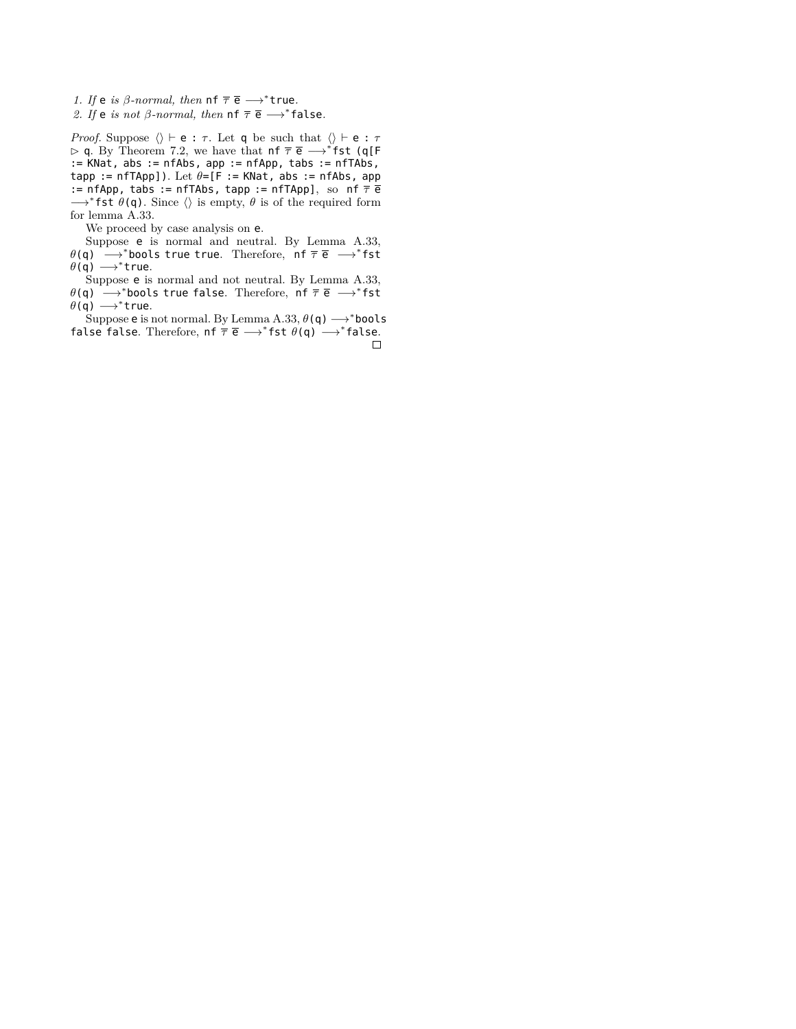1. *If* `e` *is* $\beta$*-normal, then* `nf` $\overline{\tau}$ $\overline{\texttt{e}}$ $\longrightarrow^*$ `true`.
2. *If* `e` *is not* $\beta$*-normal, then* `nf` $\overline{\tau}$ $\overline{\texttt{e}}$ $\longrightarrow^*$ `false`.

*Proof.* Suppose $\langle\rangle \vdash$ `e` : $\tau$. Let `q` be such that $\langle\rangle \vdash$ `e` : $\tau$ $\rhd$ `q`. By Theorem 7.2, we have that `nf` $\overline{\tau}$ $\overline{\texttt{e}}$ $\longrightarrow^*$ `fst (q[F := KNat, abs := nfAbs, app := nfApp, tabs := nfTAbs, tapp := nfTApp])`. Let $\theta$=`[F := KNat, abs := nfAbs, app := nfApp, tabs := nfTAbs, tapp := nfTApp]`, so `nf` $\overline{\tau}$ $\overline{\texttt{e}}$ $\longrightarrow^*$ `fst` $\theta$`(q)`. Since $\langle\rangle$ is empty, $\theta$ is of the required form for lemma A.33.

We proceed by case analysis on `e`.

Suppose `e` is normal and neutral. By Lemma A.33, $\theta$`(q)` $\longrightarrow^*$ `bools true true`. Therefore, `nf` $\overline{\tau}$ $\overline{\texttt{e}}$ $\longrightarrow^*$ `fst` $\theta$`(q)` $\longrightarrow^*$ `true`.

Suppose `e` is normal and not neutral. By Lemma A.33, $\theta$`(q)` $\longrightarrow^*$ `bools true false`. Therefore, `nf` $\overline{\tau}$ $\overline{\texttt{e}}$ $\longrightarrow^*$ `fst` $\theta$`(q)` $\longrightarrow^*$ `true`.

Suppose `e` is not normal. By Lemma A.33, $\theta$`(q)` $\longrightarrow^*$ `bools false false`. Therefore, `nf` $\overline{\tau}$ $\overline{\texttt{e}}$ $\longrightarrow^*$ `fst` $\theta$`(q)` $\longrightarrow^*$ `false`. $\square$